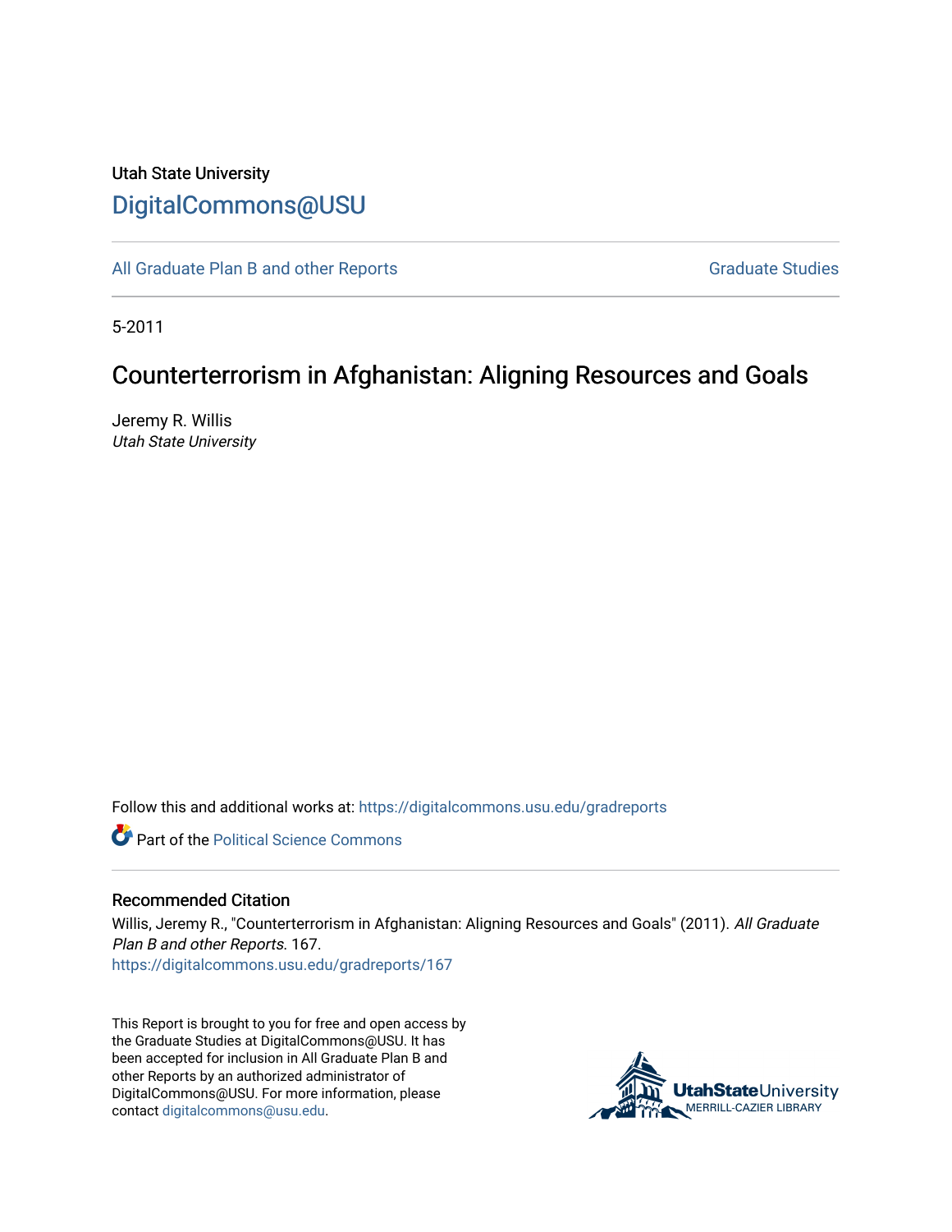Utah State University

DigitalCommons@USU

All Graduate Plan B and other Reports

Graduate Studies

5-2011

# Counterterrorism in Afghanistan: Aligning Resources and Goals

Jeremy R. Willis
*Utah State University*

Follow this and additional works at: https://digitalcommons.usu.edu/gradreports

Part of the Political Science Commons

## Recommended Citation

Willis, Jeremy R., "Counterterrorism in Afghanistan: Aligning Resources and Goals" (2011). *All Graduate Plan B and other Reports*. 167.
https://digitalcommons.usu.edu/gradreports/167

This Report is brought to you for free and open access by the Graduate Studies at DigitalCommons@USU. It has been accepted for inclusion in All Graduate Plan B and other Reports by an authorized administrator of DigitalCommons@USU. For more information, please contact digitalcommons@usu.edu.

UtahStateUniversity
MERRILL-CAZIER LIBRARY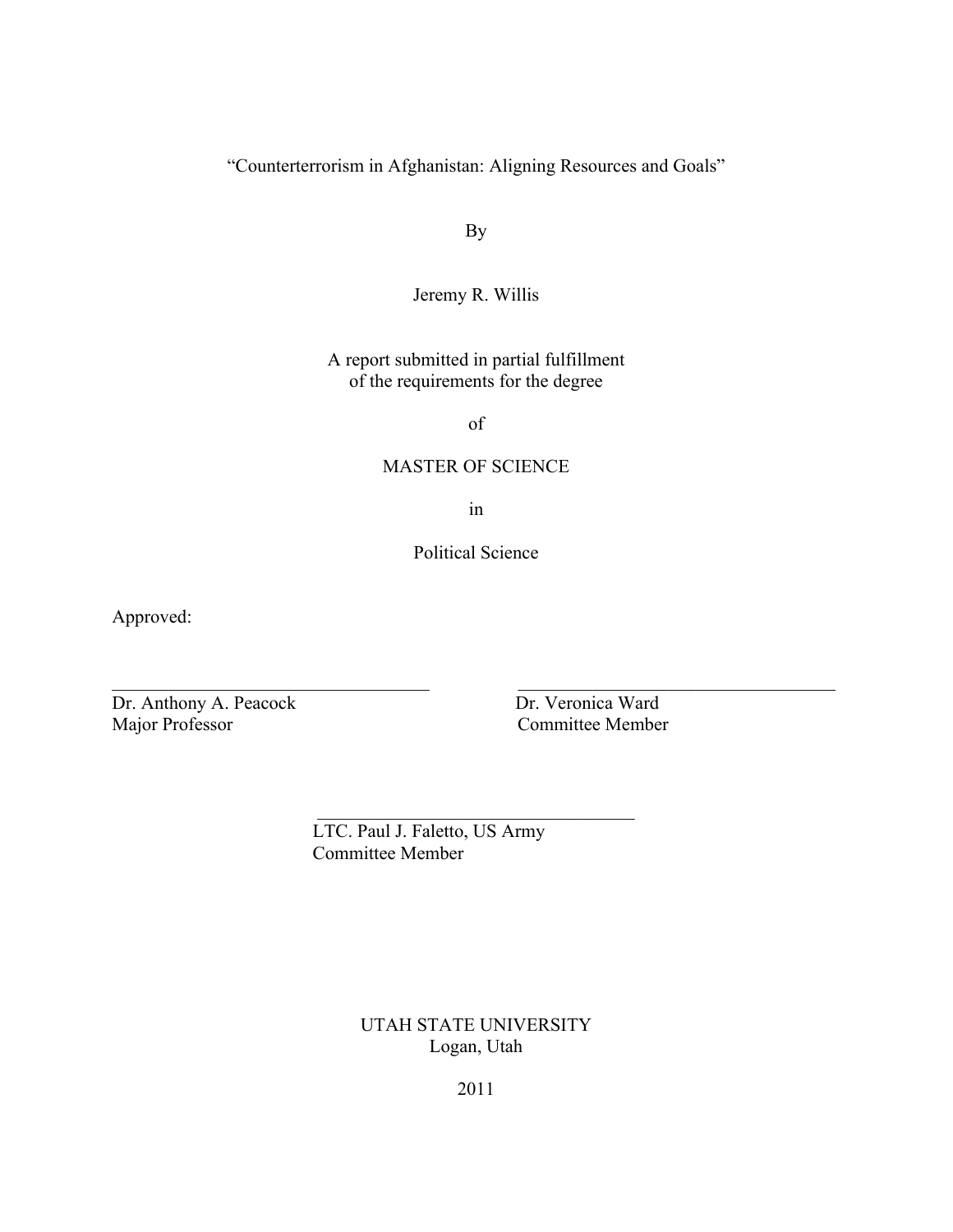"Counterterrorism in Afghanistan: Aligning Resources and Goals"

By

Jeremy R. Willis

A report submitted in partial fulfillment
of the requirements for the degree

of

MASTER OF SCIENCE

in

Political Science

Approved:

\_\_\_\_\_\_\_\_\_\_\_\_\_\_\_\_\_\_\_\_\_\_\_\_\_\_\_\_\_\_\_\_\_\_
Dr. Anthony A. Peacock
Major Professor

\_\_\_\_\_\_\_\_\_\_\_\_\_\_\_\_\_\_\_\_\_\_\_\_\_\_\_\_\_\_\_\_\_\_
Dr. Veronica Ward
Committee Member

\_\_\_\_\_\_\_\_\_\_\_\_\_\_\_\_\_\_\_\_\_\_\_\_\_\_\_\_\_\_\_\_\_\_
LTC. Paul J. Faletto, US Army
Committee Member

UTAH STATE UNIVERSITY
Logan, Utah

2011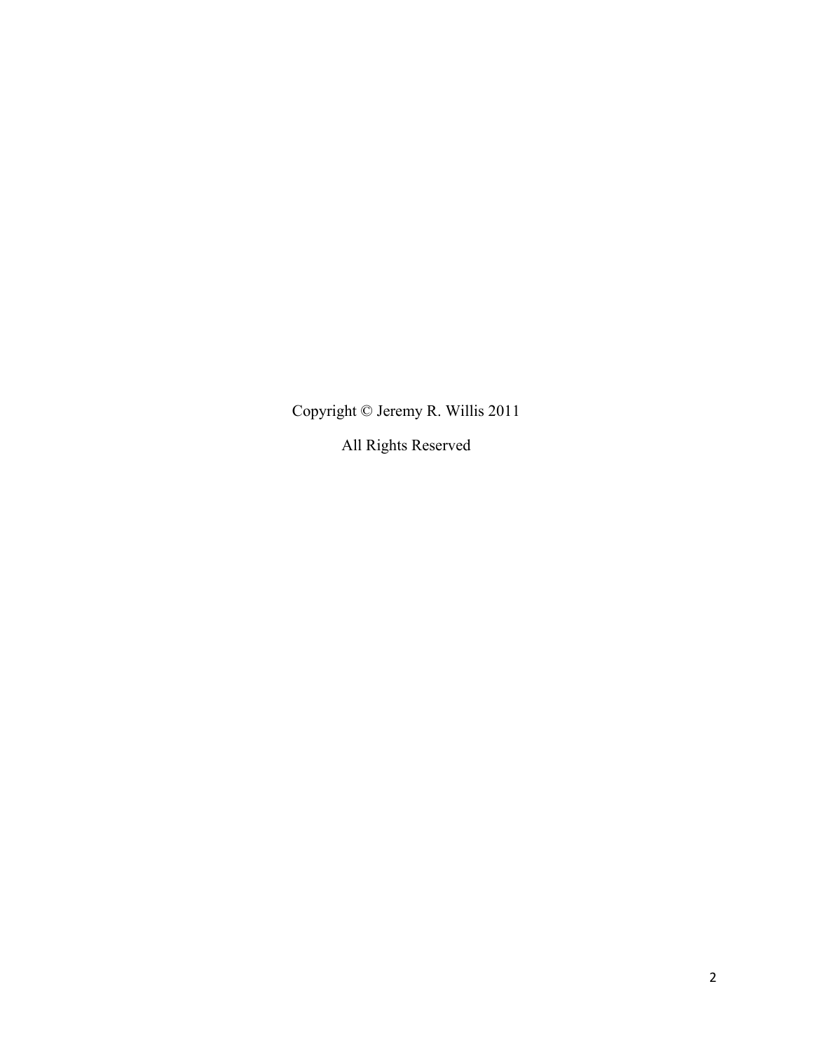Copyright © Jeremy R. Willis 2011

All Rights Reserved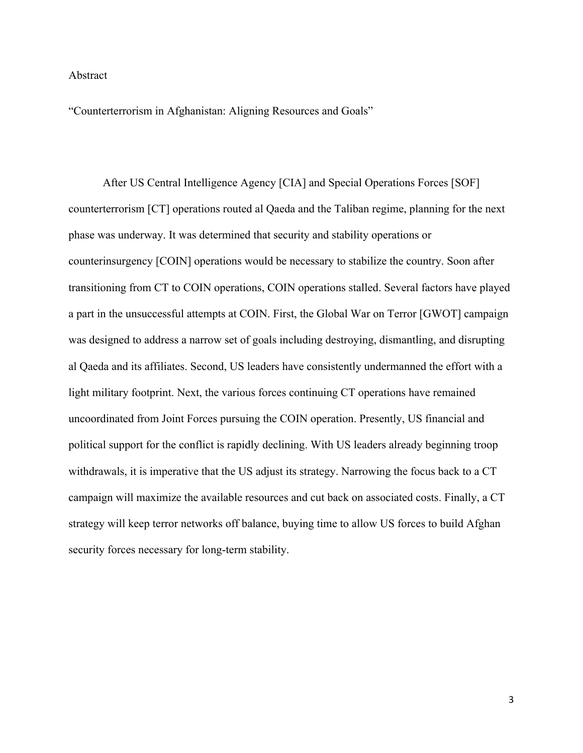## Abstract

"Counterterrorism in Afghanistan: Aligning Resources and Goals"

After US Central Intelligence Agency [CIA] and Special Operations Forces [SOF] counterterrorism [CT] operations routed al Qaeda and the Taliban regime, planning for the next phase was underway. It was determined that security and stability operations or counterinsurgency [COIN] operations would be necessary to stabilize the country. Soon after transitioning from CT to COIN operations, COIN operations stalled. Several factors have played a part in the unsuccessful attempts at COIN. First, the Global War on Terror [GWOT] campaign was designed to address a narrow set of goals including destroying, dismantling, and disrupting al Qaeda and its affiliates. Second, US leaders have consistently undermanned the effort with a light military footprint. Next, the various forces continuing CT operations have remained uncoordinated from Joint Forces pursuing the COIN operation. Presently, US financial and political support for the conflict is rapidly declining. With US leaders already beginning troop withdrawals, it is imperative that the US adjust its strategy. Narrowing the focus back to a CT campaign will maximize the available resources and cut back on associated costs. Finally, a CT strategy will keep terror networks off balance, buying time to allow US forces to build Afghan security forces necessary for long-term stability.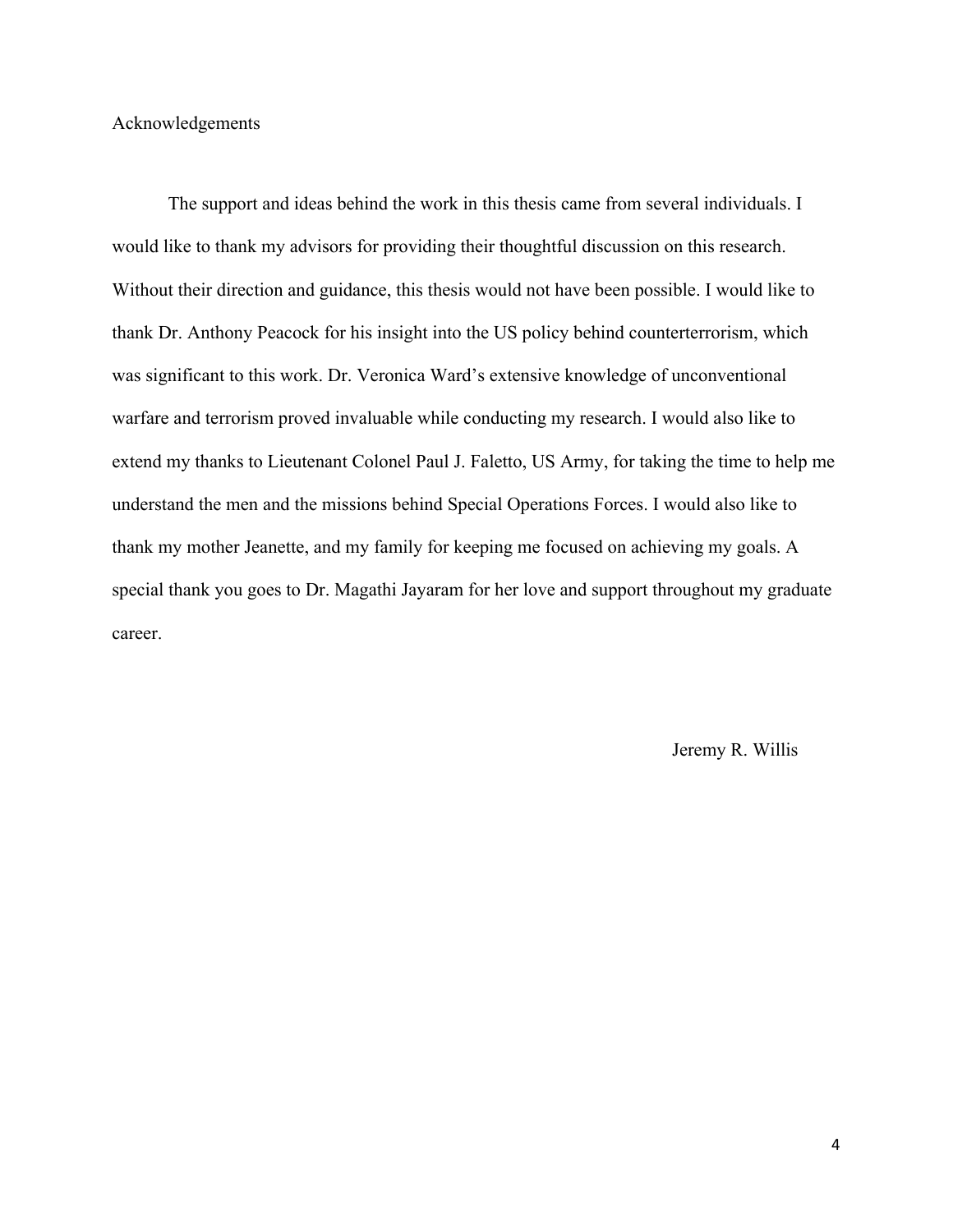# Acknowledgements

The support and ideas behind the work in this thesis came from several individuals. I would like to thank my advisors for providing their thoughtful discussion on this research. Without their direction and guidance, this thesis would not have been possible. I would like to thank Dr. Anthony Peacock for his insight into the US policy behind counterterrorism, which was significant to this work. Dr. Veronica Ward's extensive knowledge of unconventional warfare and terrorism proved invaluable while conducting my research. I would also like to extend my thanks to Lieutenant Colonel Paul J. Faletto, US Army, for taking the time to help me understand the men and the missions behind Special Operations Forces. I would also like to thank my mother Jeanette, and my family for keeping me focused on achieving my goals. A special thank you goes to Dr. Magathi Jayaram for her love and support throughout my graduate career.

Jeremy R. Willis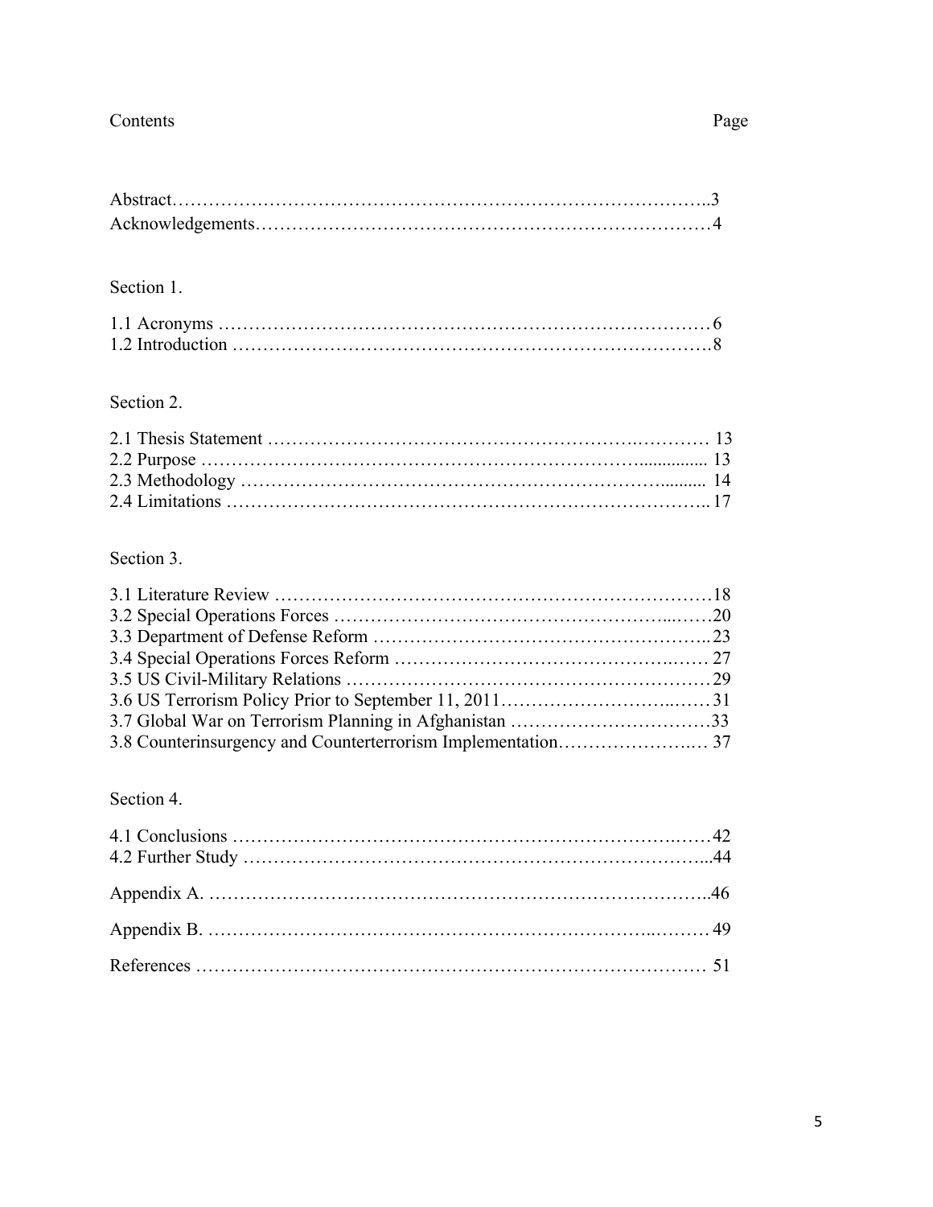| Contents | Page |
|---|---|
| Abstract | 3 |
| Acknowledgements | 4 |
| **Section 1.** | |
| 1.1 Acronyms | 6 |
| 1.2 Introduction | 8 |
| **Section 2.** | |
| 2.1 Thesis Statement | 13 |
| 2.2 Purpose | 13 |
| 2.3 Methodology | 14 |
| 2.4 Limitations | 17 |
| **Section 3.** | |
| 3.1 Literature Review | 18 |
| 3.2 Special Operations Forces | 20 |
| 3.3 Department of Defense Reform | 23 |
| 3.4 Special Operations Forces Reform | 27 |
| 3.5 US Civil-Military Relations | 29 |
| 3.6 US Terrorism Policy Prior to September 11, 2011 | 31 |
| 3.7 Global War on Terrorism Planning in Afghanistan | 33 |
| 3.8 Counterinsurgency and Counterterrorism Implementation | 37 |
| **Section 4.** | |
| 4.1 Conclusions | 42 |
| 4.2 Further Study | 44 |
| Appendix A. | 46 |
| Appendix B. | 49 |
| References | 51 |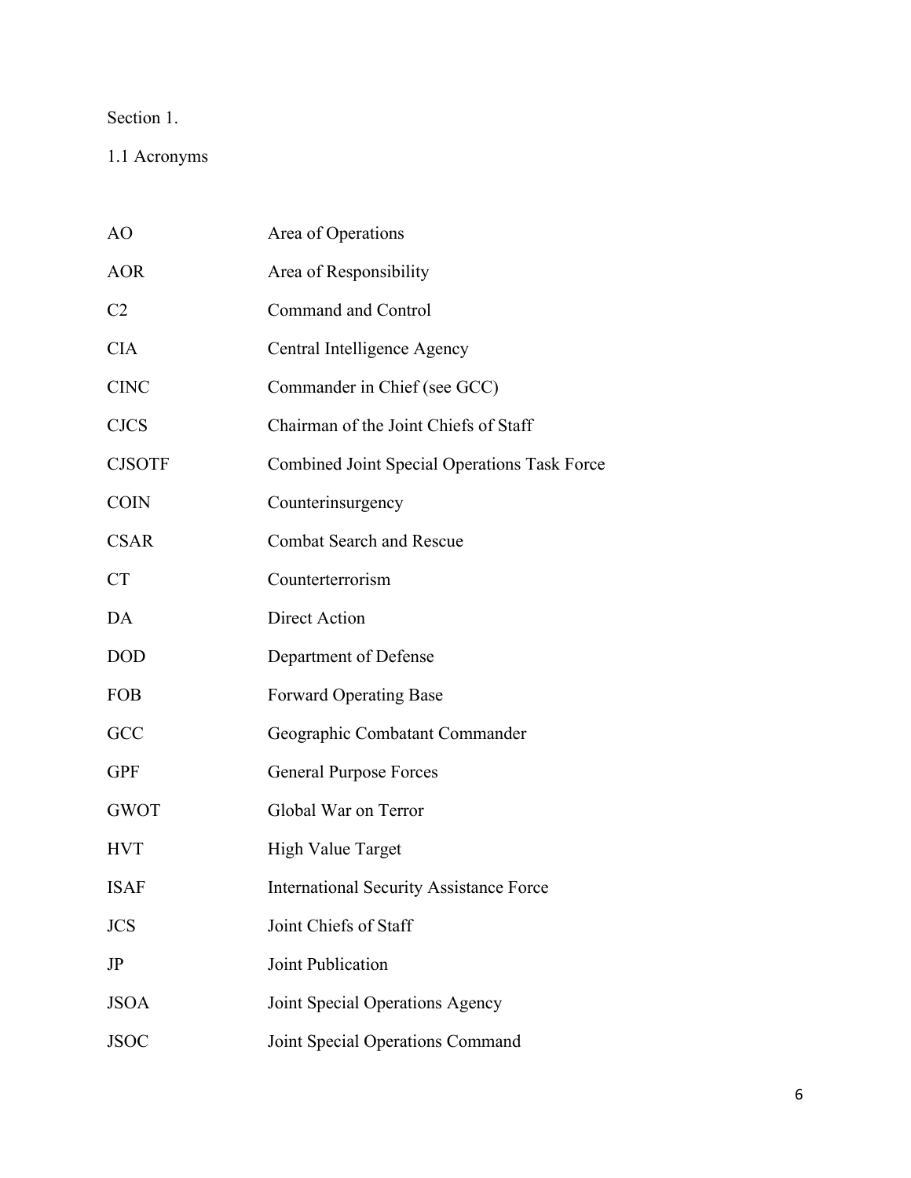Section 1.

1.1 Acronyms

| | |
|---|---|
| AO | Area of Operations |
| AOR | Area of Responsibility |
| C2 | Command and Control |
| CIA | Central Intelligence Agency |
| CINC | Commander in Chief (see GCC) |
| CJCS | Chairman of the Joint Chiefs of Staff |
| CJSOTF | Combined Joint Special Operations Task Force |
| COIN | Counterinsurgency |
| CSAR | Combat Search and Rescue |
| CT | Counterterrorism |
| DA | Direct Action |
| DOD | Department of Defense |
| FOB | Forward Operating Base |
| GCC | Geographic Combatant Commander |
| GPF | General Purpose Forces |
| GWOT | Global War on Terror |
| HVT | High Value Target |
| ISAF | International Security Assistance Force |
| JCS | Joint Chiefs of Staff |
| JP | Joint Publication |
| JSOA | Joint Special Operations Agency |
| JSOC | Joint Special Operations Command |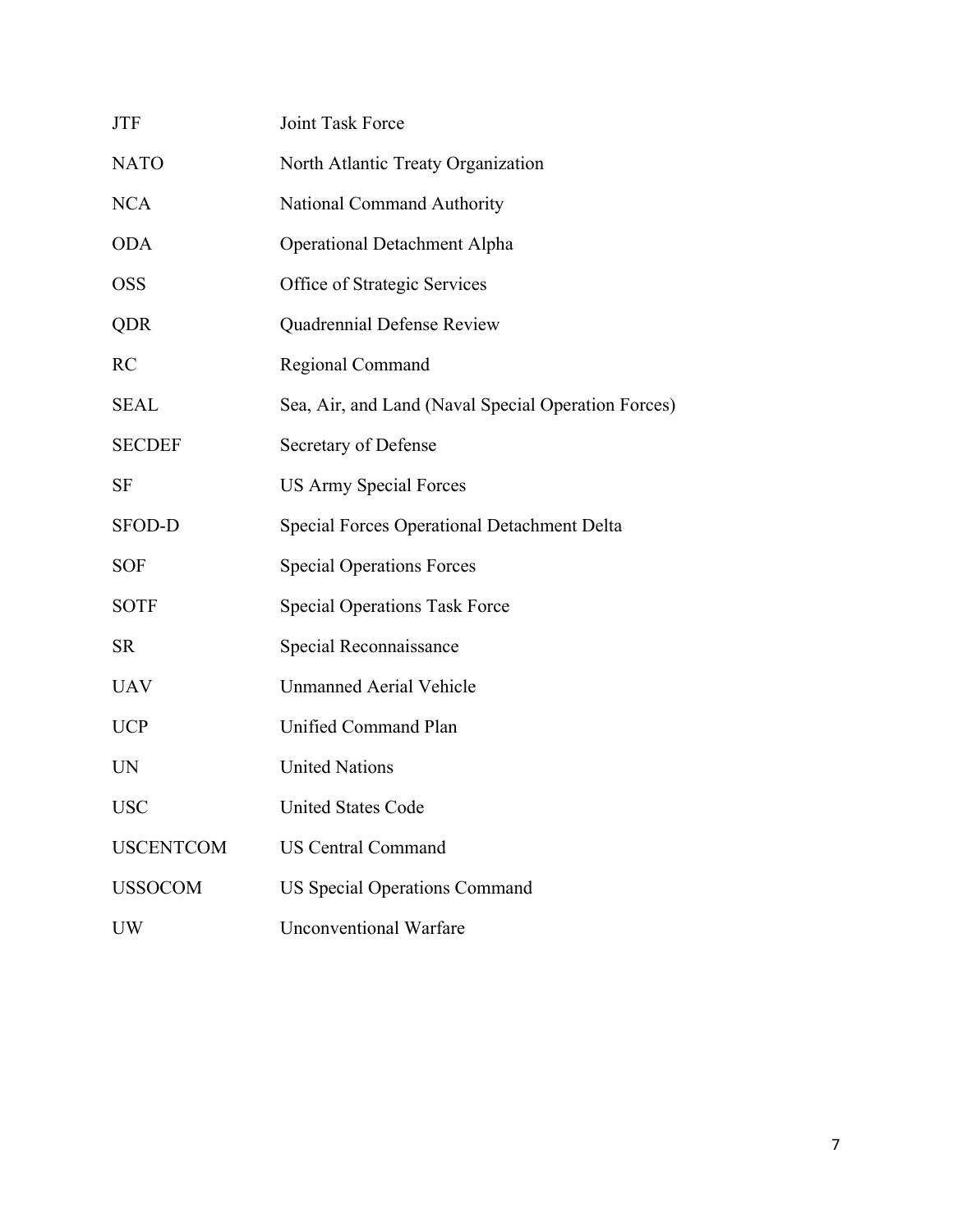| | |
|---|---|
| JTF | Joint Task Force |
| NATO | North Atlantic Treaty Organization |
| NCA | National Command Authority |
| ODA | Operational Detachment Alpha |
| OSS | Office of Strategic Services |
| QDR | Quadrennial Defense Review |
| RC | Regional Command |
| SEAL | Sea, Air, and Land (Naval Special Operation Forces) |
| SECDEF | Secretary of Defense |
| SF | US Army Special Forces |
| SFOD-D | Special Forces Operational Detachment Delta |
| SOF | Special Operations Forces |
| SOTF | Special Operations Task Force |
| SR | Special Reconnaissance |
| UAV | Unmanned Aerial Vehicle |
| UCP | Unified Command Plan |
| UN | United Nations |
| USC | United States Code |
| USCENTCOM | US Central Command |
| USSOCOM | US Special Operations Command |
| UW | Unconventional Warfare |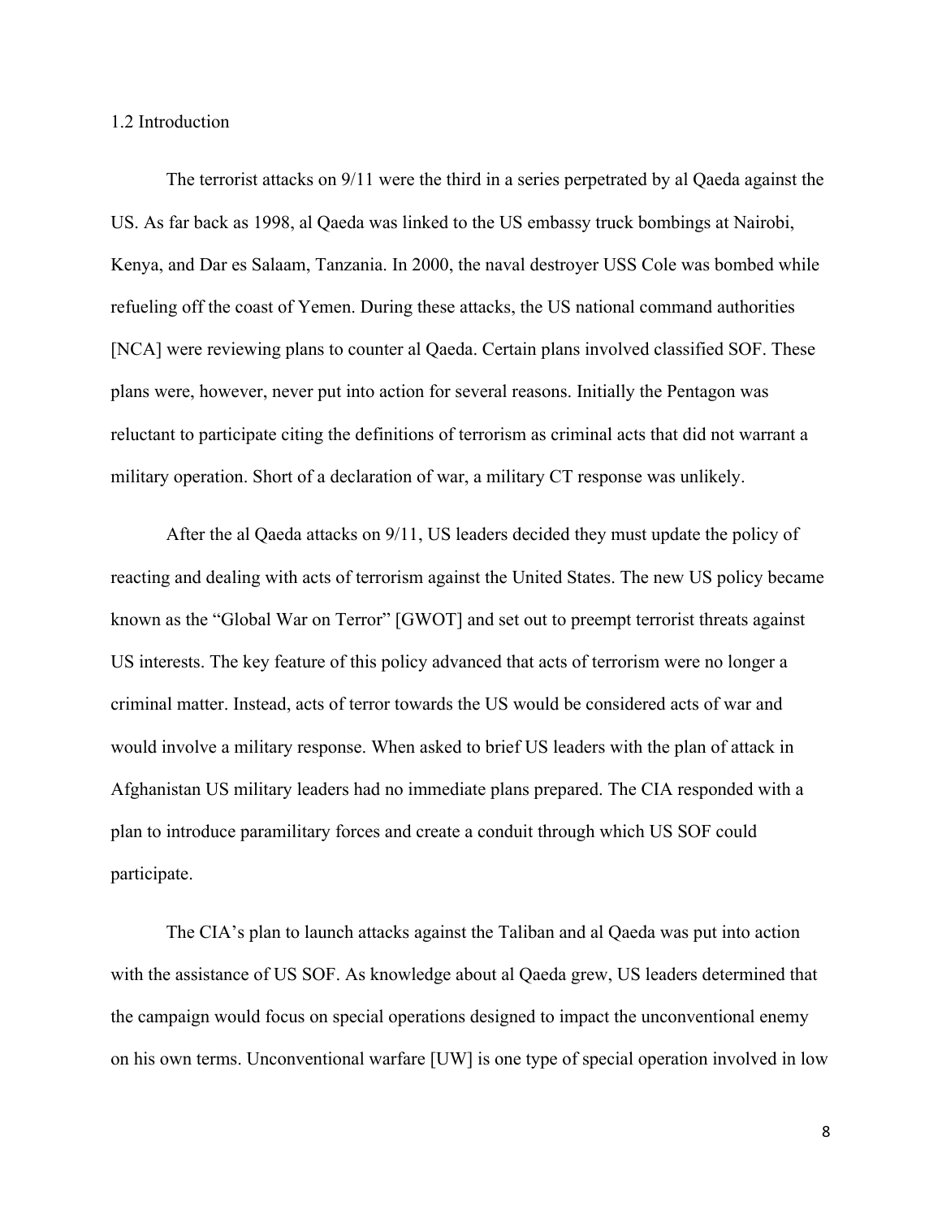## 1.2 Introduction

The terrorist attacks on 9/11 were the third in a series perpetrated by al Qaeda against the US. As far back as 1998, al Qaeda was linked to the US embassy truck bombings at Nairobi, Kenya, and Dar es Salaam, Tanzania. In 2000, the naval destroyer USS Cole was bombed while refueling off the coast of Yemen. During these attacks, the US national command authorities [NCA] were reviewing plans to counter al Qaeda. Certain plans involved classified SOF. These plans were, however, never put into action for several reasons. Initially the Pentagon was reluctant to participate citing the definitions of terrorism as criminal acts that did not warrant a military operation. Short of a declaration of war, a military CT response was unlikely.

After the al Qaeda attacks on 9/11, US leaders decided they must update the policy of reacting and dealing with acts of terrorism against the United States. The new US policy became known as the "Global War on Terror" [GWOT] and set out to preempt terrorist threats against US interests. The key feature of this policy advanced that acts of terrorism were no longer a criminal matter. Instead, acts of terror towards the US would be considered acts of war and would involve a military response. When asked to brief US leaders with the plan of attack in Afghanistan US military leaders had no immediate plans prepared. The CIA responded with a plan to introduce paramilitary forces and create a conduit through which US SOF could participate.

The CIA's plan to launch attacks against the Taliban and al Qaeda was put into action with the assistance of US SOF. As knowledge about al Qaeda grew, US leaders determined that the campaign would focus on special operations designed to impact the unconventional enemy on his own terms. Unconventional warfare [UW] is one type of special operation involved in low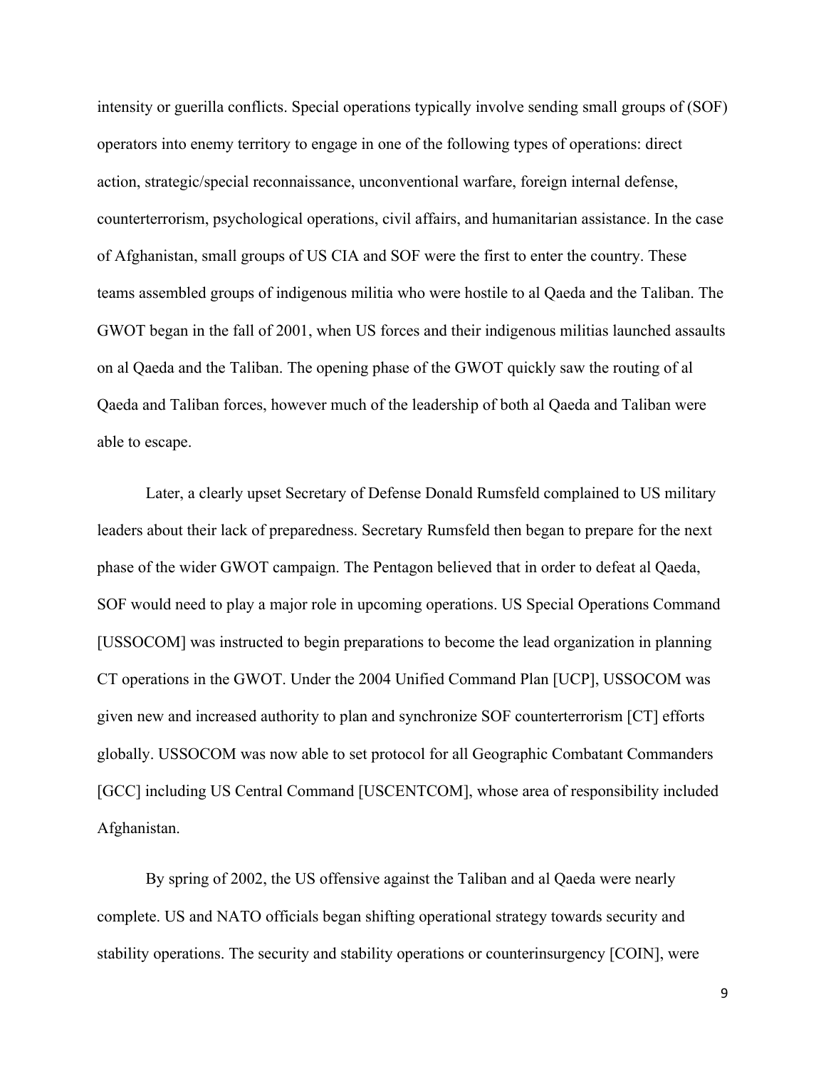intensity or guerilla conflicts. Special operations typically involve sending small groups of (SOF) operators into enemy territory to engage in one of the following types of operations: direct action, strategic/special reconnaissance, unconventional warfare, foreign internal defense, counterterrorism, psychological operations, civil affairs, and humanitarian assistance. In the case of Afghanistan, small groups of US CIA and SOF were the first to enter the country. These teams assembled groups of indigenous militia who were hostile to al Qaeda and the Taliban. The GWOT began in the fall of 2001, when US forces and their indigenous militias launched assaults on al Qaeda and the Taliban. The opening phase of the GWOT quickly saw the routing of al Qaeda and Taliban forces, however much of the leadership of both al Qaeda and Taliban were able to escape.

Later, a clearly upset Secretary of Defense Donald Rumsfeld complained to US military leaders about their lack of preparedness. Secretary Rumsfeld then began to prepare for the next phase of the wider GWOT campaign. The Pentagon believed that in order to defeat al Qaeda, SOF would need to play a major role in upcoming operations. US Special Operations Command [USSOCOM] was instructed to begin preparations to become the lead organization in planning CT operations in the GWOT. Under the 2004 Unified Command Plan [UCP], USSOCOM was given new and increased authority to plan and synchronize SOF counterterrorism [CT] efforts globally. USSOCOM was now able to set protocol for all Geographic Combatant Commanders [GCC] including US Central Command [USCENTCOM], whose area of responsibility included Afghanistan.

By spring of 2002, the US offensive against the Taliban and al Qaeda were nearly complete. US and NATO officials began shifting operational strategy towards security and stability operations. The security and stability operations or counterinsurgency [COIN], were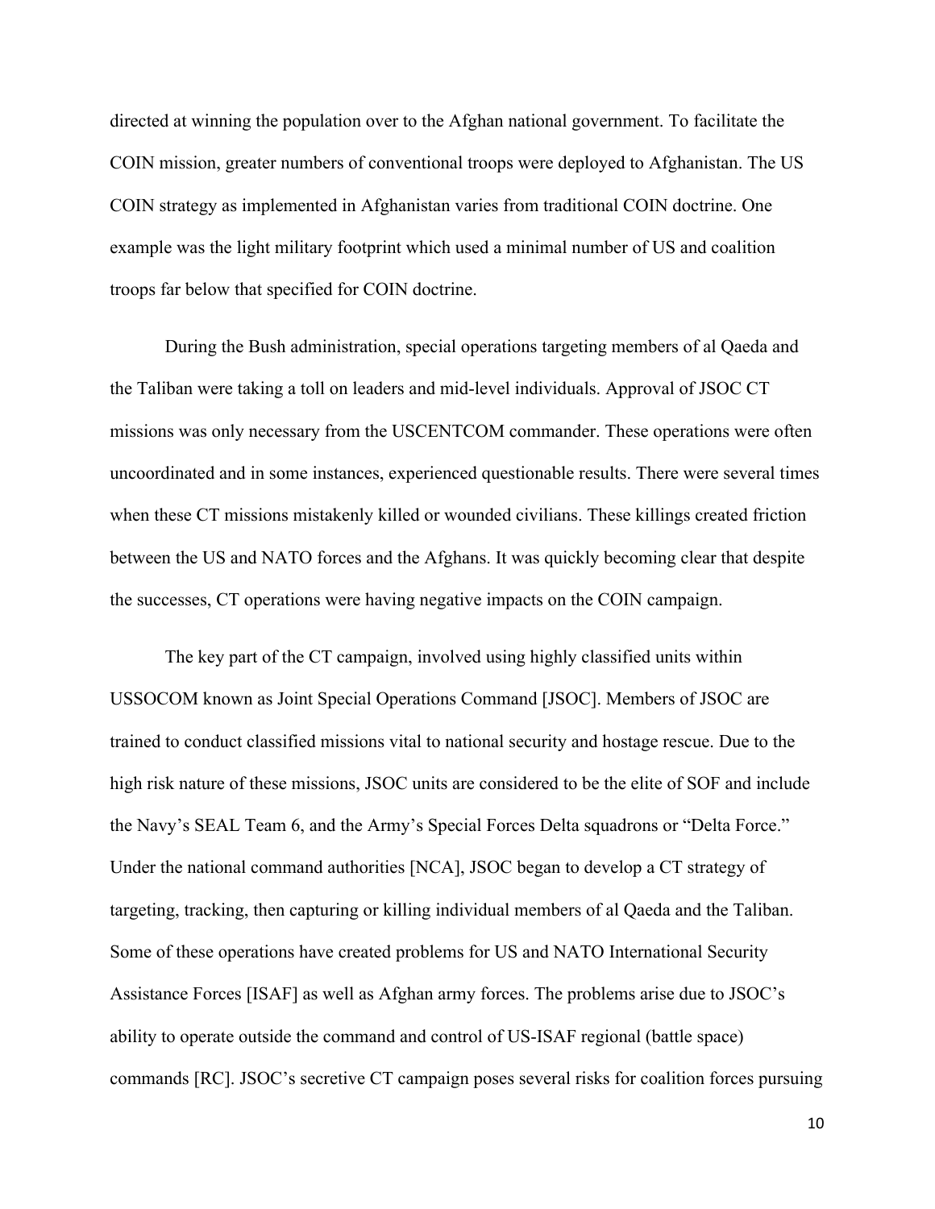directed at winning the population over to the Afghan national government. To facilitate the COIN mission, greater numbers of conventional troops were deployed to Afghanistan. The US COIN strategy as implemented in Afghanistan varies from traditional COIN doctrine. One example was the light military footprint which used a minimal number of US and coalition troops far below that specified for COIN doctrine.

During the Bush administration, special operations targeting members of al Qaeda and the Taliban were taking a toll on leaders and mid-level individuals. Approval of JSOC CT missions was only necessary from the USCENTCOM commander. These operations were often uncoordinated and in some instances, experienced questionable results. There were several times when these CT missions mistakenly killed or wounded civilians. These killings created friction between the US and NATO forces and the Afghans. It was quickly becoming clear that despite the successes, CT operations were having negative impacts on the COIN campaign.

The key part of the CT campaign, involved using highly classified units within USSOCOM known as Joint Special Operations Command [JSOC]. Members of JSOC are trained to conduct classified missions vital to national security and hostage rescue. Due to the high risk nature of these missions, JSOC units are considered to be the elite of SOF and include the Navy's SEAL Team 6, and the Army's Special Forces Delta squadrons or "Delta Force." Under the national command authorities [NCA], JSOC began to develop a CT strategy of targeting, tracking, then capturing or killing individual members of al Qaeda and the Taliban. Some of these operations have created problems for US and NATO International Security Assistance Forces [ISAF] as well as Afghan army forces. The problems arise due to JSOC's ability to operate outside the command and control of US-ISAF regional (battle space) commands [RC]. JSOC's secretive CT campaign poses several risks for coalition forces pursuing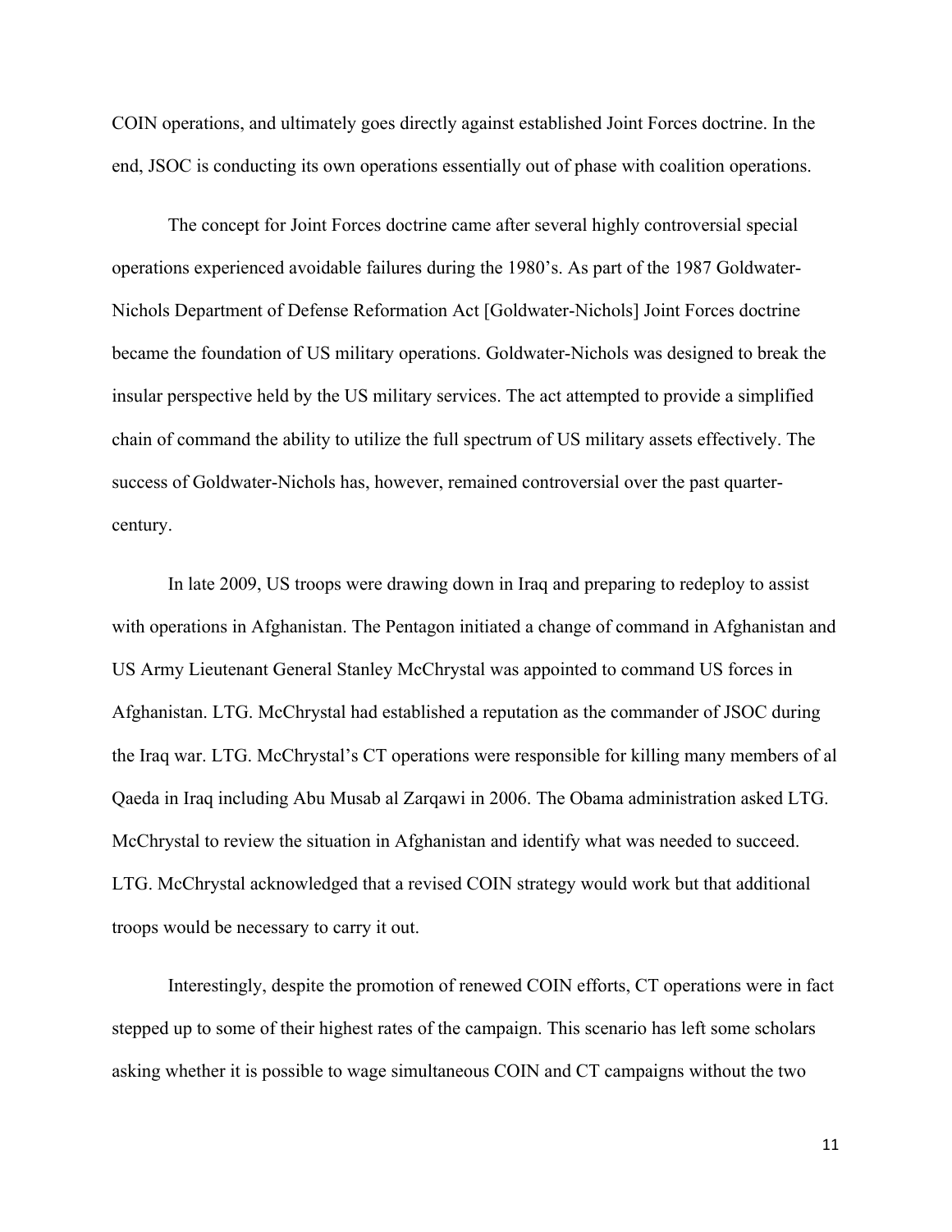COIN operations, and ultimately goes directly against established Joint Forces doctrine. In the end, JSOC is conducting its own operations essentially out of phase with coalition operations.

The concept for Joint Forces doctrine came after several highly controversial special operations experienced avoidable failures during the 1980's. As part of the 1987 Goldwater-Nichols Department of Defense Reformation Act [Goldwater-Nichols] Joint Forces doctrine became the foundation of US military operations. Goldwater-Nichols was designed to break the insular perspective held by the US military services. The act attempted to provide a simplified chain of command the ability to utilize the full spectrum of US military assets effectively. The success of Goldwater-Nichols has, however, remained controversial over the past quarter-century.

In late 2009, US troops were drawing down in Iraq and preparing to redeploy to assist with operations in Afghanistan. The Pentagon initiated a change of command in Afghanistan and US Army Lieutenant General Stanley McChrystal was appointed to command US forces in Afghanistan. LTG. McChrystal had established a reputation as the commander of JSOC during the Iraq war. LTG. McChrystal's CT operations were responsible for killing many members of al Qaeda in Iraq including Abu Musab al Zarqawi in 2006. The Obama administration asked LTG. McChrystal to review the situation in Afghanistan and identify what was needed to succeed. LTG. McChrystal acknowledged that a revised COIN strategy would work but that additional troops would be necessary to carry it out.

Interestingly, despite the promotion of renewed COIN efforts, CT operations were in fact stepped up to some of their highest rates of the campaign. This scenario has left some scholars asking whether it is possible to wage simultaneous COIN and CT campaigns without the two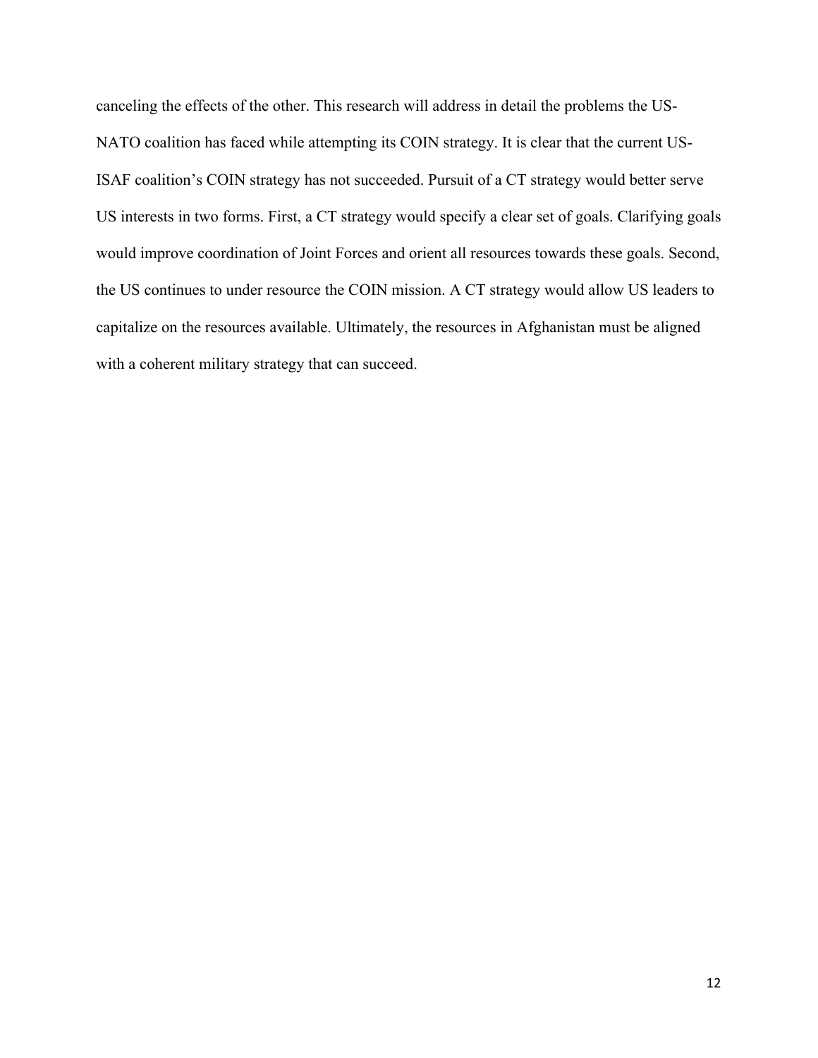canceling the effects of the other. This research will address in detail the problems the US-NATO coalition has faced while attempting its COIN strategy. It is clear that the current US-ISAF coalition's COIN strategy has not succeeded. Pursuit of a CT strategy would better serve US interests in two forms. First, a CT strategy would specify a clear set of goals. Clarifying goals would improve coordination of Joint Forces and orient all resources towards these goals. Second, the US continues to under resource the COIN mission. A CT strategy would allow US leaders to capitalize on the resources available. Ultimately, the resources in Afghanistan must be aligned with a coherent military strategy that can succeed.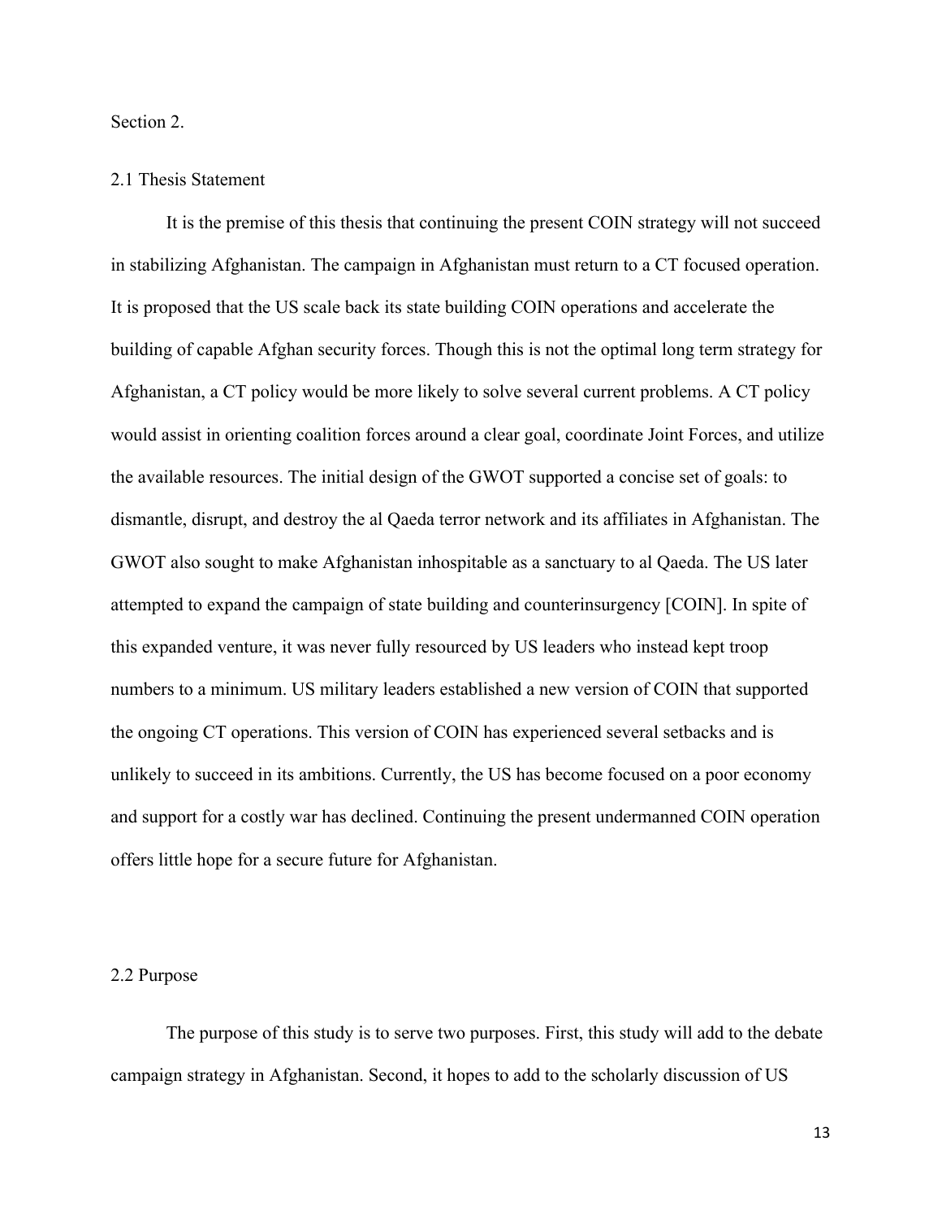Section 2.

## 2.1 Thesis Statement

It is the premise of this thesis that continuing the present COIN strategy will not succeed in stabilizing Afghanistan. The campaign in Afghanistan must return to a CT focused operation. It is proposed that the US scale back its state building COIN operations and accelerate the building of capable Afghan security forces. Though this is not the optimal long term strategy for Afghanistan, a CT policy would be more likely to solve several current problems. A CT policy would assist in orienting coalition forces around a clear goal, coordinate Joint Forces, and utilize the available resources. The initial design of the GWOT supported a concise set of goals: to dismantle, disrupt, and destroy the al Qaeda terror network and its affiliates in Afghanistan. The GWOT also sought to make Afghanistan inhospitable as a sanctuary to al Qaeda. The US later attempted to expand the campaign of state building and counterinsurgency [COIN]. In spite of this expanded venture, it was never fully resourced by US leaders who instead kept troop numbers to a minimum. US military leaders established a new version of COIN that supported the ongoing CT operations. This version of COIN has experienced several setbacks and is unlikely to succeed in its ambitions. Currently, the US has become focused on a poor economy and support for a costly war has declined. Continuing the present undermanned COIN operation offers little hope for a secure future for Afghanistan.

## 2.2 Purpose

The purpose of this study is to serve two purposes. First, this study will add to the debate campaign strategy in Afghanistan. Second, it hopes to add to the scholarly discussion of US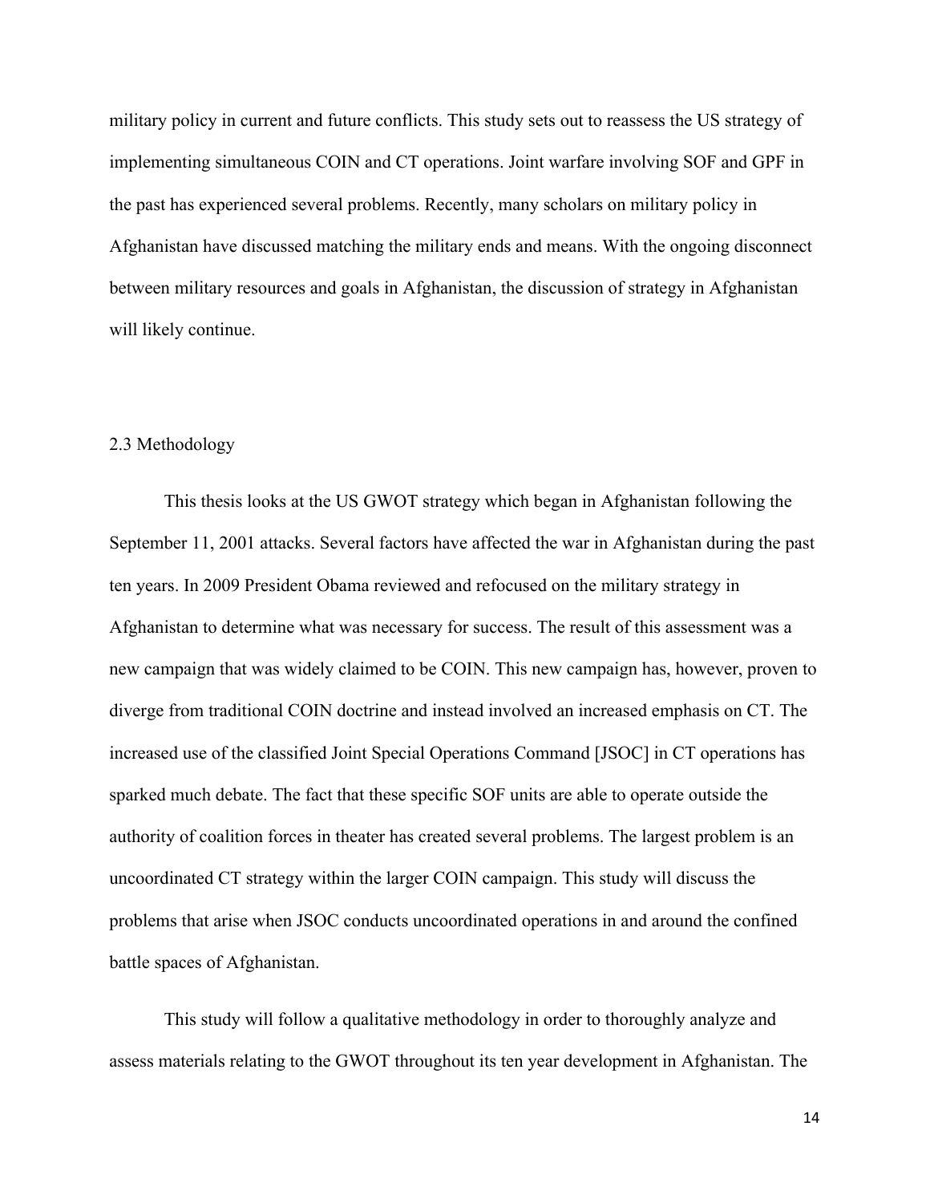military policy in current and future conflicts. This study sets out to reassess the US strategy of implementing simultaneous COIN and CT operations. Joint warfare involving SOF and GPF in the past has experienced several problems. Recently, many scholars on military policy in Afghanistan have discussed matching the military ends and means. With the ongoing disconnect between military resources and goals in Afghanistan, the discussion of strategy in Afghanistan will likely continue.

## 2.3 Methodology

This thesis looks at the US GWOT strategy which began in Afghanistan following the September 11, 2001 attacks. Several factors have affected the war in Afghanistan during the past ten years. In 2009 President Obama reviewed and refocused on the military strategy in Afghanistan to determine what was necessary for success. The result of this assessment was a new campaign that was widely claimed to be COIN. This new campaign has, however, proven to diverge from traditional COIN doctrine and instead involved an increased emphasis on CT. The increased use of the classified Joint Special Operations Command [JSOC] in CT operations has sparked much debate. The fact that these specific SOF units are able to operate outside the authority of coalition forces in theater has created several problems. The largest problem is an uncoordinated CT strategy within the larger COIN campaign. This study will discuss the problems that arise when JSOC conducts uncoordinated operations in and around the confined battle spaces of Afghanistan.

This study will follow a qualitative methodology in order to thoroughly analyze and assess materials relating to the GWOT throughout its ten year development in Afghanistan. The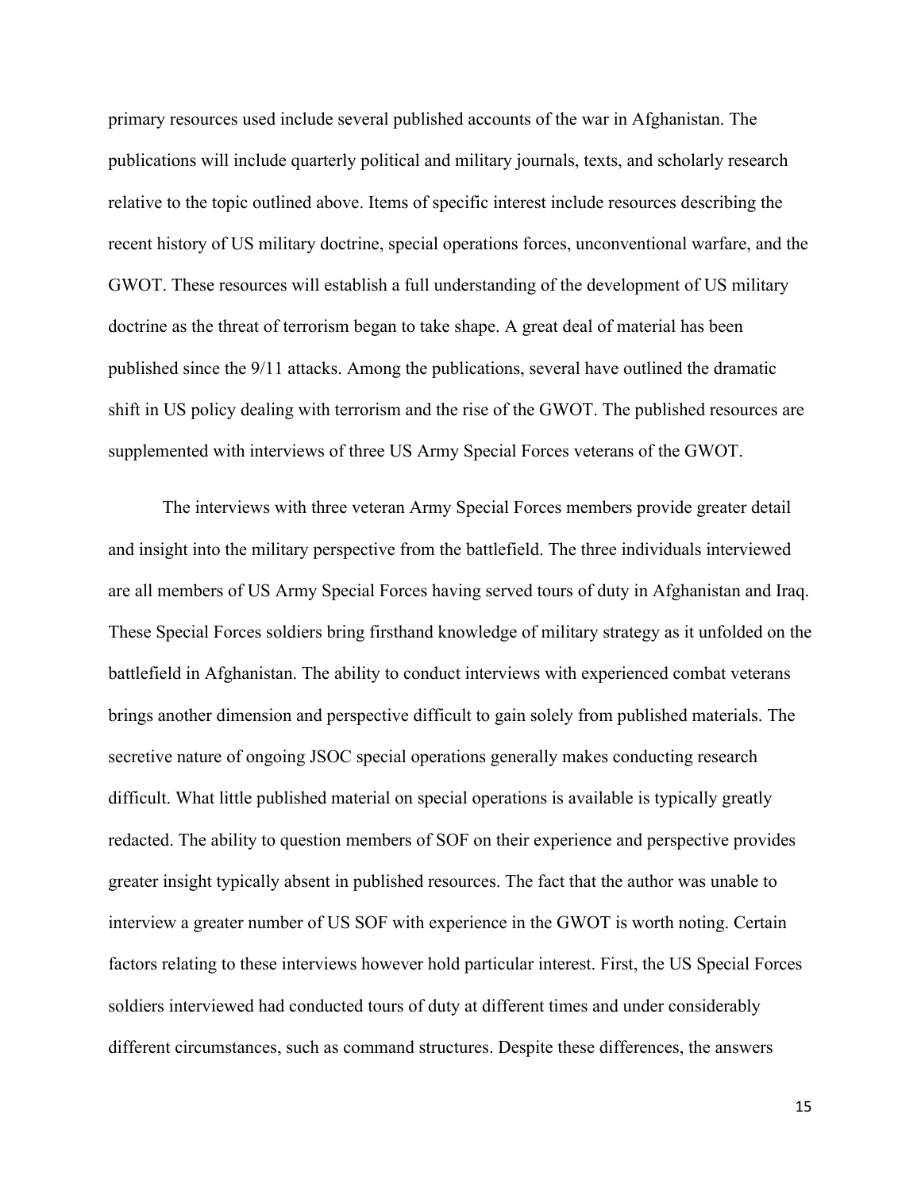primary resources used include several published accounts of the war in Afghanistan. The publications will include quarterly political and military journals, texts, and scholarly research relative to the topic outlined above. Items of specific interest include resources describing the recent history of US military doctrine, special operations forces, unconventional warfare, and the GWOT. These resources will establish a full understanding of the development of US military doctrine as the threat of terrorism began to take shape. A great deal of material has been published since the 9/11 attacks. Among the publications, several have outlined the dramatic shift in US policy dealing with terrorism and the rise of the GWOT. The published resources are supplemented with interviews of three US Army Special Forces veterans of the GWOT.

The interviews with three veteran Army Special Forces members provide greater detail and insight into the military perspective from the battlefield. The three individuals interviewed are all members of US Army Special Forces having served tours of duty in Afghanistan and Iraq. These Special Forces soldiers bring firsthand knowledge of military strategy as it unfolded on the battlefield in Afghanistan. The ability to conduct interviews with experienced combat veterans brings another dimension and perspective difficult to gain solely from published materials. The secretive nature of ongoing JSOC special operations generally makes conducting research difficult. What little published material on special operations is available is typically greatly redacted. The ability to question members of SOF on their experience and perspective provides greater insight typically absent in published resources. The fact that the author was unable to interview a greater number of US SOF with experience in the GWOT is worth noting. Certain factors relating to these interviews however hold particular interest. First, the US Special Forces soldiers interviewed had conducted tours of duty at different times and under considerably different circumstances, such as command structures. Despite these differences, the answers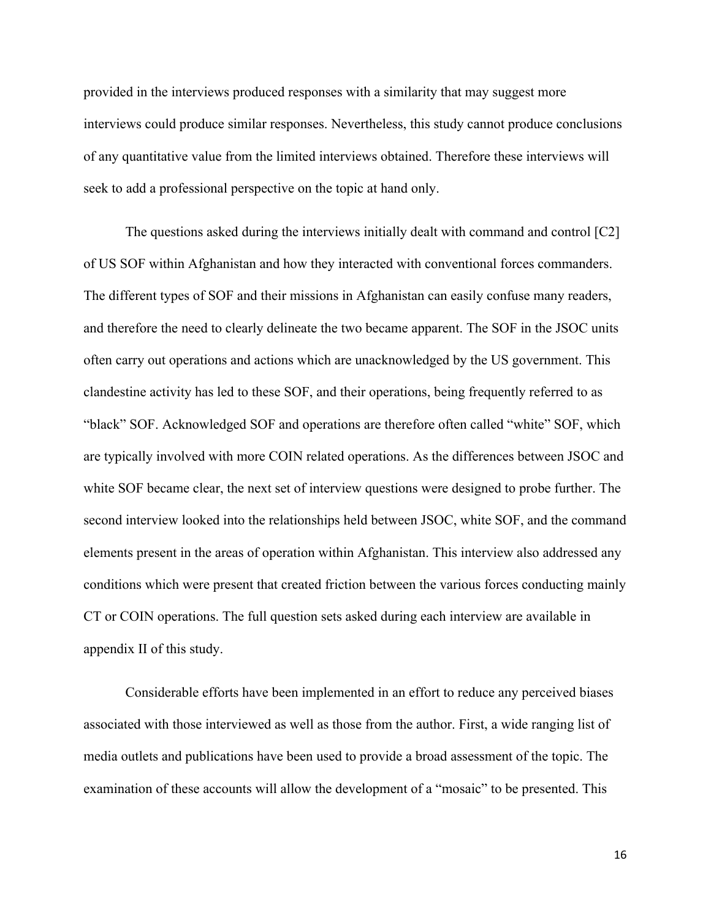provided in the interviews produced responses with a similarity that may suggest more interviews could produce similar responses. Nevertheless, this study cannot produce conclusions of any quantitative value from the limited interviews obtained. Therefore these interviews will seek to add a professional perspective on the topic at hand only.

The questions asked during the interviews initially dealt with command and control [C2] of US SOF within Afghanistan and how they interacted with conventional forces commanders. The different types of SOF and their missions in Afghanistan can easily confuse many readers, and therefore the need to clearly delineate the two became apparent. The SOF in the JSOC units often carry out operations and actions which are unacknowledged by the US government. This clandestine activity has led to these SOF, and their operations, being frequently referred to as "black" SOF. Acknowledged SOF and operations are therefore often called "white" SOF, which are typically involved with more COIN related operations. As the differences between JSOC and white SOF became clear, the next set of interview questions were designed to probe further. The second interview looked into the relationships held between JSOC, white SOF, and the command elements present in the areas of operation within Afghanistan. This interview also addressed any conditions which were present that created friction between the various forces conducting mainly CT or COIN operations. The full question sets asked during each interview are available in appendix II of this study.

Considerable efforts have been implemented in an effort to reduce any perceived biases associated with those interviewed as well as those from the author. First, a wide ranging list of media outlets and publications have been used to provide a broad assessment of the topic. The examination of these accounts will allow the development of a "mosaic" to be presented. This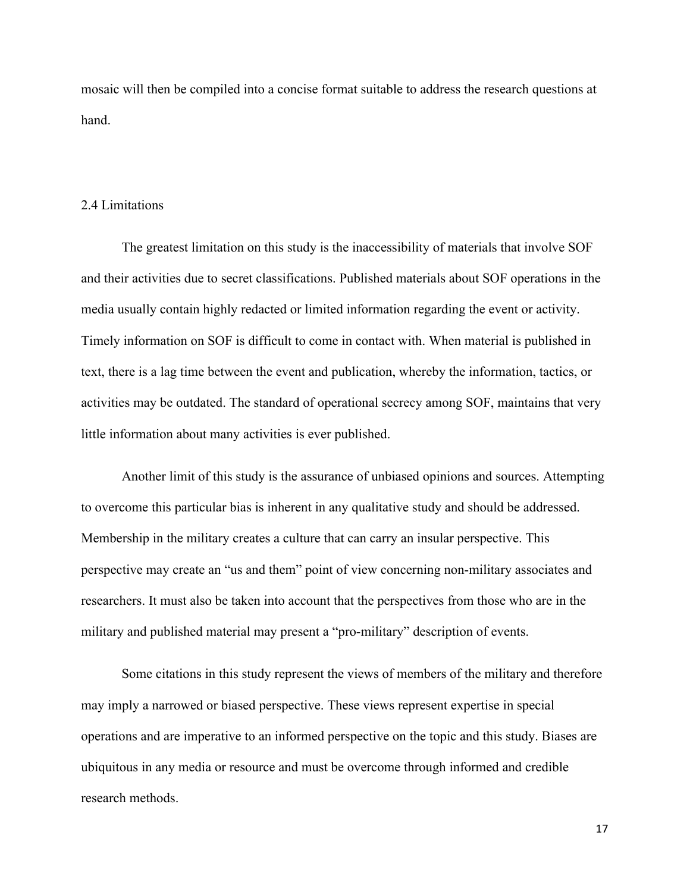mosaic will then be compiled into a concise format suitable to address the research questions at hand.

## 2.4 Limitations

The greatest limitation on this study is the inaccessibility of materials that involve SOF and their activities due to secret classifications. Published materials about SOF operations in the media usually contain highly redacted or limited information regarding the event or activity. Timely information on SOF is difficult to come in contact with. When material is published in text, there is a lag time between the event and publication, whereby the information, tactics, or activities may be outdated. The standard of operational secrecy among SOF, maintains that very little information about many activities is ever published.

Another limit of this study is the assurance of unbiased opinions and sources. Attempting to overcome this particular bias is inherent in any qualitative study and should be addressed. Membership in the military creates a culture that can carry an insular perspective. This perspective may create an "us and them" point of view concerning non-military associates and researchers. It must also be taken into account that the perspectives from those who are in the military and published material may present a "pro-military" description of events.

Some citations in this study represent the views of members of the military and therefore may imply a narrowed or biased perspective. These views represent expertise in special operations and are imperative to an informed perspective on the topic and this study. Biases are ubiquitous in any media or resource and must be overcome through informed and credible research methods.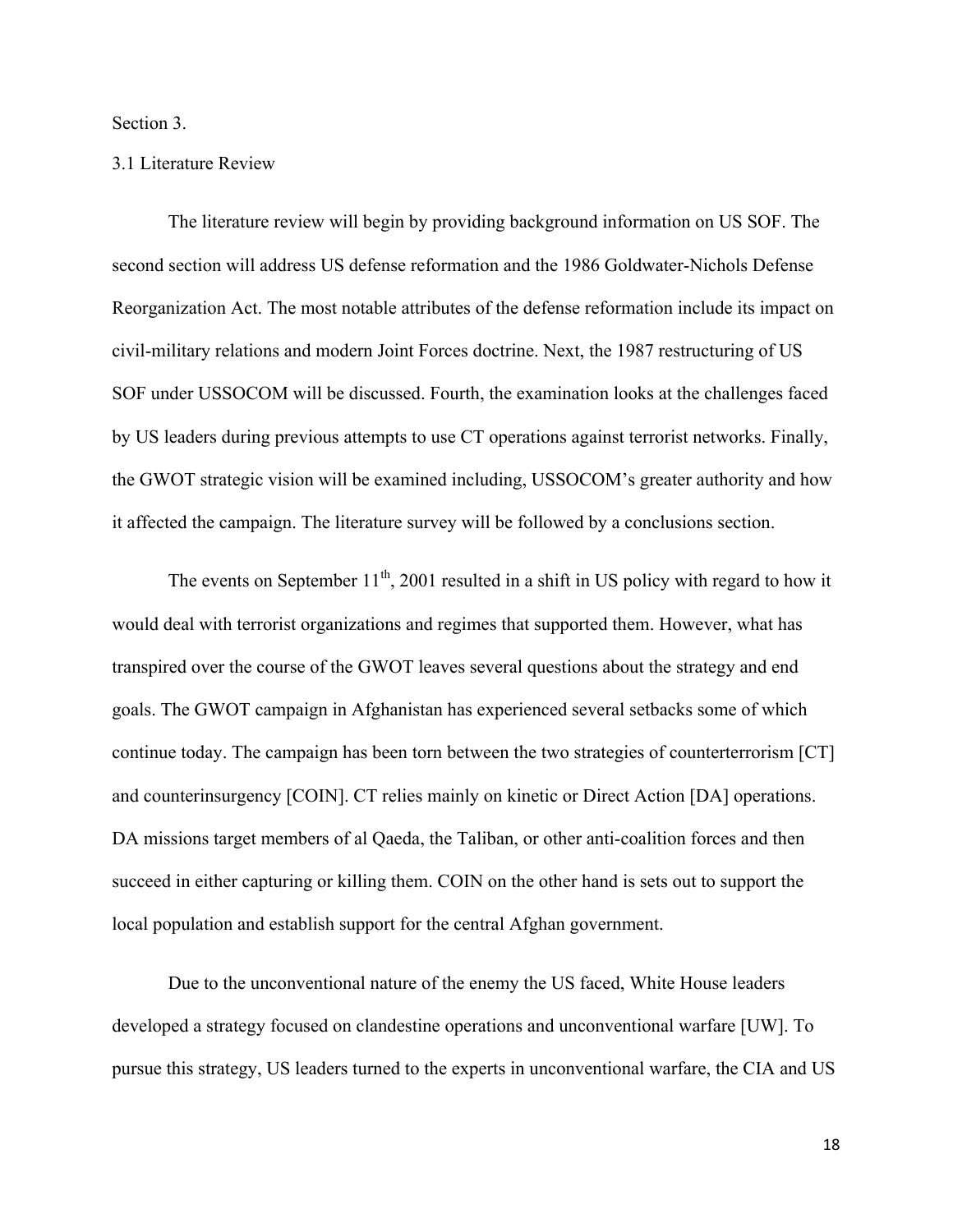Section 3.

3.1 Literature Review

The literature review will begin by providing background information on US SOF. The second section will address US defense reformation and the 1986 Goldwater-Nichols Defense Reorganization Act. The most notable attributes of the defense reformation include its impact on civil-military relations and modern Joint Forces doctrine. Next, the 1987 restructuring of US SOF under USSOCOM will be discussed. Fourth, the examination looks at the challenges faced by US leaders during previous attempts to use CT operations against terrorist networks. Finally, the GWOT strategic vision will be examined including, USSOCOM's greater authority and how it affected the campaign. The literature survey will be followed by a conclusions section.

The events on September 11th, 2001 resulted in a shift in US policy with regard to how it would deal with terrorist organizations and regimes that supported them. However, what has transpired over the course of the GWOT leaves several questions about the strategy and end goals. The GWOT campaign in Afghanistan has experienced several setbacks some of which continue today. The campaign has been torn between the two strategies of counterterrorism [CT] and counterinsurgency [COIN]. CT relies mainly on kinetic or Direct Action [DA] operations. DA missions target members of al Qaeda, the Taliban, or other anti-coalition forces and then succeed in either capturing or killing them. COIN on the other hand is sets out to support the local population and establish support for the central Afghan government.

Due to the unconventional nature of the enemy the US faced, White House leaders developed a strategy focused on clandestine operations and unconventional warfare [UW]. To pursue this strategy, US leaders turned to the experts in unconventional warfare, the CIA and US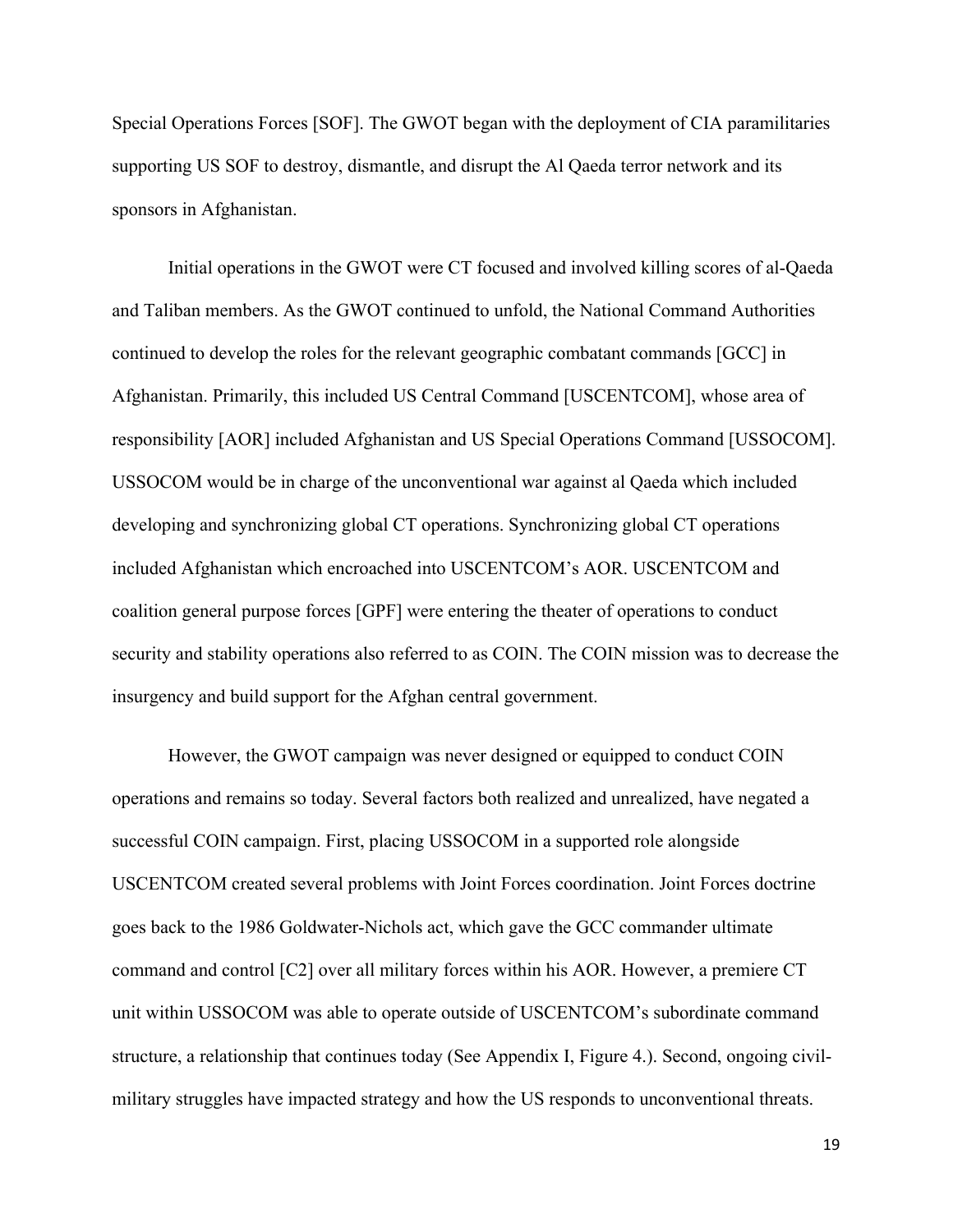Special Operations Forces [SOF]. The GWOT began with the deployment of CIA paramilitaries supporting US SOF to destroy, dismantle, and disrupt the Al Qaeda terror network and its sponsors in Afghanistan.

Initial operations in the GWOT were CT focused and involved killing scores of al-Qaeda and Taliban members. As the GWOT continued to unfold, the National Command Authorities continued to develop the roles for the relevant geographic combatant commands [GCC] in Afghanistan. Primarily, this included US Central Command [USCENTCOM], whose area of responsibility [AOR] included Afghanistan and US Special Operations Command [USSOCOM]. USSOCOM would be in charge of the unconventional war against al Qaeda which included developing and synchronizing global CT operations. Synchronizing global CT operations included Afghanistan which encroached into USCENTCOM's AOR. USCENTCOM and coalition general purpose forces [GPF] were entering the theater of operations to conduct security and stability operations also referred to as COIN. The COIN mission was to decrease the insurgency and build support for the Afghan central government.

However, the GWOT campaign was never designed or equipped to conduct COIN operations and remains so today. Several factors both realized and unrealized, have negated a successful COIN campaign. First, placing USSOCOM in a supported role alongside USCENTCOM created several problems with Joint Forces coordination. Joint Forces doctrine goes back to the 1986 Goldwater-Nichols act, which gave the GCC commander ultimate command and control [C2] over all military forces within his AOR. However, a premiere CT unit within USSOCOM was able to operate outside of USCENTCOM's subordinate command structure, a relationship that continues today (See Appendix I, Figure 4.). Second, ongoing civil-military struggles have impacted strategy and how the US responds to unconventional threats.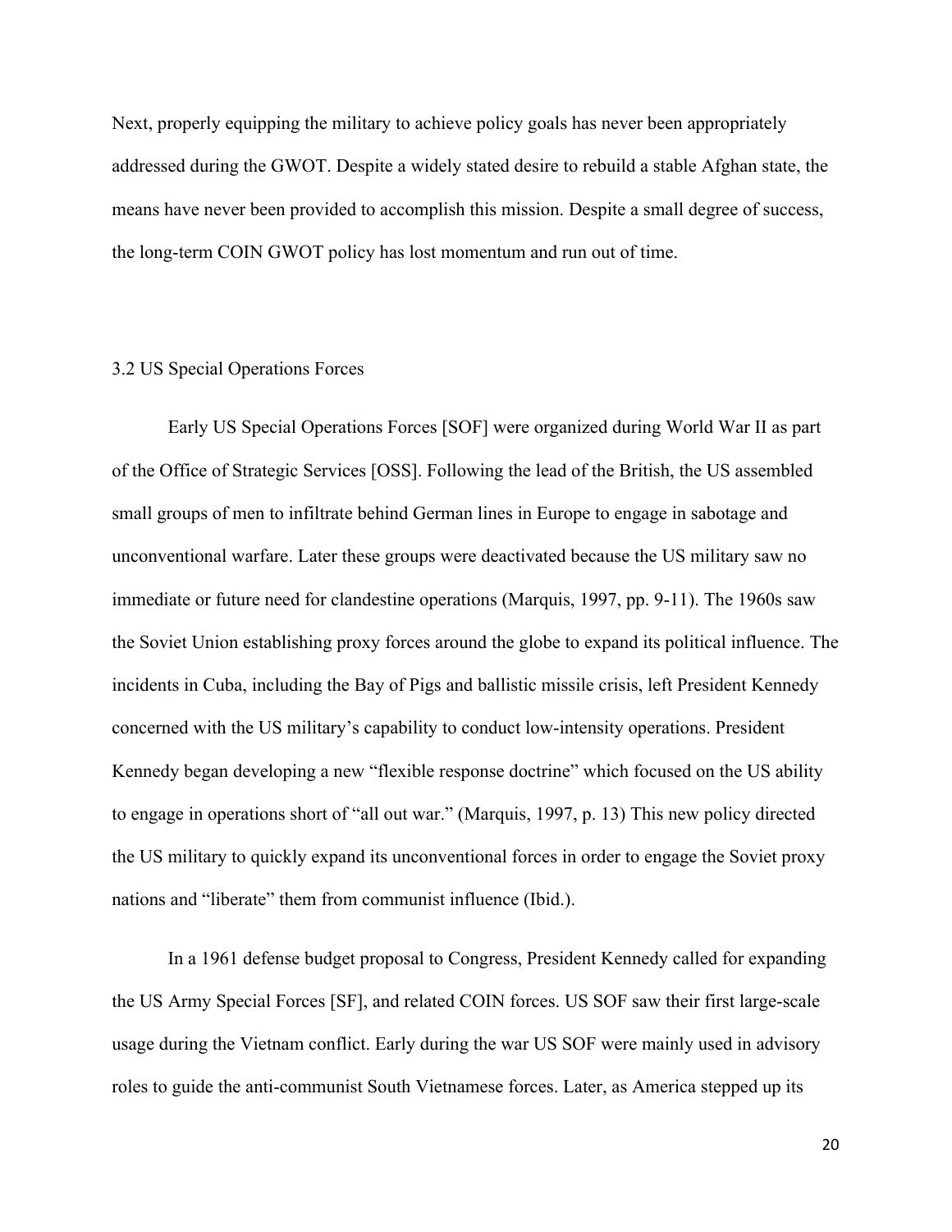Next, properly equipping the military to achieve policy goals has never been appropriately addressed during the GWOT. Despite a widely stated desire to rebuild a stable Afghan state, the means have never been provided to accomplish this mission. Despite a small degree of success, the long-term COIN GWOT policy has lost momentum and run out of time.

### 3.2 US Special Operations Forces

Early US Special Operations Forces [SOF] were organized during World War II as part of the Office of Strategic Services [OSS]. Following the lead of the British, the US assembled small groups of men to infiltrate behind German lines in Europe to engage in sabotage and unconventional warfare. Later these groups were deactivated because the US military saw no immediate or future need for clandestine operations (Marquis, 1997, pp. 9-11). The 1960s saw the Soviet Union establishing proxy forces around the globe to expand its political influence. The incidents in Cuba, including the Bay of Pigs and ballistic missile crisis, left President Kennedy concerned with the US military's capability to conduct low-intensity operations. President Kennedy began developing a new "flexible response doctrine" which focused on the US ability to engage in operations short of "all out war." (Marquis, 1997, p. 13) This new policy directed the US military to quickly expand its unconventional forces in order to engage the Soviet proxy nations and "liberate" them from communist influence (Ibid.).

In a 1961 defense budget proposal to Congress, President Kennedy called for expanding the US Army Special Forces [SF], and related COIN forces. US SOF saw their first large-scale usage during the Vietnam conflict. Early during the war US SOF were mainly used in advisory roles to guide the anti-communist South Vietnamese forces. Later, as America stepped up its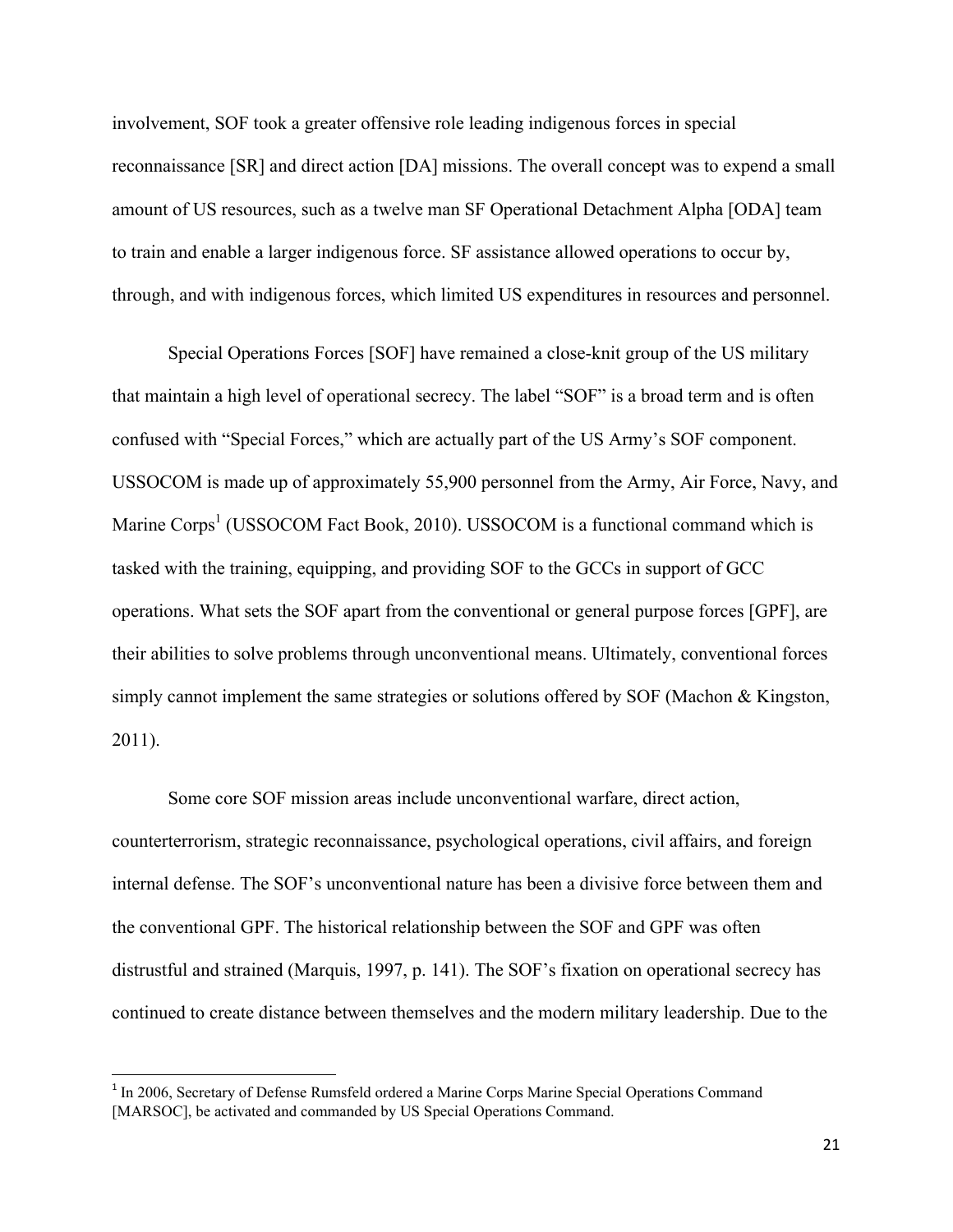involvement, SOF took a greater offensive role leading indigenous forces in special reconnaissance [SR] and direct action [DA] missions. The overall concept was to expend a small amount of US resources, such as a twelve man SF Operational Detachment Alpha [ODA] team to train and enable a larger indigenous force. SF assistance allowed operations to occur by, through, and with indigenous forces, which limited US expenditures in resources and personnel.

Special Operations Forces [SOF] have remained a close-knit group of the US military that maintain a high level of operational secrecy. The label "SOF" is a broad term and is often confused with "Special Forces," which are actually part of the US Army's SOF component. USSOCOM is made up of approximately 55,900 personnel from the Army, Air Force, Navy, and Marine Corps[1] (USSOCOM Fact Book, 2010). USSOCOM is a functional command which is tasked with the training, equipping, and providing SOF to the GCCs in support of GCC operations. What sets the SOF apart from the conventional or general purpose forces [GPF], are their abilities to solve problems through unconventional means. Ultimately, conventional forces simply cannot implement the same strategies or solutions offered by SOF (Machon & Kingston, 2011).

Some core SOF mission areas include unconventional warfare, direct action, counterterrorism, strategic reconnaissance, psychological operations, civil affairs, and foreign internal defense. The SOF's unconventional nature has been a divisive force between them and the conventional GPF. The historical relationship between the SOF and GPF was often distrustful and strained (Marquis, 1997, p. 141). The SOF's fixation on operational secrecy has continued to create distance between themselves and the modern military leadership. Due to the

---

[1] In 2006, Secretary of Defense Rumsfeld ordered a Marine Corps Marine Special Operations Command [MARSOC], be activated and commanded by US Special Operations Command.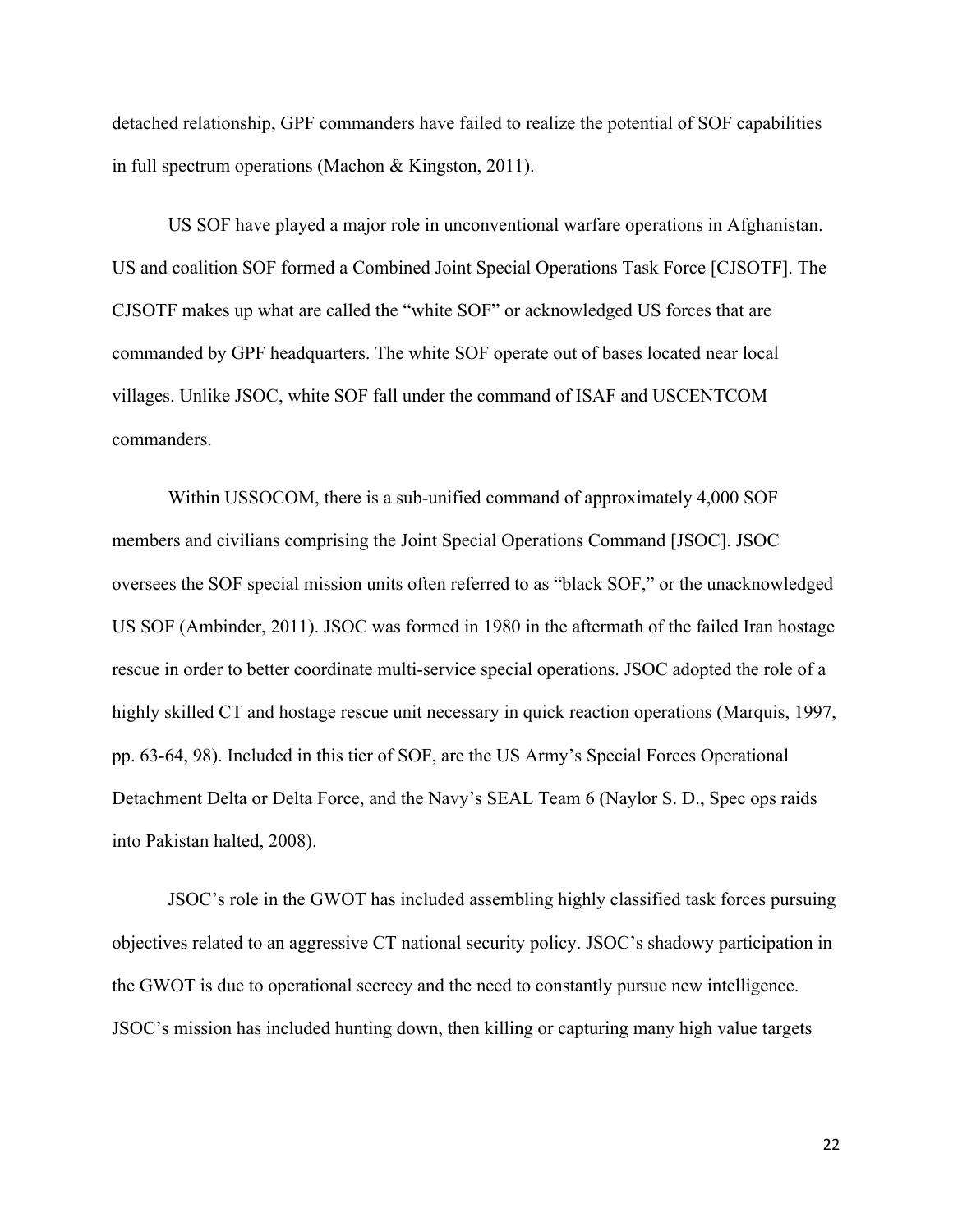detached relationship, GPF commanders have failed to realize the potential of SOF capabilities in full spectrum operations (Machon & Kingston, 2011).

US SOF have played a major role in unconventional warfare operations in Afghanistan. US and coalition SOF formed a Combined Joint Special Operations Task Force [CJSOTF]. The CJSOTF makes up what are called the "white SOF" or acknowledged US forces that are commanded by GPF headquarters. The white SOF operate out of bases located near local villages. Unlike JSOC, white SOF fall under the command of ISAF and USCENTCOM commanders.

Within USSOCOM, there is a sub-unified command of approximately 4,000 SOF members and civilians comprising the Joint Special Operations Command [JSOC]. JSOC oversees the SOF special mission units often referred to as "black SOF," or the unacknowledged US SOF (Ambinder, 2011). JSOC was formed in 1980 in the aftermath of the failed Iran hostage rescue in order to better coordinate multi-service special operations. JSOC adopted the role of a highly skilled CT and hostage rescue unit necessary in quick reaction operations (Marquis, 1997, pp. 63-64, 98). Included in this tier of SOF, are the US Army's Special Forces Operational Detachment Delta or Delta Force, and the Navy's SEAL Team 6 (Naylor S. D., Spec ops raids into Pakistan halted, 2008).

JSOC's role in the GWOT has included assembling highly classified task forces pursuing objectives related to an aggressive CT national security policy. JSOC's shadowy participation in the GWOT is due to operational secrecy and the need to constantly pursue new intelligence. JSOC's mission has included hunting down, then killing or capturing many high value targets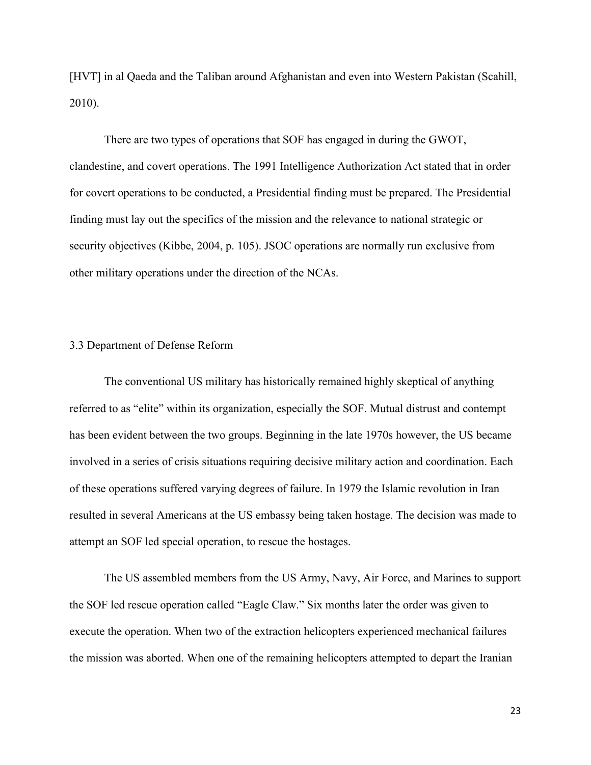[HVT] in al Qaeda and the Taliban around Afghanistan and even into Western Pakistan (Scahill, 2010).

There are two types of operations that SOF has engaged in during the GWOT, clandestine, and covert operations. The 1991 Intelligence Authorization Act stated that in order for covert operations to be conducted, a Presidential finding must be prepared. The Presidential finding must lay out the specifics of the mission and the relevance to national strategic or security objectives (Kibbe, 2004, p. 105). JSOC operations are normally run exclusive from other military operations under the direction of the NCAs.

## 3.3 Department of Defense Reform

The conventional US military has historically remained highly skeptical of anything referred to as "elite" within its organization, especially the SOF. Mutual distrust and contempt has been evident between the two groups. Beginning in the late 1970s however, the US became involved in a series of crisis situations requiring decisive military action and coordination. Each of these operations suffered varying degrees of failure. In 1979 the Islamic revolution in Iran resulted in several Americans at the US embassy being taken hostage. The decision was made to attempt an SOF led special operation, to rescue the hostages.

The US assembled members from the US Army, Navy, Air Force, and Marines to support the SOF led rescue operation called "Eagle Claw." Six months later the order was given to execute the operation. When two of the extraction helicopters experienced mechanical failures the mission was aborted. When one of the remaining helicopters attempted to depart the Iranian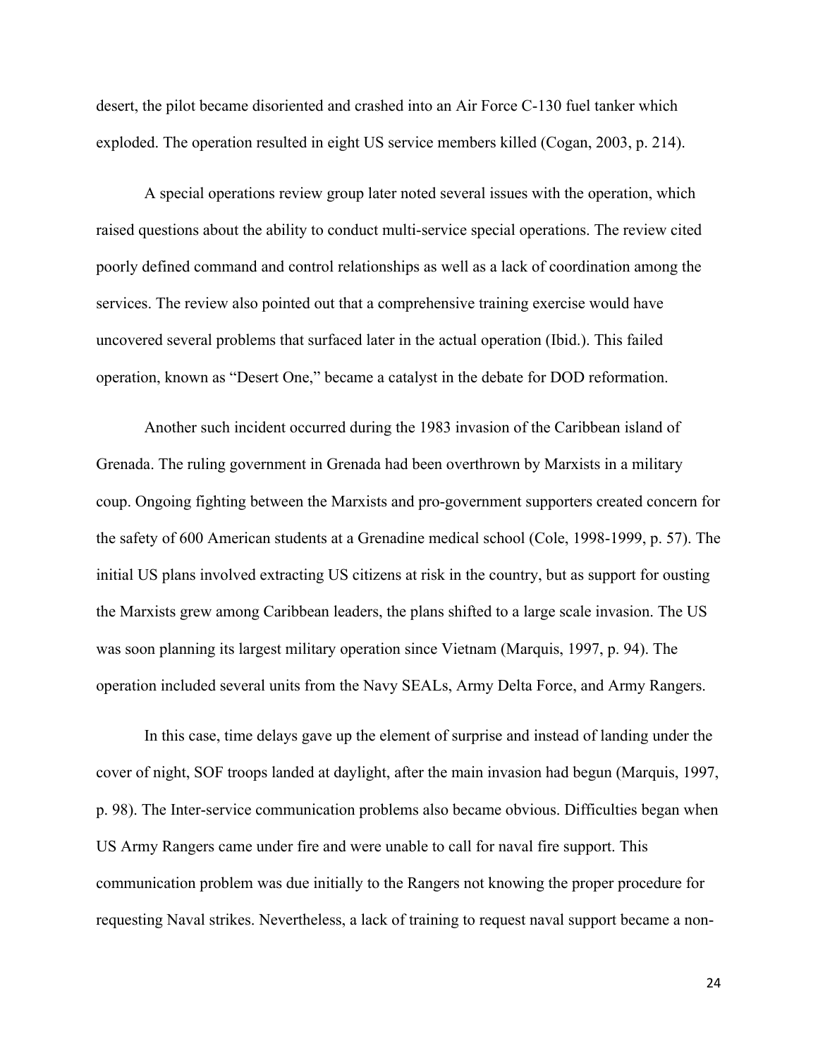desert, the pilot became disoriented and crashed into an Air Force C-130 fuel tanker which exploded. The operation resulted in eight US service members killed (Cogan, 2003, p. 214).

A special operations review group later noted several issues with the operation, which raised questions about the ability to conduct multi-service special operations. The review cited poorly defined command and control relationships as well as a lack of coordination among the services. The review also pointed out that a comprehensive training exercise would have uncovered several problems that surfaced later in the actual operation (Ibid.). This failed operation, known as "Desert One," became a catalyst in the debate for DOD reformation.

Another such incident occurred during the 1983 invasion of the Caribbean island of Grenada. The ruling government in Grenada had been overthrown by Marxists in a military coup. Ongoing fighting between the Marxists and pro-government supporters created concern for the safety of 600 American students at a Grenadine medical school (Cole, 1998-1999, p. 57). The initial US plans involved extracting US citizens at risk in the country, but as support for ousting the Marxists grew among Caribbean leaders, the plans shifted to a large scale invasion. The US was soon planning its largest military operation since Vietnam (Marquis, 1997, p. 94). The operation included several units from the Navy SEALs, Army Delta Force, and Army Rangers.

In this case, time delays gave up the element of surprise and instead of landing under the cover of night, SOF troops landed at daylight, after the main invasion had begun (Marquis, 1997, p. 98). The Inter-service communication problems also became obvious. Difficulties began when US Army Rangers came under fire and were unable to call for naval fire support. This communication problem was due initially to the Rangers not knowing the proper procedure for requesting Naval strikes. Nevertheless, a lack of training to request naval support became a non-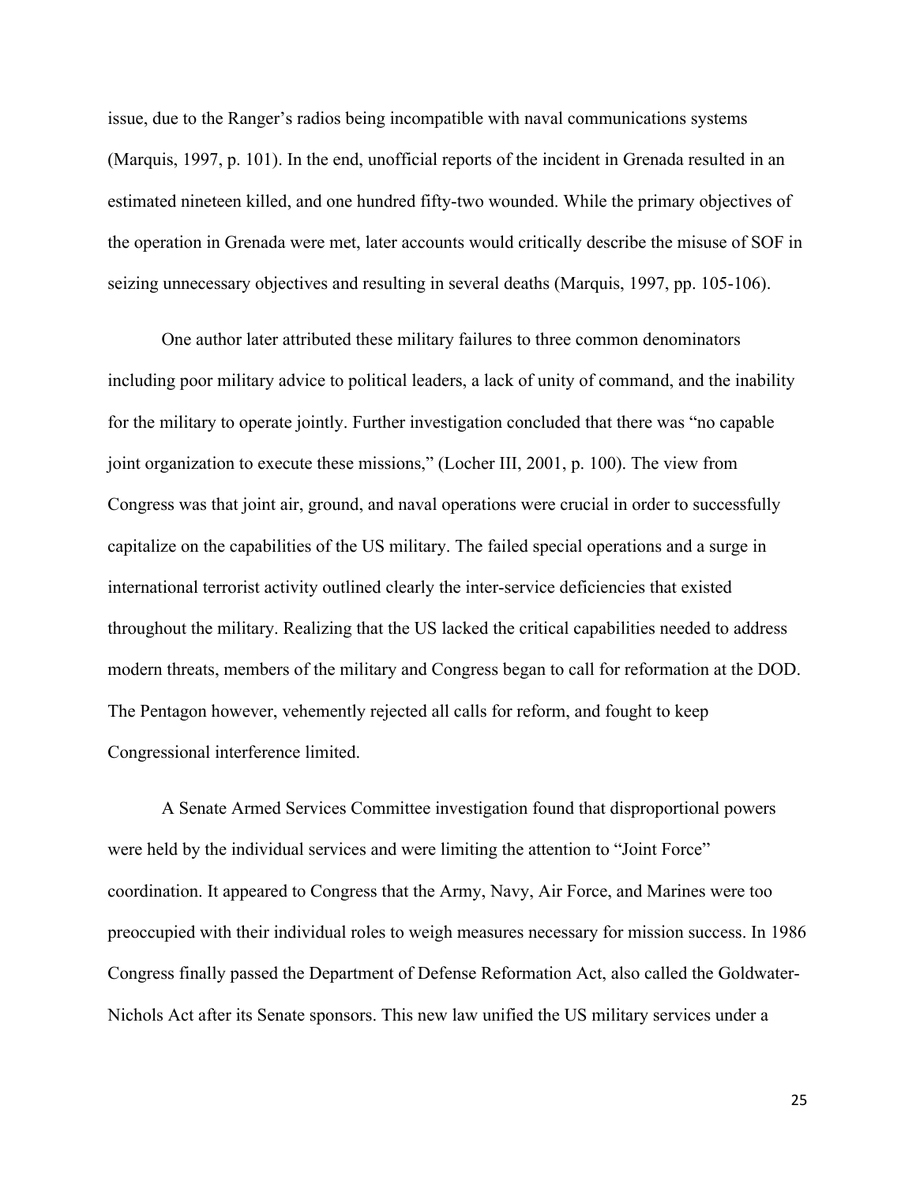issue, due to the Ranger's radios being incompatible with naval communications systems (Marquis, 1997, p. 101). In the end, unofficial reports of the incident in Grenada resulted in an estimated nineteen killed, and one hundred fifty-two wounded. While the primary objectives of the operation in Grenada were met, later accounts would critically describe the misuse of SOF in seizing unnecessary objectives and resulting in several deaths (Marquis, 1997, pp. 105-106).

One author later attributed these military failures to three common denominators including poor military advice to political leaders, a lack of unity of command, and the inability for the military to operate jointly. Further investigation concluded that there was "no capable joint organization to execute these missions," (Locher III, 2001, p. 100). The view from Congress was that joint air, ground, and naval operations were crucial in order to successfully capitalize on the capabilities of the US military. The failed special operations and a surge in international terrorist activity outlined clearly the inter-service deficiencies that existed throughout the military. Realizing that the US lacked the critical capabilities needed to address modern threats, members of the military and Congress began to call for reformation at the DOD. The Pentagon however, vehemently rejected all calls for reform, and fought to keep Congressional interference limited.

A Senate Armed Services Committee investigation found that disproportional powers were held by the individual services and were limiting the attention to "Joint Force" coordination. It appeared to Congress that the Army, Navy, Air Force, and Marines were too preoccupied with their individual roles to weigh measures necessary for mission success. In 1986 Congress finally passed the Department of Defense Reformation Act, also called the Goldwater-Nichols Act after its Senate sponsors. This new law unified the US military services under a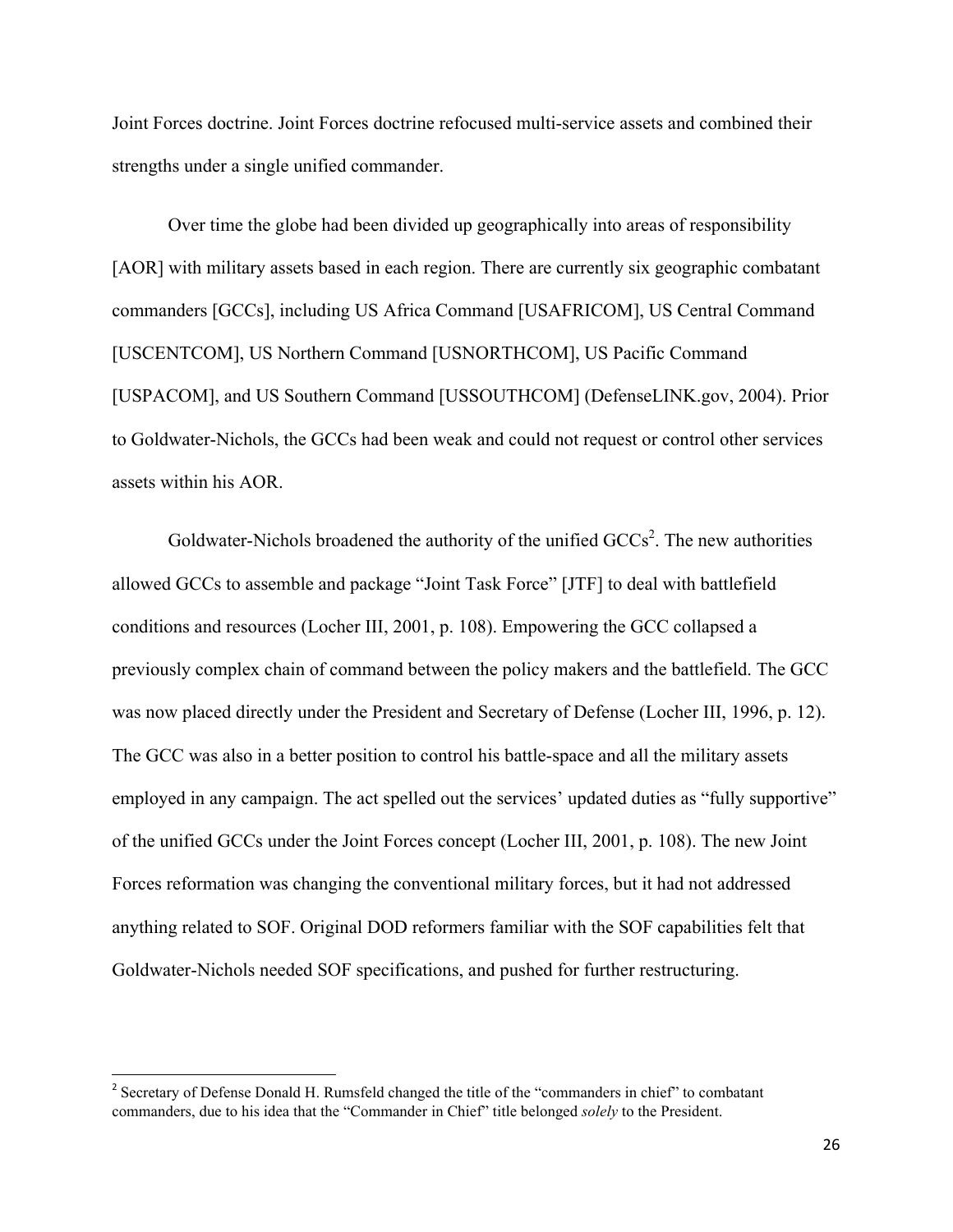Joint Forces doctrine. Joint Forces doctrine refocused multi-service assets and combined their strengths under a single unified commander.

Over time the globe had been divided up geographically into areas of responsibility [AOR] with military assets based in each region. There are currently six geographic combatant commanders [GCCs], including US Africa Command [USAFRICOM], US Central Command [USCENTCOM], US Northern Command [USNORTHCOM], US Pacific Command [USPACOM], and US Southern Command [USSOUTHCOM] (DefenseLINK.gov, 2004). Prior to Goldwater-Nichols, the GCCs had been weak and could not request or control other services assets within his AOR.

Goldwater-Nichols broadened the authority of the unified GCCs[2]. The new authorities allowed GCCs to assemble and package "Joint Task Force" [JTF] to deal with battlefield conditions and resources (Locher III, 2001, p. 108). Empowering the GCC collapsed a previously complex chain of command between the policy makers and the battlefield. The GCC was now placed directly under the President and Secretary of Defense (Locher III, 1996, p. 12). The GCC was also in a better position to control his battle-space and all the military assets employed in any campaign. The act spelled out the services' updated duties as "fully supportive" of the unified GCCs under the Joint Forces concept (Locher III, 2001, p. 108). The new Joint Forces reformation was changing the conventional military forces, but it had not addressed anything related to SOF. Original DOD reformers familiar with the SOF capabilities felt that Goldwater-Nichols needed SOF specifications, and pushed for further restructuring.

---

[2] Secretary of Defense Donald H. Rumsfeld changed the title of the "commanders in chief" to combatant commanders, due to his idea that the "Commander in Chief" title belonged *solely* to the President.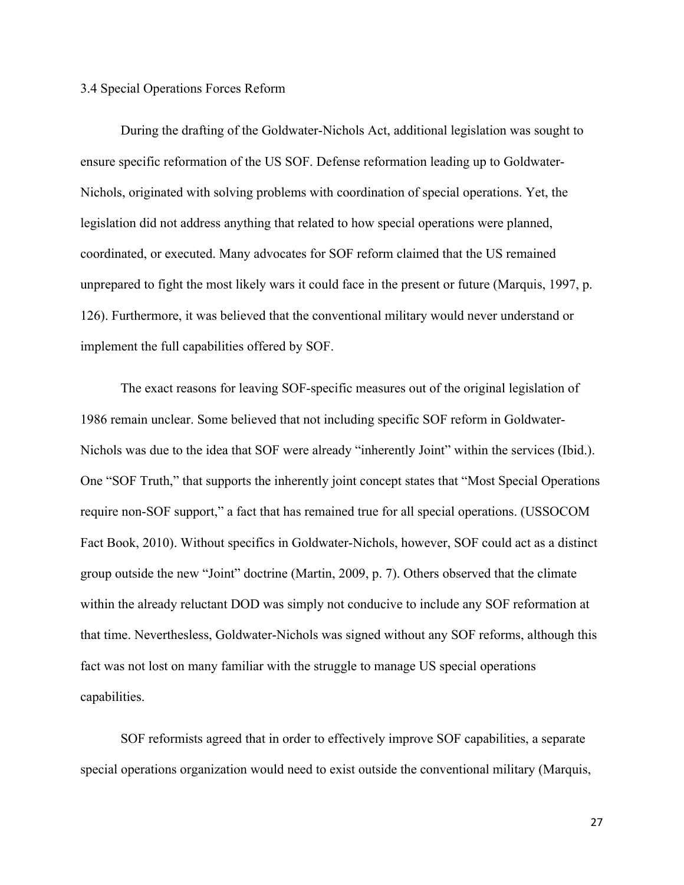### 3.4 Special Operations Forces Reform

During the drafting of the Goldwater-Nichols Act, additional legislation was sought to ensure specific reformation of the US SOF. Defense reformation leading up to Goldwater-Nichols, originated with solving problems with coordination of special operations. Yet, the legislation did not address anything that related to how special operations were planned, coordinated, or executed. Many advocates for SOF reform claimed that the US remained unprepared to fight the most likely wars it could face in the present or future (Marquis, 1997, p. 126). Furthermore, it was believed that the conventional military would never understand or implement the full capabilities offered by SOF.

The exact reasons for leaving SOF-specific measures out of the original legislation of 1986 remain unclear. Some believed that not including specific SOF reform in Goldwater-Nichols was due to the idea that SOF were already "inherently Joint" within the services (Ibid.). One "SOF Truth," that supports the inherently joint concept states that "Most Special Operations require non-SOF support," a fact that has remained true for all special operations. (USSOCOM Fact Book, 2010). Without specifics in Goldwater-Nichols, however, SOF could act as a distinct group outside the new "Joint" doctrine (Martin, 2009, p. 7). Others observed that the climate within the already reluctant DOD was simply not conducive to include any SOF reformation at that time. Nevertheless, Goldwater-Nichols was signed without any SOF reforms, although this fact was not lost on many familiar with the struggle to manage US special operations capabilities.

SOF reformists agreed that in order to effectively improve SOF capabilities, a separate special operations organization would need to exist outside the conventional military (Marquis,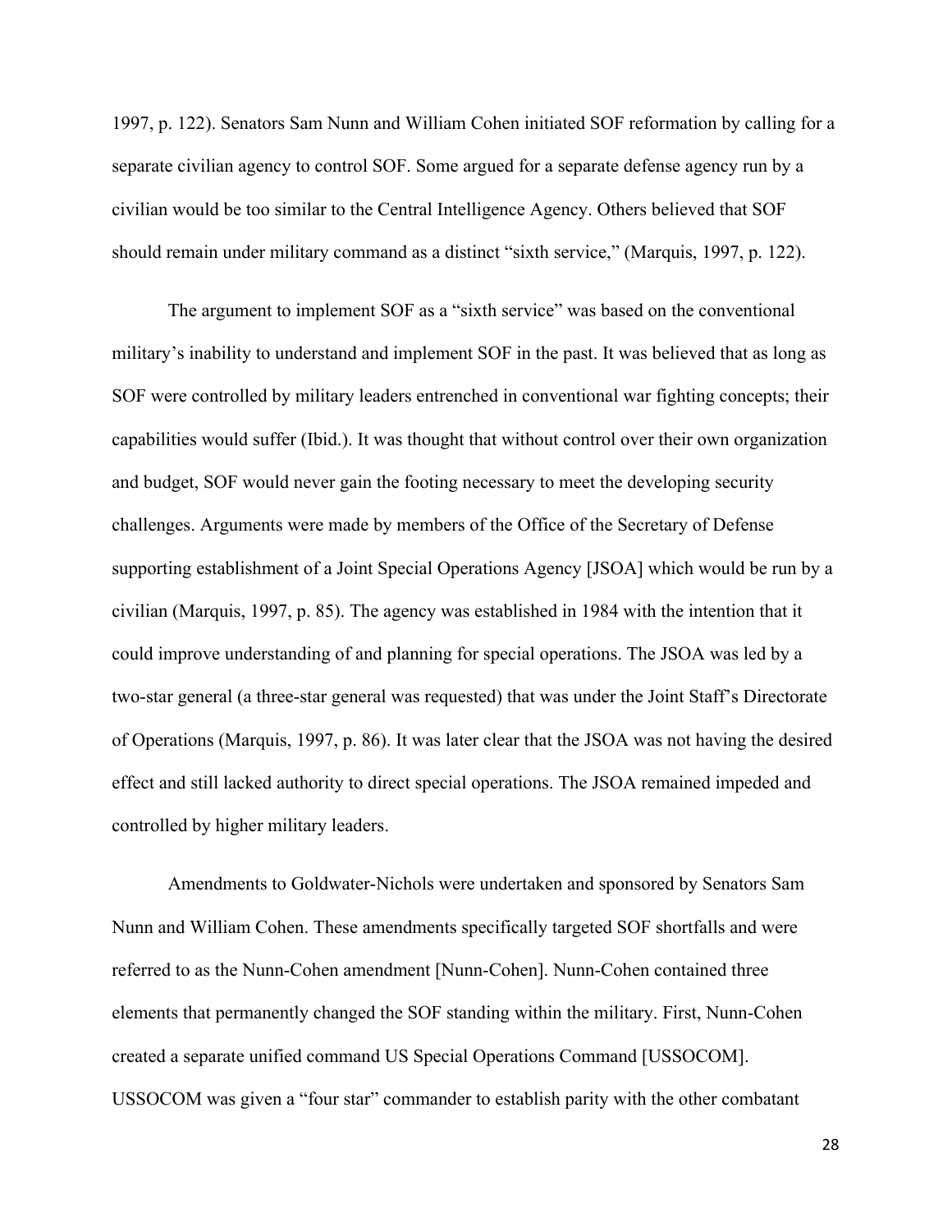1997, p. 122). Senators Sam Nunn and William Cohen initiated SOF reformation by calling for a separate civilian agency to control SOF. Some argued for a separate defense agency run by a civilian would be too similar to the Central Intelligence Agency. Others believed that SOF should remain under military command as a distinct "sixth service," (Marquis, 1997, p. 122).

The argument to implement SOF as a "sixth service" was based on the conventional military's inability to understand and implement SOF in the past. It was believed that as long as SOF were controlled by military leaders entrenched in conventional war fighting concepts; their capabilities would suffer (Ibid.). It was thought that without control over their own organization and budget, SOF would never gain the footing necessary to meet the developing security challenges. Arguments were made by members of the Office of the Secretary of Defense supporting establishment of a Joint Special Operations Agency [JSOA] which would be run by a civilian (Marquis, 1997, p. 85). The agency was established in 1984 with the intention that it could improve understanding of and planning for special operations. The JSOA was led by a two-star general (a three-star general was requested) that was under the Joint Staff's Directorate of Operations (Marquis, 1997, p. 86). It was later clear that the JSOA was not having the desired effect and still lacked authority to direct special operations. The JSOA remained impeded and controlled by higher military leaders.

Amendments to Goldwater-Nichols were undertaken and sponsored by Senators Sam Nunn and William Cohen. These amendments specifically targeted SOF shortfalls and were referred to as the Nunn-Cohen amendment [Nunn-Cohen]. Nunn-Cohen contained three elements that permanently changed the SOF standing within the military. First, Nunn-Cohen created a separate unified command US Special Operations Command [USSOCOM]. USSOCOM was given a "four star" commander to establish parity with the other combatant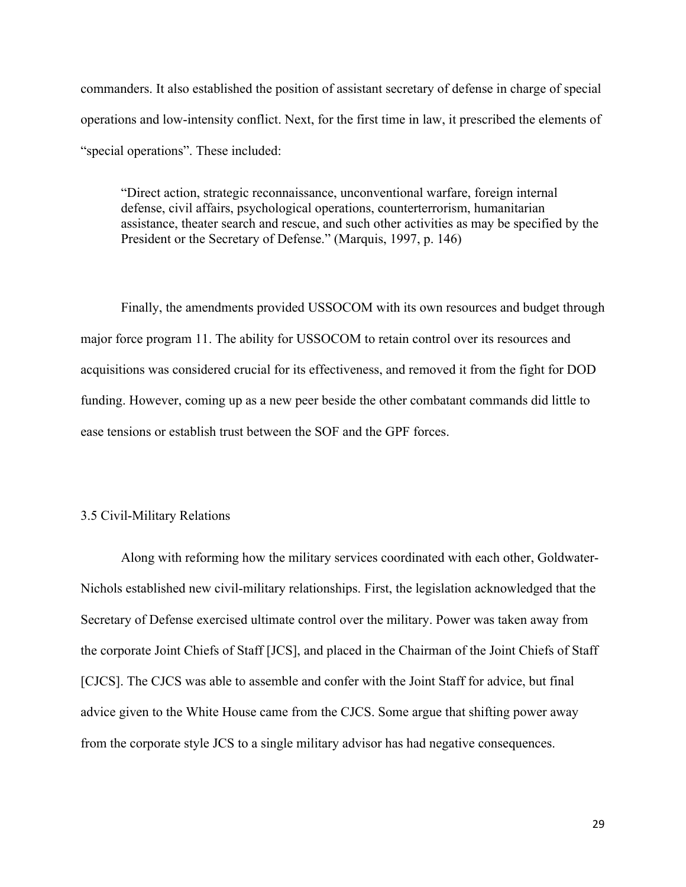commanders. It also established the position of assistant secretary of defense in charge of special operations and low-intensity conflict. Next, for the first time in law, it prescribed the elements of "special operations". These included:

> "Direct action, strategic reconnaissance, unconventional warfare, foreign internal defense, civil affairs, psychological operations, counterterrorism, humanitarian assistance, theater search and rescue, and such other activities as may be specified by the President or the Secretary of Defense." (Marquis, 1997, p. 146)

Finally, the amendments provided USSOCOM with its own resources and budget through major force program 11. The ability for USSOCOM to retain control over its resources and acquisitions was considered crucial for its effectiveness, and removed it from the fight for DOD funding. However, coming up as a new peer beside the other combatant commands did little to ease tensions or establish trust between the SOF and the GPF forces.

### 3.5 Civil-Military Relations

Along with reforming how the military services coordinated with each other, Goldwater-Nichols established new civil-military relationships. First, the legislation acknowledged that the Secretary of Defense exercised ultimate control over the military. Power was taken away from the corporate Joint Chiefs of Staff [JCS], and placed in the Chairman of the Joint Chiefs of Staff [CJCS]. The CJCS was able to assemble and confer with the Joint Staff for advice, but final advice given to the White House came from the CJCS. Some argue that shifting power away from the corporate style JCS to a single military advisor has had negative consequences.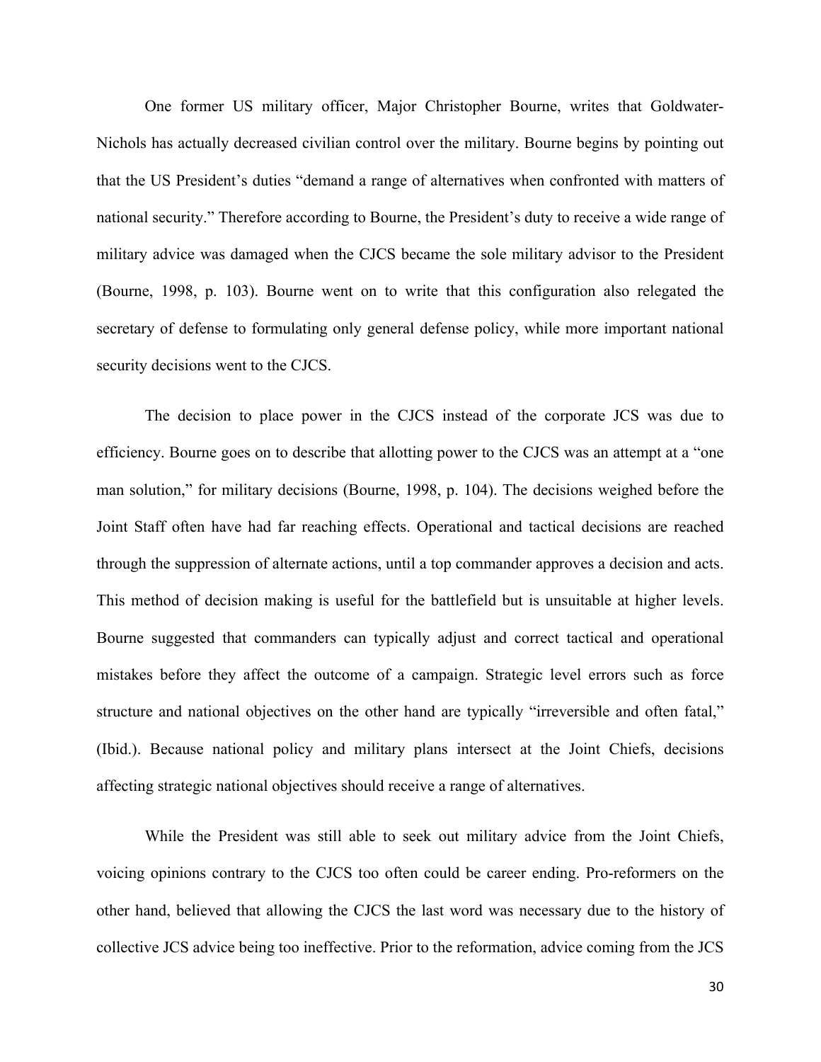One former US military officer, Major Christopher Bourne, writes that Goldwater-Nichols has actually decreased civilian control over the military. Bourne begins by pointing out that the US President's duties "demand a range of alternatives when confronted with matters of national security." Therefore according to Bourne, the President's duty to receive a wide range of military advice was damaged when the CJCS became the sole military advisor to the President (Bourne, 1998, p. 103). Bourne went on to write that this configuration also relegated the secretary of defense to formulating only general defense policy, while more important national security decisions went to the CJCS.

The decision to place power in the CJCS instead of the corporate JCS was due to efficiency. Bourne goes on to describe that allotting power to the CJCS was an attempt at a "one man solution," for military decisions (Bourne, 1998, p. 104). The decisions weighed before the Joint Staff often have had far reaching effects. Operational and tactical decisions are reached through the suppression of alternate actions, until a top commander approves a decision and acts. This method of decision making is useful for the battlefield but is unsuitable at higher levels. Bourne suggested that commanders can typically adjust and correct tactical and operational mistakes before they affect the outcome of a campaign. Strategic level errors such as force structure and national objectives on the other hand are typically "irreversible and often fatal," (Ibid.). Because national policy and military plans intersect at the Joint Chiefs, decisions affecting strategic national objectives should receive a range of alternatives.

While the President was still able to seek out military advice from the Joint Chiefs, voicing opinions contrary to the CJCS too often could be career ending. Pro-reformers on the other hand, believed that allowing the CJCS the last word was necessary due to the history of collective JCS advice being too ineffective. Prior to the reformation, advice coming from the JCS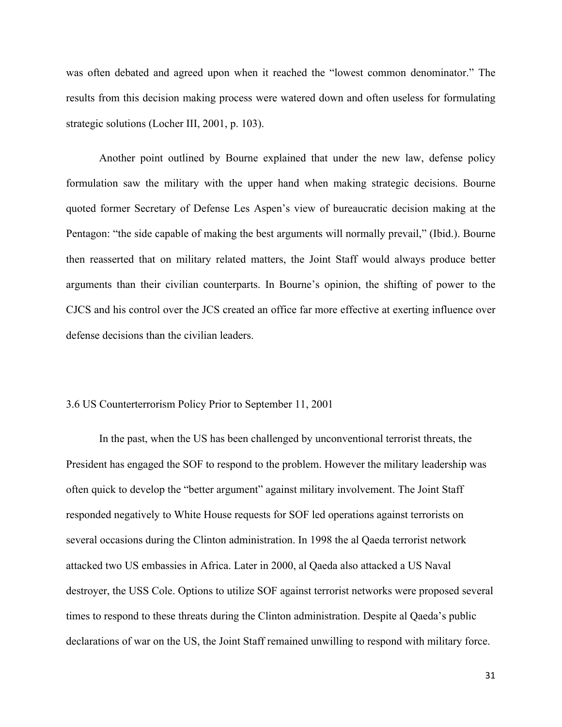was often debated and agreed upon when it reached the "lowest common denominator." The results from this decision making process were watered down and often useless for formulating strategic solutions (Locher III, 2001, p. 103).

Another point outlined by Bourne explained that under the new law, defense policy formulation saw the military with the upper hand when making strategic decisions. Bourne quoted former Secretary of Defense Les Aspen's view of bureaucratic decision making at the Pentagon: "the side capable of making the best arguments will normally prevail," (Ibid.). Bourne then reasserted that on military related matters, the Joint Staff would always produce better arguments than their civilian counterparts. In Bourne's opinion, the shifting of power to the CJCS and his control over the JCS created an office far more effective at exerting influence over defense decisions than the civilian leaders.

### 3.6 US Counterterrorism Policy Prior to September 11, 2001

In the past, when the US has been challenged by unconventional terrorist threats, the President has engaged the SOF to respond to the problem. However the military leadership was often quick to develop the "better argument" against military involvement. The Joint Staff responded negatively to White House requests for SOF led operations against terrorists on several occasions during the Clinton administration. In 1998 the al Qaeda terrorist network attacked two US embassies in Africa. Later in 2000, al Qaeda also attacked a US Naval destroyer, the USS Cole. Options to utilize SOF against terrorist networks were proposed several times to respond to these threats during the Clinton administration. Despite al Qaeda's public declarations of war on the US, the Joint Staff remained unwilling to respond with military force.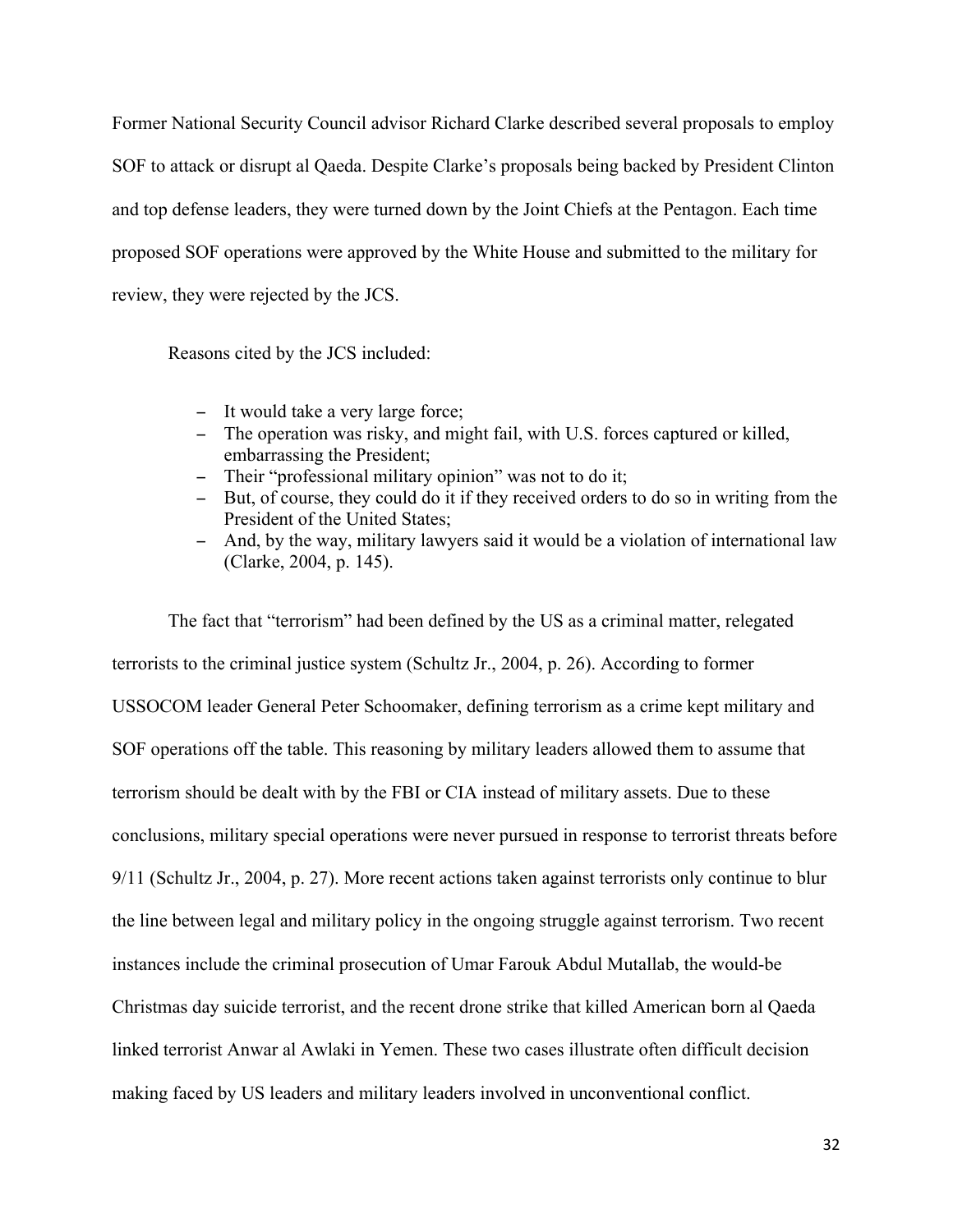Former National Security Council advisor Richard Clarke described several proposals to employ SOF to attack or disrupt al Qaeda. Despite Clarke's proposals being backed by President Clinton and top defense leaders, they were turned down by the Joint Chiefs at the Pentagon. Each time proposed SOF operations were approved by the White House and submitted to the military for review, they were rejected by the JCS.

Reasons cited by the JCS included:

- It would take a very large force;
- The operation was risky, and might fail, with U.S. forces captured or killed, embarrassing the President;
- Their "professional military opinion" was not to do it;
- But, of course, they could do it if they received orders to do so in writing from the President of the United States;
- And, by the way, military lawyers said it would be a violation of international law (Clarke, 2004, p. 145).

The fact that "terrorism" had been defined by the US as a criminal matter, relegated terrorists to the criminal justice system (Schultz Jr., 2004, p. 26). According to former USSOCOM leader General Peter Schoomaker, defining terrorism as a crime kept military and SOF operations off the table. This reasoning by military leaders allowed them to assume that terrorism should be dealt with by the FBI or CIA instead of military assets. Due to these conclusions, military special operations were never pursued in response to terrorist threats before 9/11 (Schultz Jr., 2004, p. 27). More recent actions taken against terrorists only continue to blur the line between legal and military policy in the ongoing struggle against terrorism. Two recent instances include the criminal prosecution of Umar Farouk Abdul Mutallab, the would-be Christmas day suicide terrorist, and the recent drone strike that killed American born al Qaeda linked terrorist Anwar al Awlaki in Yemen. These two cases illustrate often difficult decision making faced by US leaders and military leaders involved in unconventional conflict.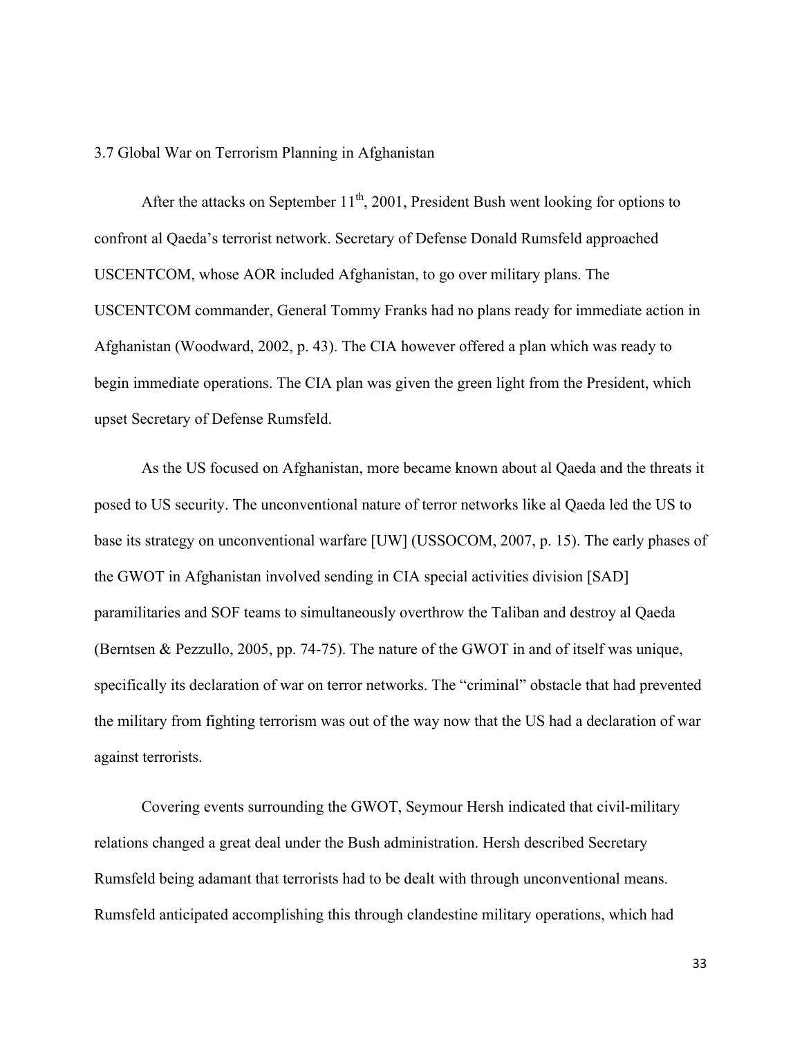### 3.7 Global War on Terrorism Planning in Afghanistan

After the attacks on September 11th, 2001, President Bush went looking for options to confront al Qaeda's terrorist network. Secretary of Defense Donald Rumsfeld approached USCENTCOM, whose AOR included Afghanistan, to go over military plans. The USCENTCOM commander, General Tommy Franks had no plans ready for immediate action in Afghanistan (Woodward, 2002, p. 43). The CIA however offered a plan which was ready to begin immediate operations. The CIA plan was given the green light from the President, which upset Secretary of Defense Rumsfeld.

As the US focused on Afghanistan, more became known about al Qaeda and the threats it posed to US security. The unconventional nature of terror networks like al Qaeda led the US to base its strategy on unconventional warfare [UW] (USSOCOM, 2007, p. 15). The early phases of the GWOT in Afghanistan involved sending in CIA special activities division [SAD] paramilitaries and SOF teams to simultaneously overthrow the Taliban and destroy al Qaeda (Berntsen & Pezzullo, 2005, pp. 74-75). The nature of the GWOT in and of itself was unique, specifically its declaration of war on terror networks. The "criminal" obstacle that had prevented the military from fighting terrorism was out of the way now that the US had a declaration of war against terrorists.

Covering events surrounding the GWOT, Seymour Hersh indicated that civil-military relations changed a great deal under the Bush administration. Hersh described Secretary Rumsfeld being adamant that terrorists had to be dealt with through unconventional means. Rumsfeld anticipated accomplishing this through clandestine military operations, which had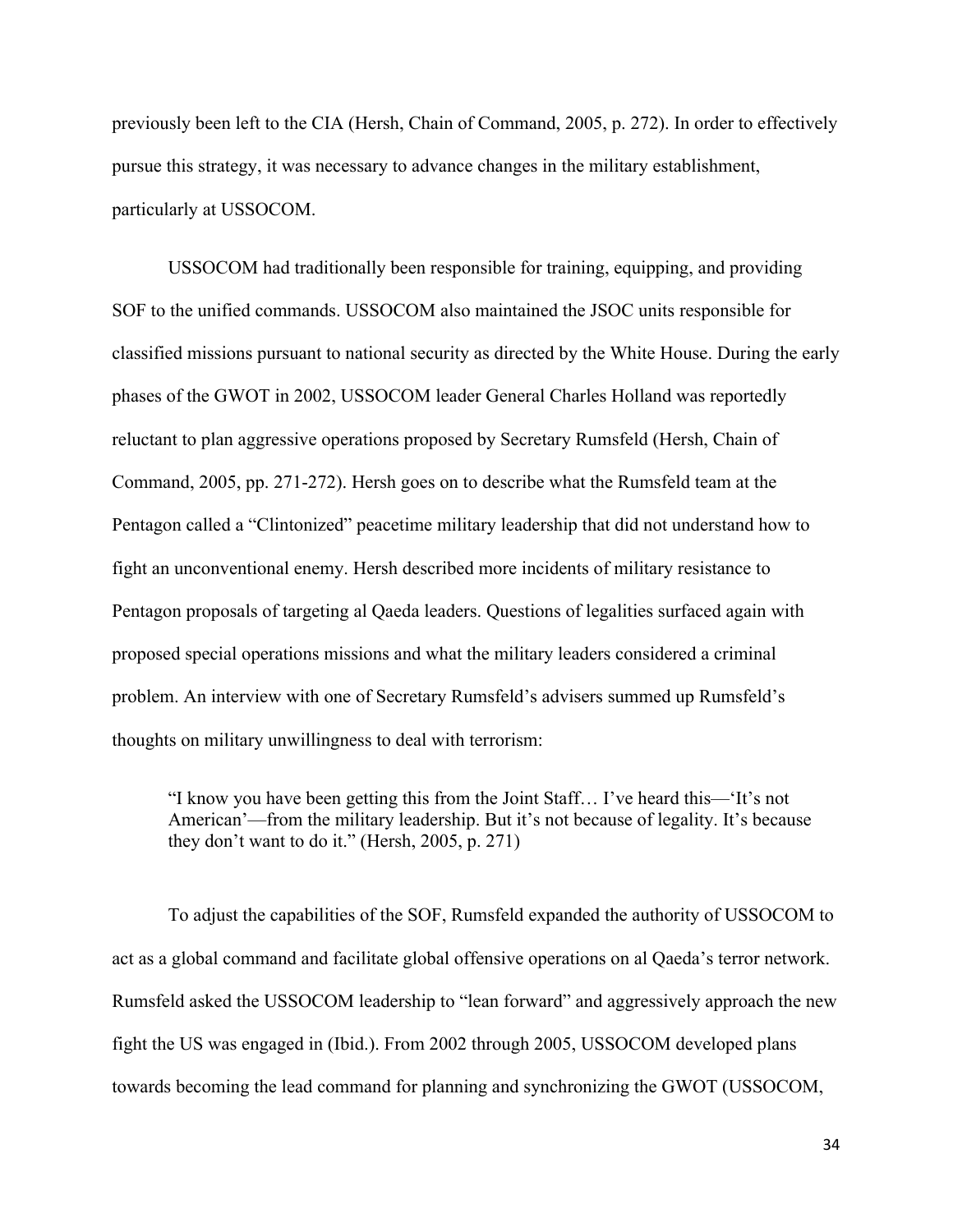previously been left to the CIA (Hersh, Chain of Command, 2005, p. 272). In order to effectively pursue this strategy, it was necessary to advance changes in the military establishment, particularly at USSOCOM.

USSOCOM had traditionally been responsible for training, equipping, and providing SOF to the unified commands. USSOCOM also maintained the JSOC units responsible for classified missions pursuant to national security as directed by the White House. During the early phases of the GWOT in 2002, USSOCOM leader General Charles Holland was reportedly reluctant to plan aggressive operations proposed by Secretary Rumsfeld (Hersh, Chain of Command, 2005, pp. 271-272). Hersh goes on to describe what the Rumsfeld team at the Pentagon called a "Clintonized" peacetime military leadership that did not understand how to fight an unconventional enemy. Hersh described more incidents of military resistance to Pentagon proposals of targeting al Qaeda leaders. Questions of legalities surfaced again with proposed special operations missions and what the military leaders considered a criminal problem. An interview with one of Secretary Rumsfeld's advisers summed up Rumsfeld's thoughts on military unwillingness to deal with terrorism:

> "I know you have been getting this from the Joint Staff… I've heard this—'It's not American'—from the military leadership. But it's not because of legality. It's because they don't want to do it." (Hersh, 2005, p. 271)

To adjust the capabilities of the SOF, Rumsfeld expanded the authority of USSOCOM to act as a global command and facilitate global offensive operations on al Qaeda's terror network. Rumsfeld asked the USSOCOM leadership to "lean forward" and aggressively approach the new fight the US was engaged in (Ibid.). From 2002 through 2005, USSOCOM developed plans towards becoming the lead command for planning and synchronizing the GWOT (USSOCOM,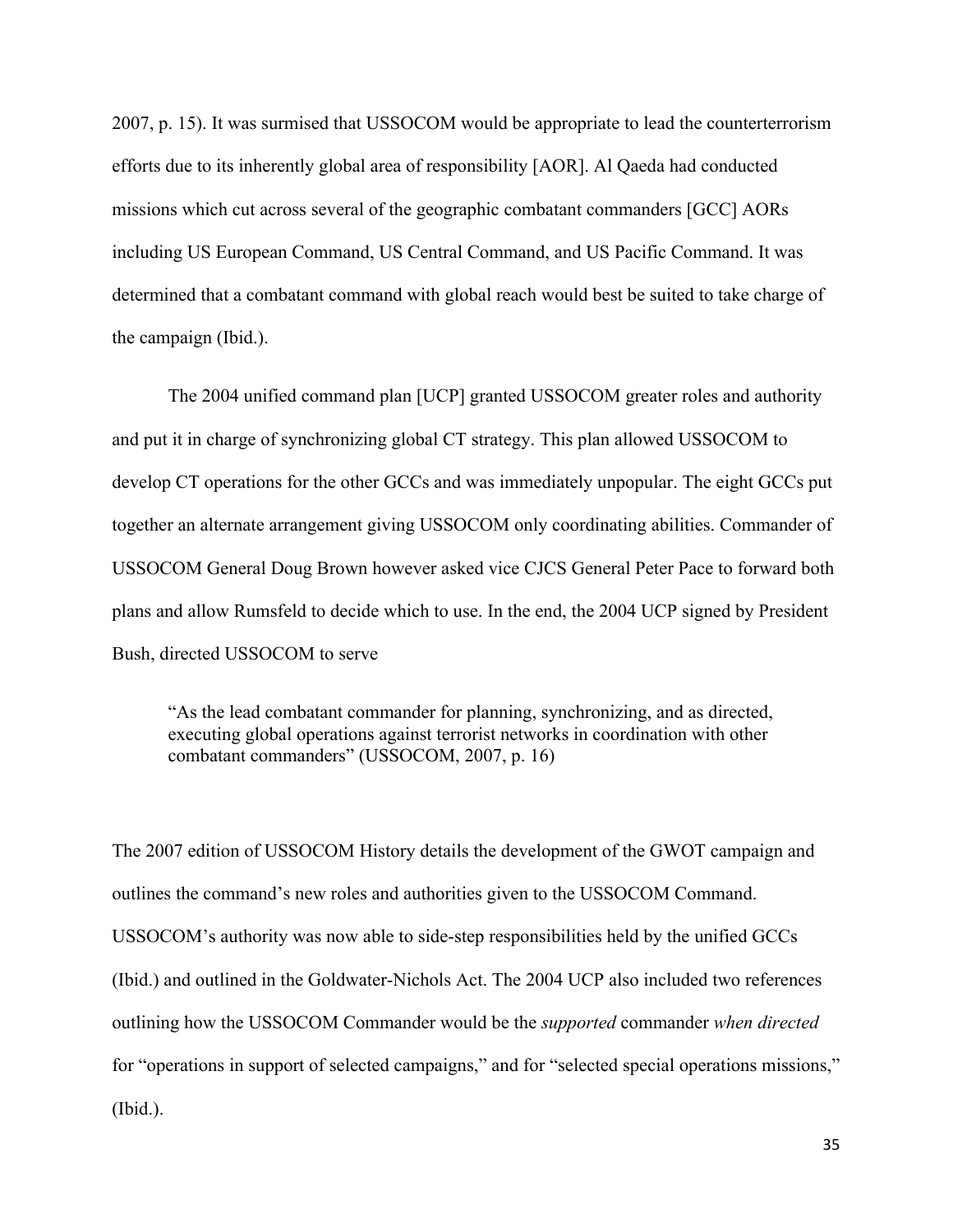2007, p. 15). It was surmised that USSOCOM would be appropriate to lead the counterterrorism efforts due to its inherently global area of responsibility [AOR]. Al Qaeda had conducted missions which cut across several of the geographic combatant commanders [GCC] AORs including US European Command, US Central Command, and US Pacific Command. It was determined that a combatant command with global reach would best be suited to take charge of the campaign (Ibid.).

The 2004 unified command plan [UCP] granted USSOCOM greater roles and authority and put it in charge of synchronizing global CT strategy. This plan allowed USSOCOM to develop CT operations for the other GCCs and was immediately unpopular. The eight GCCs put together an alternate arrangement giving USSOCOM only coordinating abilities. Commander of USSOCOM General Doug Brown however asked vice CJCS General Peter Pace to forward both plans and allow Rumsfeld to decide which to use. In the end, the 2004 UCP signed by President Bush, directed USSOCOM to serve

> "As the lead combatant commander for planning, synchronizing, and as directed, executing global operations against terrorist networks in coordination with other combatant commanders" (USSOCOM, 2007, p. 16)

The 2007 edition of USSOCOM History details the development of the GWOT campaign and outlines the command's new roles and authorities given to the USSOCOM Command. USSOCOM's authority was now able to side-step responsibilities held by the unified GCCs (Ibid.) and outlined in the Goldwater-Nichols Act. The 2004 UCP also included two references outlining how the USSOCOM Commander would be the *supported* commander *when directed* for "operations in support of selected campaigns," and for "selected special operations missions," (Ibid.).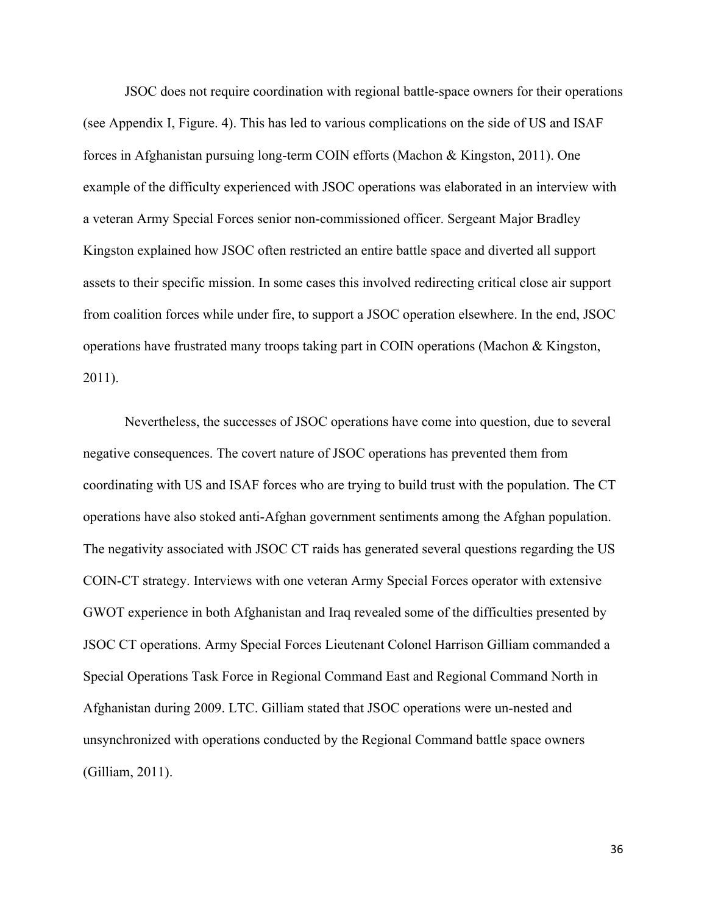JSOC does not require coordination with regional battle-space owners for their operations (see Appendix I, Figure. 4). This has led to various complications on the side of US and ISAF forces in Afghanistan pursuing long-term COIN efforts (Machon & Kingston, 2011). One example of the difficulty experienced with JSOC operations was elaborated in an interview with a veteran Army Special Forces senior non-commissioned officer. Sergeant Major Bradley Kingston explained how JSOC often restricted an entire battle space and diverted all support assets to their specific mission. In some cases this involved redirecting critical close air support from coalition forces while under fire, to support a JSOC operation elsewhere. In the end, JSOC operations have frustrated many troops taking part in COIN operations (Machon & Kingston, 2011).

Nevertheless, the successes of JSOC operations have come into question, due to several negative consequences. The covert nature of JSOC operations has prevented them from coordinating with US and ISAF forces who are trying to build trust with the population. The CT operations have also stoked anti-Afghan government sentiments among the Afghan population. The negativity associated with JSOC CT raids has generated several questions regarding the US COIN-CT strategy. Interviews with one veteran Army Special Forces operator with extensive GWOT experience in both Afghanistan and Iraq revealed some of the difficulties presented by JSOC CT operations. Army Special Forces Lieutenant Colonel Harrison Gilliam commanded a Special Operations Task Force in Regional Command East and Regional Command North in Afghanistan during 2009. LTC. Gilliam stated that JSOC operations were un-nested and unsynchronized with operations conducted by the Regional Command battle space owners (Gilliam, 2011).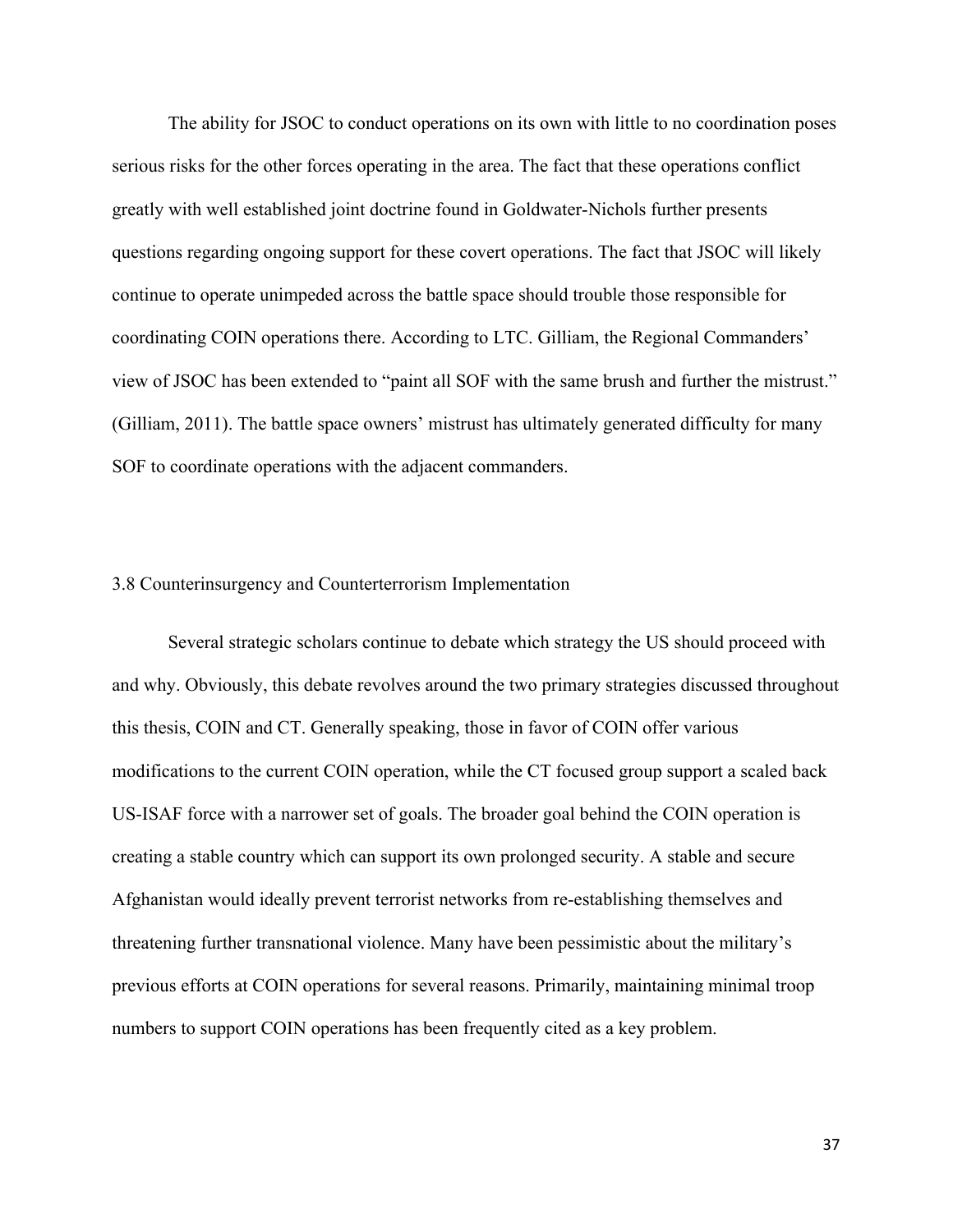The ability for JSOC to conduct operations on its own with little to no coordination poses serious risks for the other forces operating in the area. The fact that these operations conflict greatly with well established joint doctrine found in Goldwater-Nichols further presents questions regarding ongoing support for these covert operations. The fact that JSOC will likely continue to operate unimpeded across the battle space should trouble those responsible for coordinating COIN operations there. According to LTC. Gilliam, the Regional Commanders' view of JSOC has been extended to "paint all SOF with the same brush and further the mistrust." (Gilliam, 2011). The battle space owners' mistrust has ultimately generated difficulty for many SOF to coordinate operations with the adjacent commanders.

## 3.8 Counterinsurgency and Counterterrorism Implementation

Several strategic scholars continue to debate which strategy the US should proceed with and why. Obviously, this debate revolves around the two primary strategies discussed throughout this thesis, COIN and CT. Generally speaking, those in favor of COIN offer various modifications to the current COIN operation, while the CT focused group support a scaled back US-ISAF force with a narrower set of goals. The broader goal behind the COIN operation is creating a stable country which can support its own prolonged security. A stable and secure Afghanistan would ideally prevent terrorist networks from re-establishing themselves and threatening further transnational violence. Many have been pessimistic about the military's previous efforts at COIN operations for several reasons. Primarily, maintaining minimal troop numbers to support COIN operations has been frequently cited as a key problem.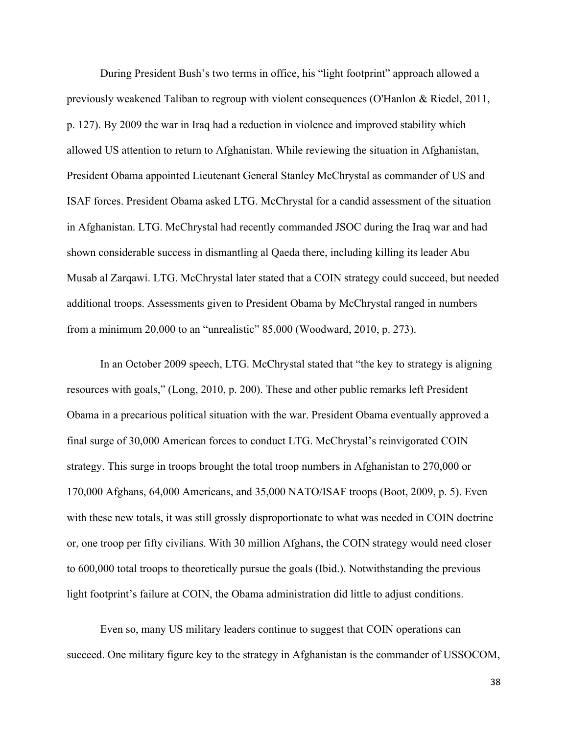During President Bush's two terms in office, his "light footprint" approach allowed a previously weakened Taliban to regroup with violent consequences (O'Hanlon & Riedel, 2011, p. 127). By 2009 the war in Iraq had a reduction in violence and improved stability which allowed US attention to return to Afghanistan. While reviewing the situation in Afghanistan, President Obama appointed Lieutenant General Stanley McChrystal as commander of US and ISAF forces. President Obama asked LTG. McChrystal for a candid assessment of the situation in Afghanistan. LTG. McChrystal had recently commanded JSOC during the Iraq war and had shown considerable success in dismantling al Qaeda there, including killing its leader Abu Musab al Zarqawi. LTG. McChrystal later stated that a COIN strategy could succeed, but needed additional troops. Assessments given to President Obama by McChrystal ranged in numbers from a minimum 20,000 to an "unrealistic" 85,000 (Woodward, 2010, p. 273).

In an October 2009 speech, LTG. McChrystal stated that "the key to strategy is aligning resources with goals," (Long, 2010, p. 200). These and other public remarks left President Obama in a precarious political situation with the war. President Obama eventually approved a final surge of 30,000 American forces to conduct LTG. McChrystal's reinvigorated COIN strategy. This surge in troops brought the total troop numbers in Afghanistan to 270,000 or 170,000 Afghans, 64,000 Americans, and 35,000 NATO/ISAF troops (Boot, 2009, p. 5). Even with these new totals, it was still grossly disproportionate to what was needed in COIN doctrine or, one troop per fifty civilians. With 30 million Afghans, the COIN strategy would need closer to 600,000 total troops to theoretically pursue the goals (Ibid.). Notwithstanding the previous light footprint's failure at COIN, the Obama administration did little to adjust conditions.

Even so, many US military leaders continue to suggest that COIN operations can succeed. One military figure key to the strategy in Afghanistan is the commander of USSOCOM,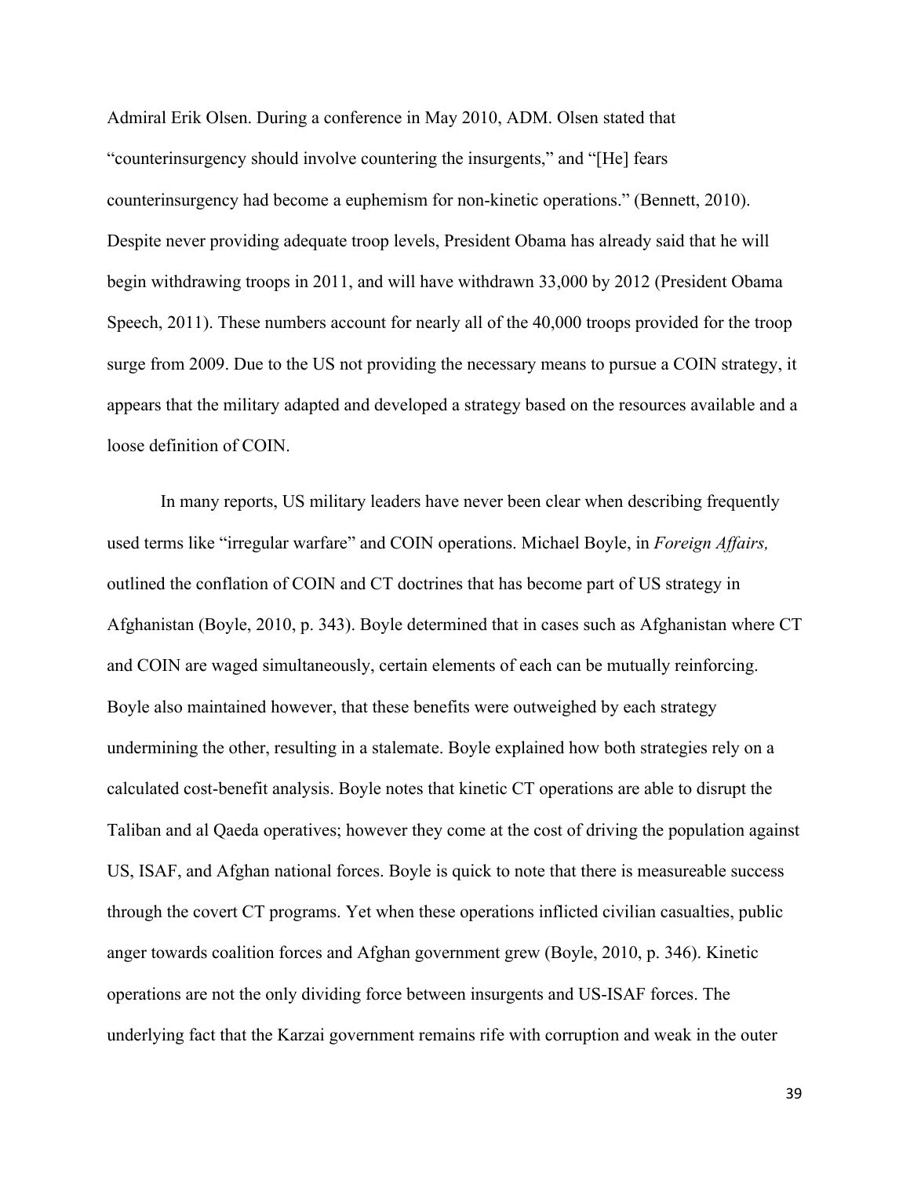Admiral Erik Olsen. During a conference in May 2010, ADM. Olsen stated that "counterinsurgency should involve countering the insurgents," and "[He] fears counterinsurgency had become a euphemism for non-kinetic operations." (Bennett, 2010). Despite never providing adequate troop levels, President Obama has already said that he will begin withdrawing troops in 2011, and will have withdrawn 33,000 by 2012 (President Obama Speech, 2011). These numbers account for nearly all of the 40,000 troops provided for the troop surge from 2009. Due to the US not providing the necessary means to pursue a COIN strategy, it appears that the military adapted and developed a strategy based on the resources available and a loose definition of COIN.

In many reports, US military leaders have never been clear when describing frequently used terms like "irregular warfare" and COIN operations. Michael Boyle, in *Foreign Affairs,* outlined the conflation of COIN and CT doctrines that has become part of US strategy in Afghanistan (Boyle, 2010, p. 343). Boyle determined that in cases such as Afghanistan where CT and COIN are waged simultaneously, certain elements of each can be mutually reinforcing. Boyle also maintained however, that these benefits were outweighed by each strategy undermining the other, resulting in a stalemate. Boyle explained how both strategies rely on a calculated cost-benefit analysis. Boyle notes that kinetic CT operations are able to disrupt the Taliban and al Qaeda operatives; however they come at the cost of driving the population against US, ISAF, and Afghan national forces. Boyle is quick to note that there is measureable success through the covert CT programs. Yet when these operations inflicted civilian casualties, public anger towards coalition forces and Afghan government grew (Boyle, 2010, p. 346). Kinetic operations are not the only dividing force between insurgents and US-ISAF forces. The underlying fact that the Karzai government remains rife with corruption and weak in the outer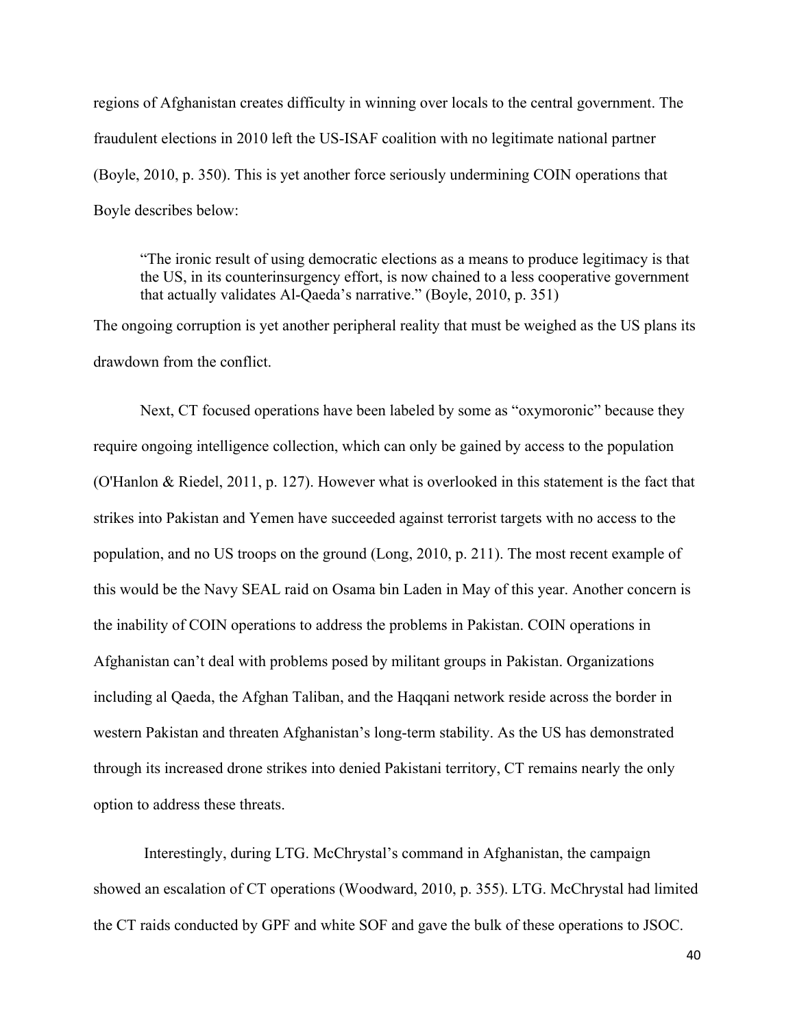regions of Afghanistan creates difficulty in winning over locals to the central government. The fraudulent elections in 2010 left the US-ISAF coalition with no legitimate national partner (Boyle, 2010, p. 350). This is yet another force seriously undermining COIN operations that Boyle describes below:

> "The ironic result of using democratic elections as a means to produce legitimacy is that the US, in its counterinsurgency effort, is now chained to a less cooperative government that actually validates Al-Qaeda's narrative." (Boyle, 2010, p. 351)

The ongoing corruption is yet another peripheral reality that must be weighed as the US plans its drawdown from the conflict.

Next, CT focused operations have been labeled by some as "oxymoronic" because they require ongoing intelligence collection, which can only be gained by access to the population (O'Hanlon & Riedel, 2011, p. 127). However what is overlooked in this statement is the fact that strikes into Pakistan and Yemen have succeeded against terrorist targets with no access to the population, and no US troops on the ground (Long, 2010, p. 211). The most recent example of this would be the Navy SEAL raid on Osama bin Laden in May of this year. Another concern is the inability of COIN operations to address the problems in Pakistan. COIN operations in Afghanistan can't deal with problems posed by militant groups in Pakistan. Organizations including al Qaeda, the Afghan Taliban, and the Haqqani network reside across the border in western Pakistan and threaten Afghanistan's long-term stability. As the US has demonstrated through its increased drone strikes into denied Pakistani territory, CT remains nearly the only option to address these threats.

Interestingly, during LTG. McChrystal's command in Afghanistan, the campaign showed an escalation of CT operations (Woodward, 2010, p. 355). LTG. McChrystal had limited the CT raids conducted by GPF and white SOF and gave the bulk of these operations to JSOC.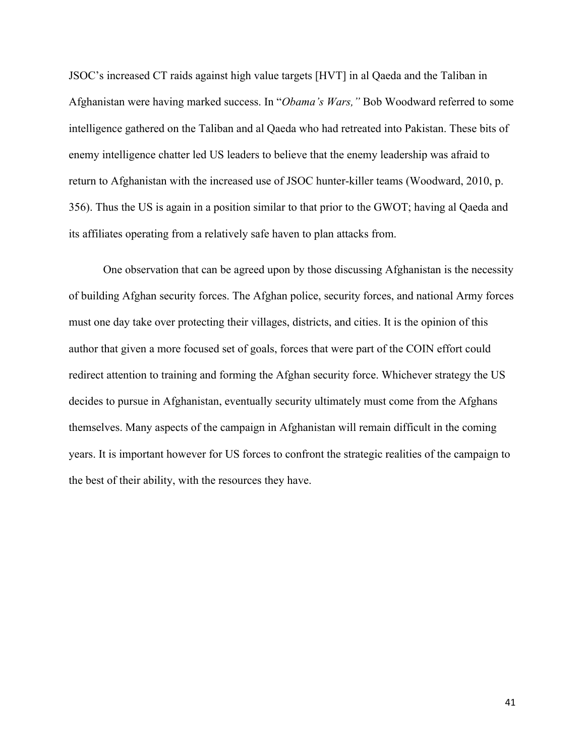JSOC's increased CT raids against high value targets [HVT] in al Qaeda and the Taliban in Afghanistan were having marked success. In "*Obama's Wars,*" Bob Woodward referred to some intelligence gathered on the Taliban and al Qaeda who had retreated into Pakistan. These bits of enemy intelligence chatter led US leaders to believe that the enemy leadership was afraid to return to Afghanistan with the increased use of JSOC hunter-killer teams (Woodward, 2010, p. 356). Thus the US is again in a position similar to that prior to the GWOT; having al Qaeda and its affiliates operating from a relatively safe haven to plan attacks from.

One observation that can be agreed upon by those discussing Afghanistan is the necessity of building Afghan security forces. The Afghan police, security forces, and national Army forces must one day take over protecting their villages, districts, and cities. It is the opinion of this author that given a more focused set of goals, forces that were part of the COIN effort could redirect attention to training and forming the Afghan security force. Whichever strategy the US decides to pursue in Afghanistan, eventually security ultimately must come from the Afghans themselves. Many aspects of the campaign in Afghanistan will remain difficult in the coming years. It is important however for US forces to confront the strategic realities of the campaign to the best of their ability, with the resources they have.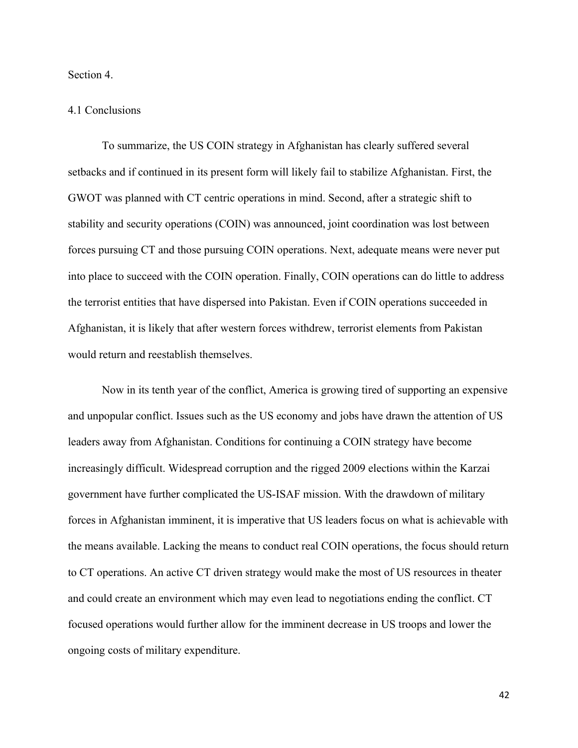## Section 4.

### 4.1 Conclusions

To summarize, the US COIN strategy in Afghanistan has clearly suffered several setbacks and if continued in its present form will likely fail to stabilize Afghanistan. First, the GWOT was planned with CT centric operations in mind. Second, after a strategic shift to stability and security operations (COIN) was announced, joint coordination was lost between forces pursuing CT and those pursuing COIN operations. Next, adequate means were never put into place to succeed with the COIN operation. Finally, COIN operations can do little to address the terrorist entities that have dispersed into Pakistan. Even if COIN operations succeeded in Afghanistan, it is likely that after western forces withdrew, terrorist elements from Pakistan would return and reestablish themselves.

Now in its tenth year of the conflict, America is growing tired of supporting an expensive and unpopular conflict. Issues such as the US economy and jobs have drawn the attention of US leaders away from Afghanistan. Conditions for continuing a COIN strategy have become increasingly difficult. Widespread corruption and the rigged 2009 elections within the Karzai government have further complicated the US-ISAF mission. With the drawdown of military forces in Afghanistan imminent, it is imperative that US leaders focus on what is achievable with the means available. Lacking the means to conduct real COIN operations, the focus should return to CT operations. An active CT driven strategy would make the most of US resources in theater and could create an environment which may even lead to negotiations ending the conflict. CT focused operations would further allow for the imminent decrease in US troops and lower the ongoing costs of military expenditure.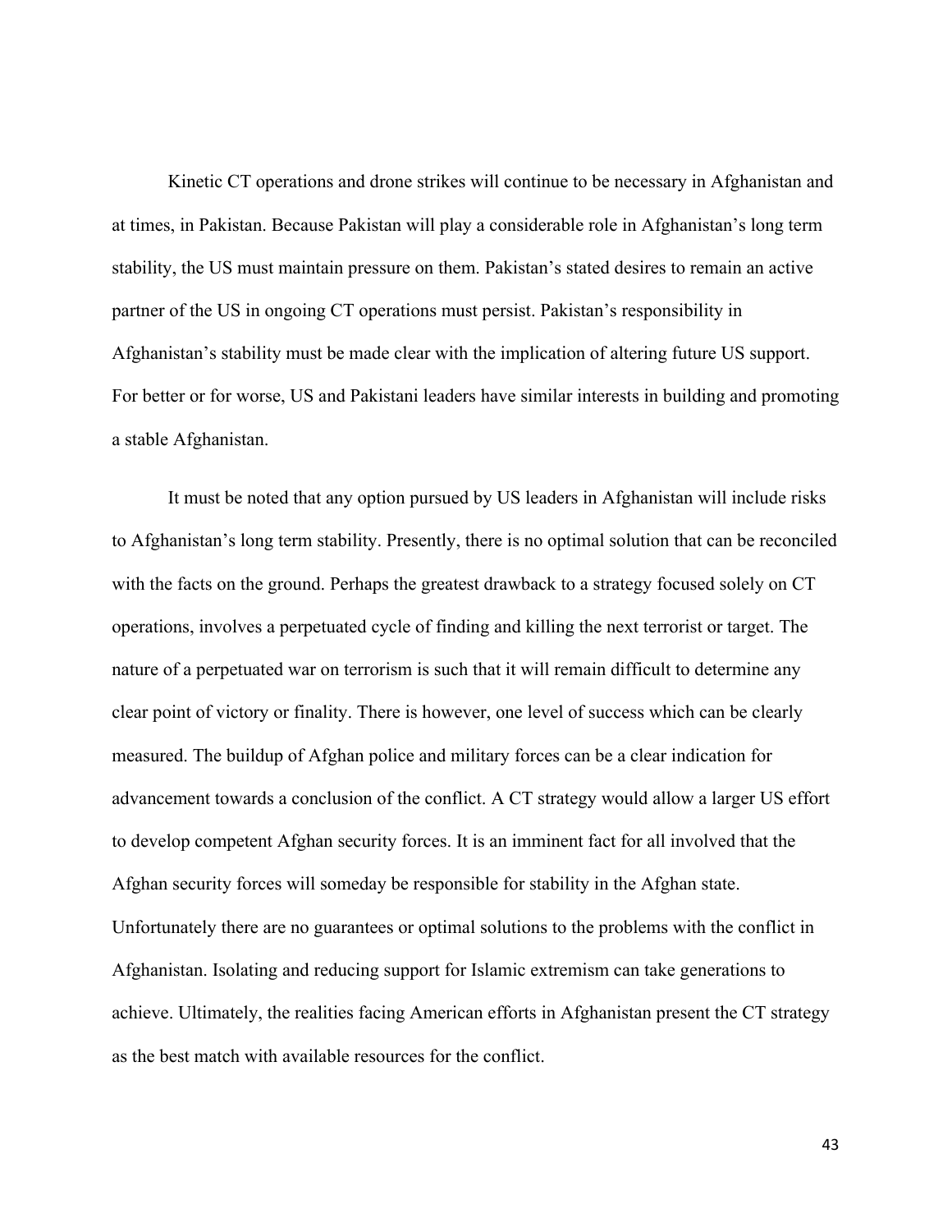Kinetic CT operations and drone strikes will continue to be necessary in Afghanistan and at times, in Pakistan. Because Pakistan will play a considerable role in Afghanistan's long term stability, the US must maintain pressure on them. Pakistan's stated desires to remain an active partner of the US in ongoing CT operations must persist. Pakistan's responsibility in Afghanistan's stability must be made clear with the implication of altering future US support. For better or for worse, US and Pakistani leaders have similar interests in building and promoting a stable Afghanistan.

It must be noted that any option pursued by US leaders in Afghanistan will include risks to Afghanistan's long term stability. Presently, there is no optimal solution that can be reconciled with the facts on the ground. Perhaps the greatest drawback to a strategy focused solely on CT operations, involves a perpetuated cycle of finding and killing the next terrorist or target. The nature of a perpetuated war on terrorism is such that it will remain difficult to determine any clear point of victory or finality. There is however, one level of success which can be clearly measured. The buildup of Afghan police and military forces can be a clear indication for advancement towards a conclusion of the conflict. A CT strategy would allow a larger US effort to develop competent Afghan security forces. It is an imminent fact for all involved that the Afghan security forces will someday be responsible for stability in the Afghan state. Unfortunately there are no guarantees or optimal solutions to the problems with the conflict in Afghanistan. Isolating and reducing support for Islamic extremism can take generations to achieve. Ultimately, the realities facing American efforts in Afghanistan present the CT strategy as the best match with available resources for the conflict.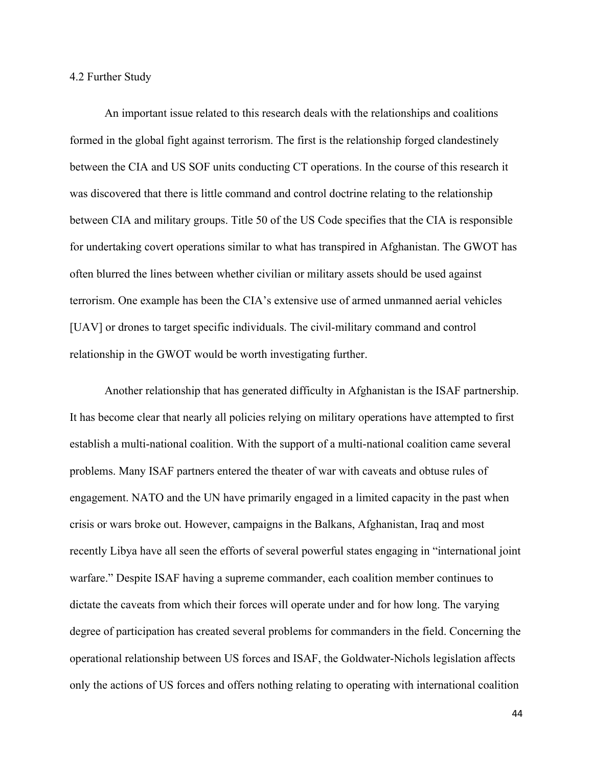## 4.2 Further Study

An important issue related to this research deals with the relationships and coalitions formed in the global fight against terrorism. The first is the relationship forged clandestinely between the CIA and US SOF units conducting CT operations. In the course of this research it was discovered that there is little command and control doctrine relating to the relationship between CIA and military groups. Title 50 of the US Code specifies that the CIA is responsible for undertaking covert operations similar to what has transpired in Afghanistan. The GWOT has often blurred the lines between whether civilian or military assets should be used against terrorism. One example has been the CIA's extensive use of armed unmanned aerial vehicles [UAV] or drones to target specific individuals. The civil-military command and control relationship in the GWOT would be worth investigating further.

Another relationship that has generated difficulty in Afghanistan is the ISAF partnership. It has become clear that nearly all policies relying on military operations have attempted to first establish a multi-national coalition. With the support of a multi-national coalition came several problems. Many ISAF partners entered the theater of war with caveats and obtuse rules of engagement. NATO and the UN have primarily engaged in a limited capacity in the past when crisis or wars broke out. However, campaigns in the Balkans, Afghanistan, Iraq and most recently Libya have all seen the efforts of several powerful states engaging in "international joint warfare." Despite ISAF having a supreme commander, each coalition member continues to dictate the caveats from which their forces will operate under and for how long. The varying degree of participation has created several problems for commanders in the field. Concerning the operational relationship between US forces and ISAF, the Goldwater-Nichols legislation affects only the actions of US forces and offers nothing relating to operating with international coalition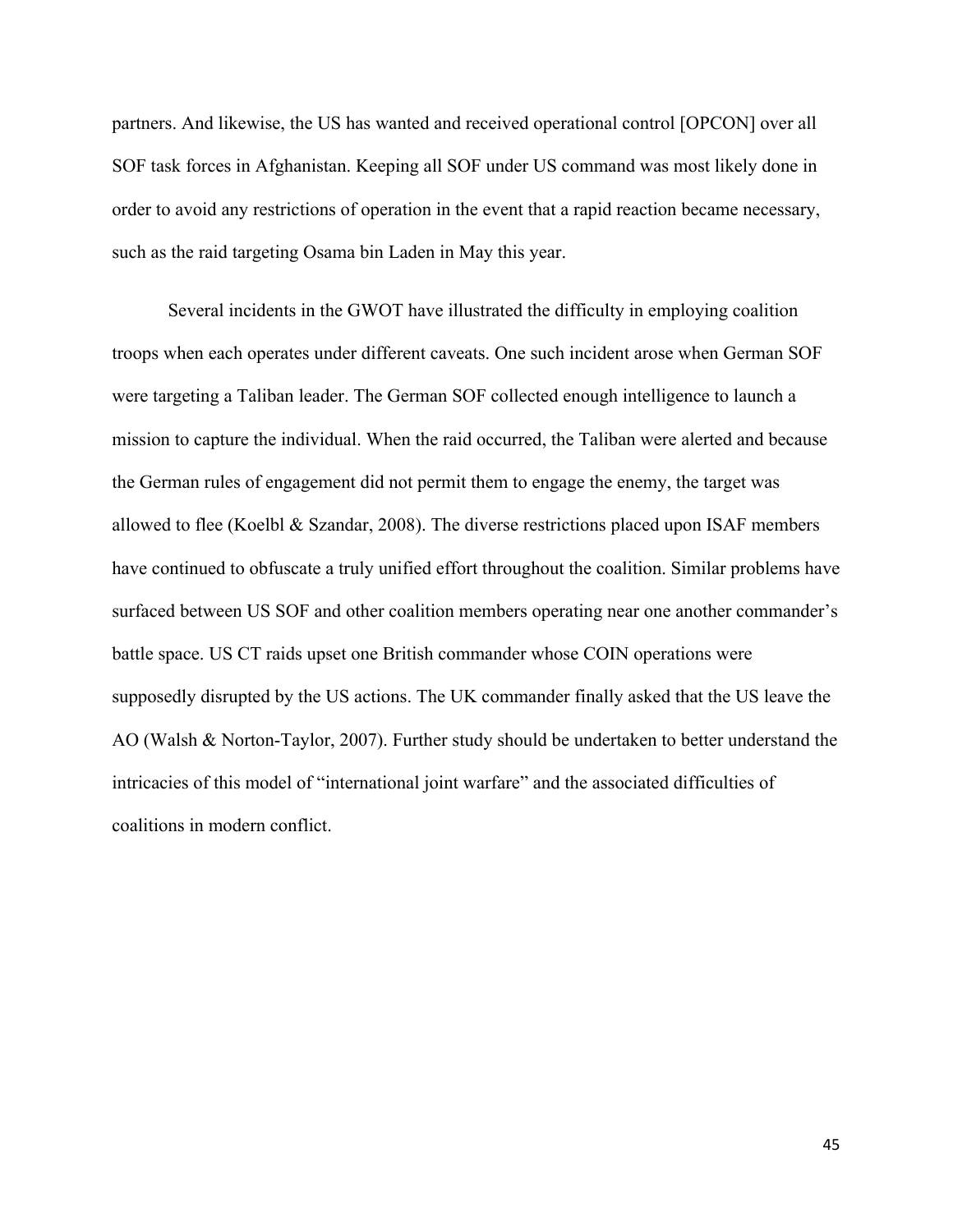partners. And likewise, the US has wanted and received operational control [OPCON] over all SOF task forces in Afghanistan. Keeping all SOF under US command was most likely done in order to avoid any restrictions of operation in the event that a rapid reaction became necessary, such as the raid targeting Osama bin Laden in May this year.

Several incidents in the GWOT have illustrated the difficulty in employing coalition troops when each operates under different caveats. One such incident arose when German SOF were targeting a Taliban leader. The German SOF collected enough intelligence to launch a mission to capture the individual. When the raid occurred, the Taliban were alerted and because the German rules of engagement did not permit them to engage the enemy, the target was allowed to flee (Koelbl & Szandar, 2008). The diverse restrictions placed upon ISAF members have continued to obfuscate a truly unified effort throughout the coalition. Similar problems have surfaced between US SOF and other coalition members operating near one another commander's battle space. US CT raids upset one British commander whose COIN operations were supposedly disrupted by the US actions. The UK commander finally asked that the US leave the AO (Walsh & Norton-Taylor, 2007). Further study should be undertaken to better understand the intricacies of this model of "international joint warfare" and the associated difficulties of coalitions in modern conflict.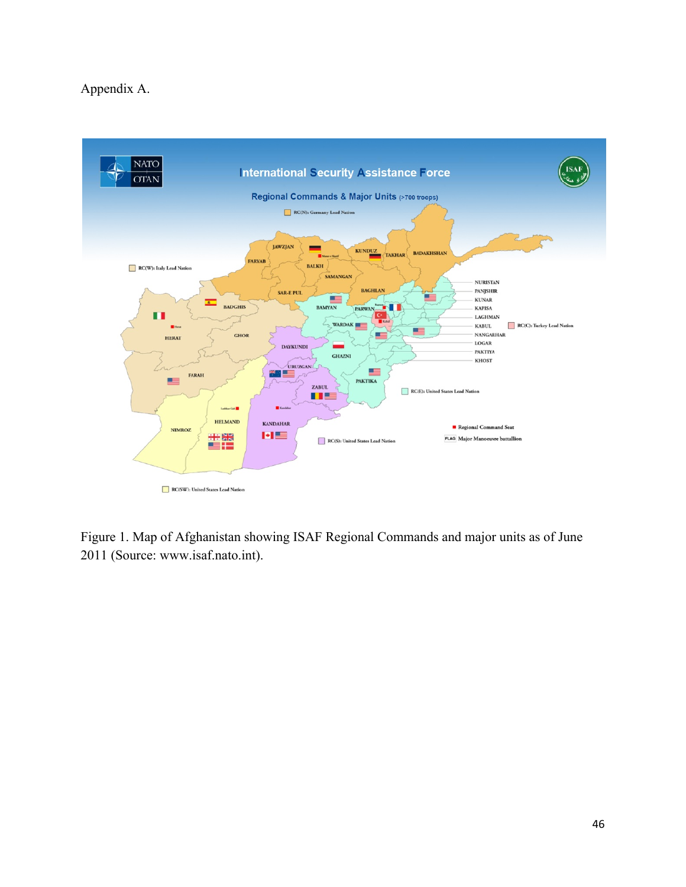Appendix A.

Figure 1. Map of Afghanistan showing ISAF Regional Commands and major units as of June 2011 (Source: www.isaf.nato.int).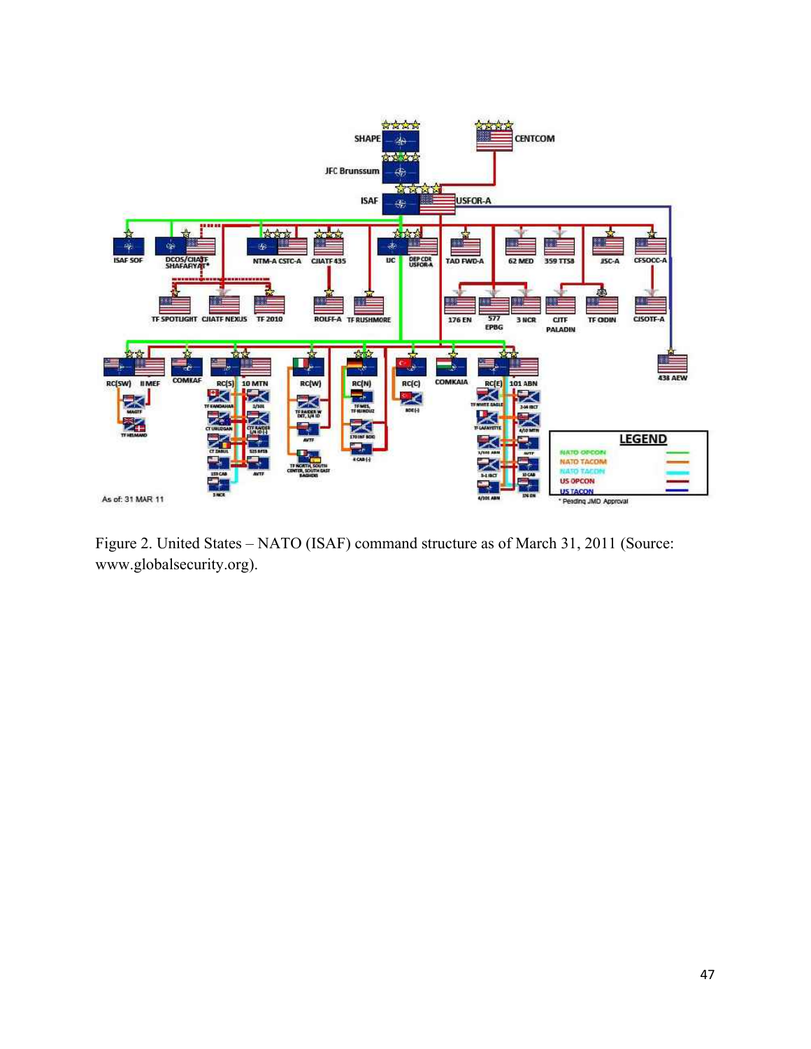Figure 2. United States – NATO (ISAF) command structure as of March 31, 2011 (Source: www.globalsecurity.org).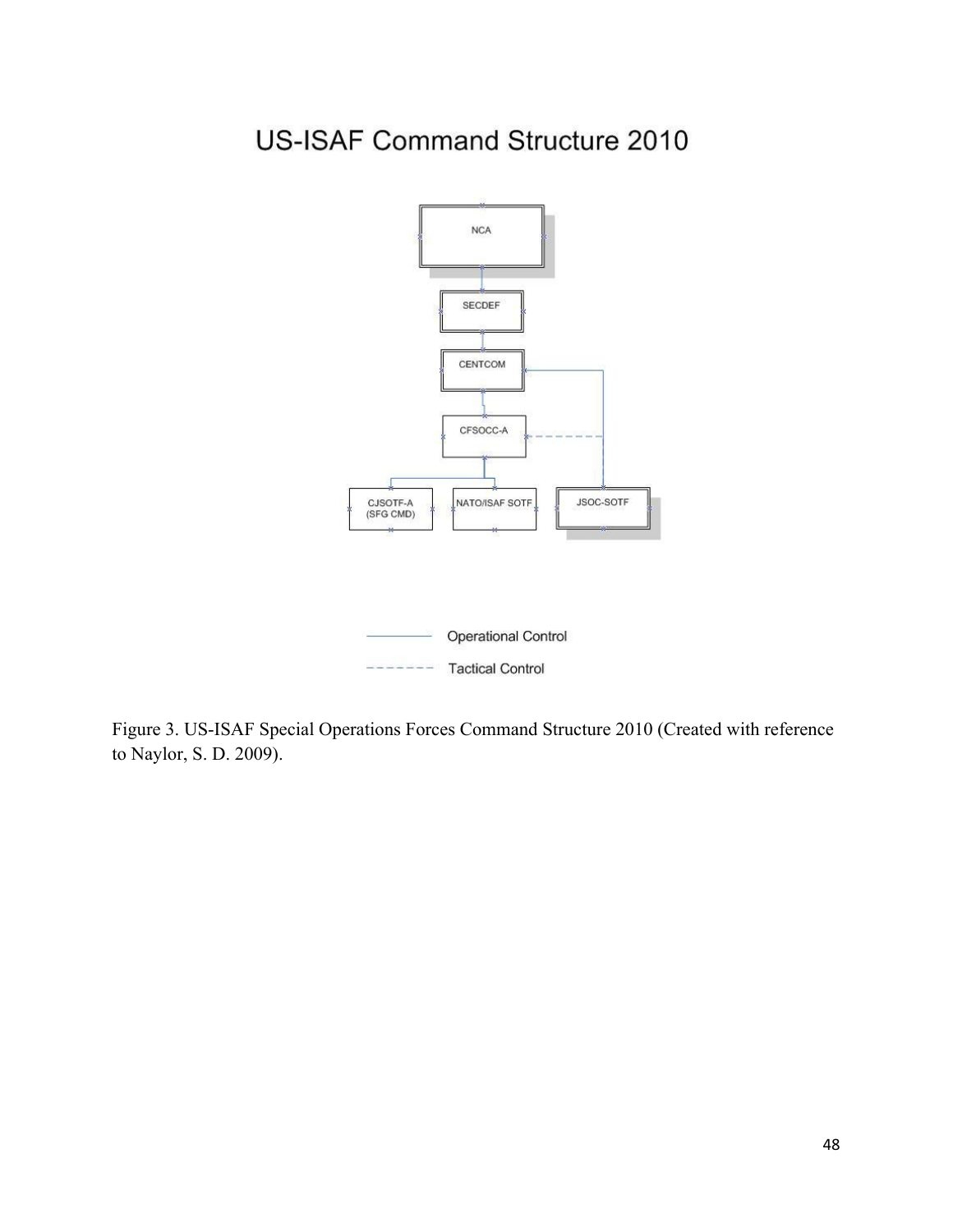# US-ISAF Command Structure 2010

NCA

SECDEF

CENTCOM

CFSOCC-A

CJSOTF-A (SFG CMD)

NATO/ISAF SOTF

JSOC-SOTF

Operational Control

Tactical Control

Figure 3. US-ISAF Special Operations Forces Command Structure 2010 (Created with reference to Naylor, S. D. 2009).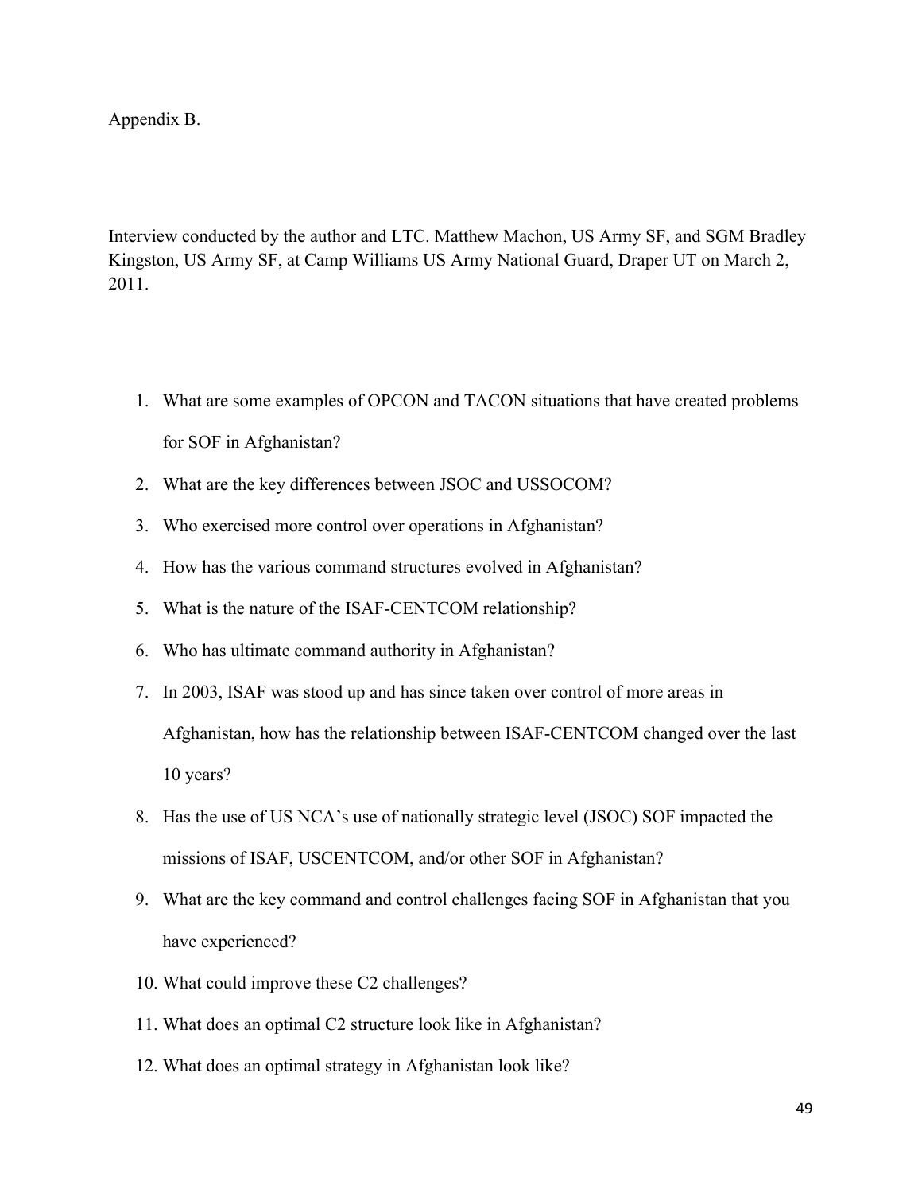Appendix B.

Interview conducted by the author and LTC. Matthew Machon, US Army SF, and SGM Bradley Kingston, US Army SF, at Camp Williams US Army National Guard, Draper UT on March 2, 2011.

1. What are some examples of OPCON and TACON situations that have created problems for SOF in Afghanistan?
2. What are the key differences between JSOC and USSOCOM?
3. Who exercised more control over operations in Afghanistan?
4. How has the various command structures evolved in Afghanistan?
5. What is the nature of the ISAF-CENTCOM relationship?
6. Who has ultimate command authority in Afghanistan?
7. In 2003, ISAF was stood up and has since taken over control of more areas in Afghanistan, how has the relationship between ISAF-CENTCOM changed over the last 10 years?
8. Has the use of US NCA's use of nationally strategic level (JSOC) SOF impacted the missions of ISAF, USCENTCOM, and/or other SOF in Afghanistan?
9. What are the key command and control challenges facing SOF in Afghanistan that you have experienced?
10. What could improve these C2 challenges?
11. What does an optimal C2 structure look like in Afghanistan?
12. What does an optimal strategy in Afghanistan look like?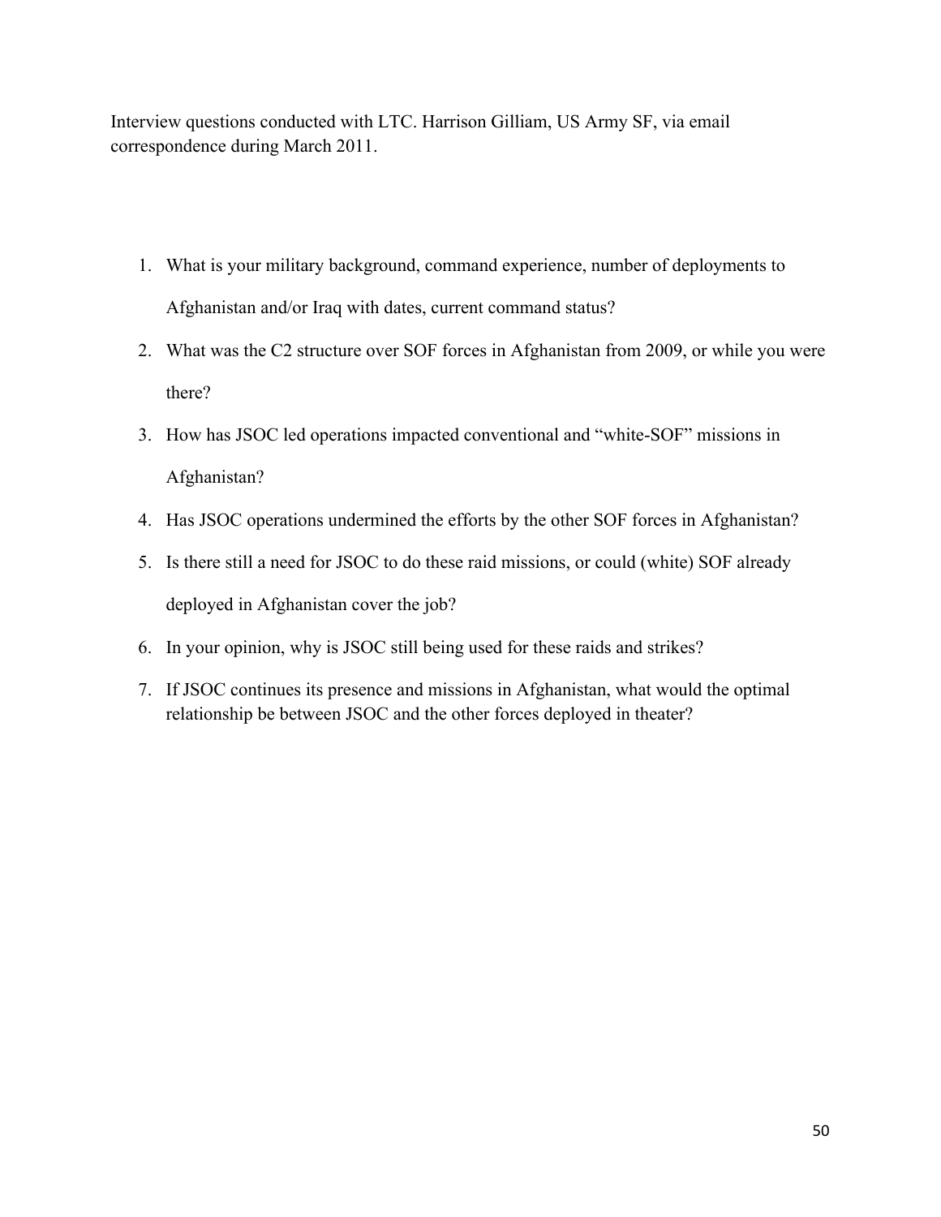Interview questions conducted with LTC. Harrison Gilliam, US Army SF, via email correspondence during March 2011.

1. What is your military background, command experience, number of deployments to Afghanistan and/or Iraq with dates, current command status?
2. What was the C2 structure over SOF forces in Afghanistan from 2009, or while you were there?
3. How has JSOC led operations impacted conventional and "white-SOF" missions in Afghanistan?
4. Has JSOC operations undermined the efforts by the other SOF forces in Afghanistan?
5. Is there still a need for JSOC to do these raid missions, or could (white) SOF already deployed in Afghanistan cover the job?
6. In your opinion, why is JSOC still being used for these raids and strikes?
7. If JSOC continues its presence and missions in Afghanistan, what would the optimal relationship be between JSOC and the other forces deployed in theater?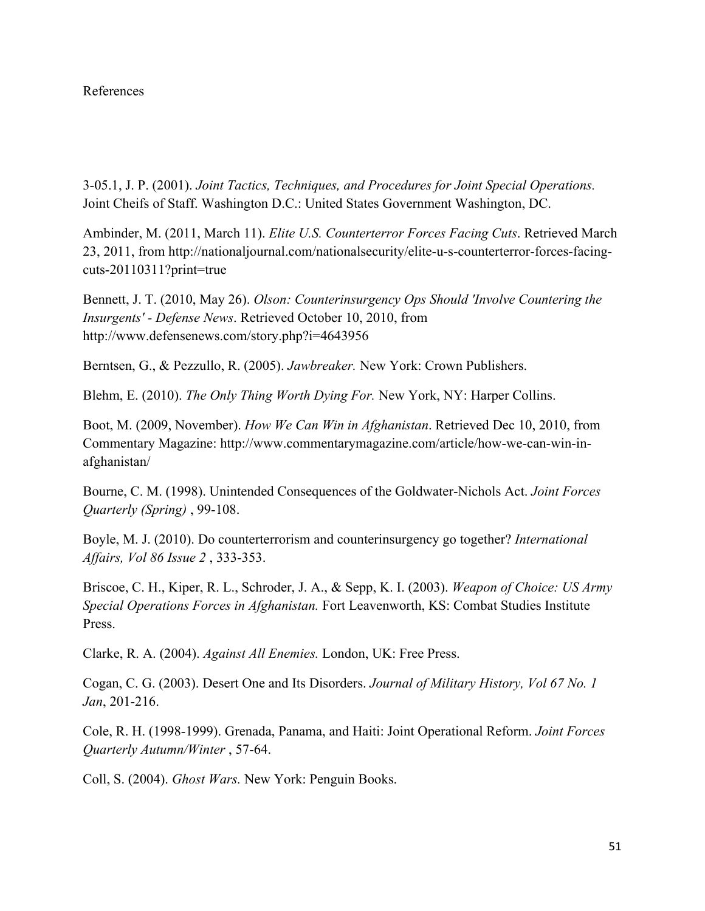# References

3-05.1, J. P. (2001). *Joint Tactics, Techniques, and Procedures for Joint Special Operations.* Joint Cheifs of Staff. Washington D.C.: United States Government Washington, DC.

Ambinder, M. (2011, March 11). *Elite U.S. Counterterror Forces Facing Cuts*. Retrieved March 23, 2011, from http://nationaljournal.com/nationalsecurity/elite-u-s-counterterror-forces-facing-cuts-20110311?print=true

Bennett, J. T. (2010, May 26). *Olson: Counterinsurgency Ops Should 'Involve Countering the Insurgents' - Defense News*. Retrieved October 10, 2010, from http://www.defensenews.com/story.php?i=4643956

Berntsen, G., & Pezzullo, R. (2005). *Jawbreaker.* New York: Crown Publishers.

Blehm, E. (2010). *The Only Thing Worth Dying For.* New York, NY: Harper Collins.

Boot, M. (2009, November). *How We Can Win in Afghanistan*. Retrieved Dec 10, 2010, from Commentary Magazine: http://www.commentarymagazine.com/article/how-we-can-win-in-afghanistan/

Bourne, C. M. (1998). Unintended Consequences of the Goldwater-Nichols Act. *Joint Forces Quarterly (Spring)* , 99-108.

Boyle, M. J. (2010). Do counterterrorism and counterinsurgency go together? *International Affairs, Vol 86 Issue 2* , 333-353.

Briscoe, C. H., Kiper, R. L., Schroder, J. A., & Sepp, K. I. (2003). *Weapon of Choice: US Army Special Operations Forces in Afghanistan.* Fort Leavenworth, KS: Combat Studies Institute Press.

Clarke, R. A. (2004). *Against All Enemies.* London, UK: Free Press.

Cogan, C. G. (2003). Desert One and Its Disorders. *Journal of Military History, Vol 67 No. 1 Jan*, 201-216.

Cole, R. H. (1998-1999). Grenada, Panama, and Haiti: Joint Operational Reform. *Joint Forces Quarterly Autumn/Winter* , 57-64.

Coll, S. (2004). *Ghost Wars.* New York: Penguin Books.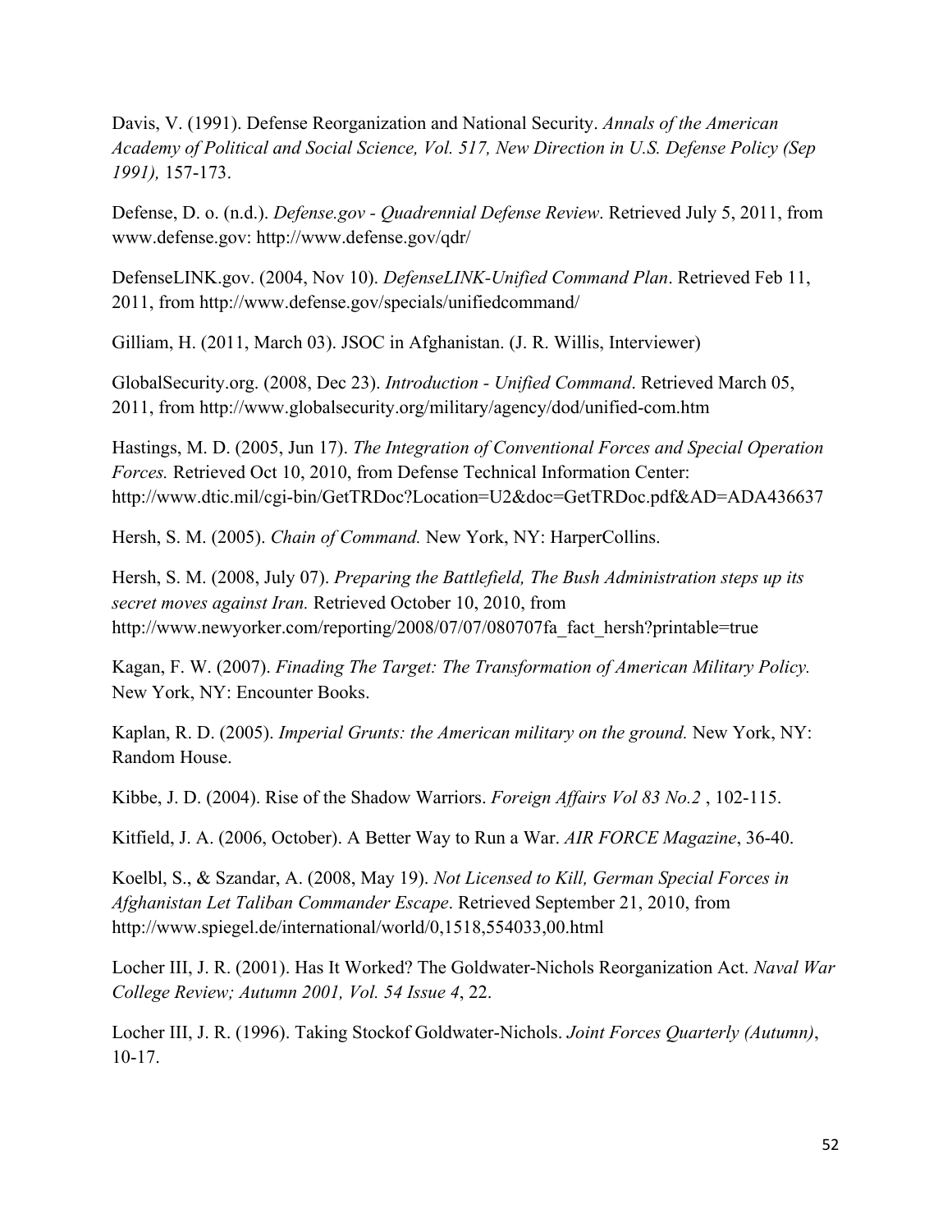Davis, V. (1991). Defense Reorganization and National Security. *Annals of the American Academy of Political and Social Science, Vol. 517, New Direction in U.S. Defense Policy (Sep 1991),* 157-173.

Defense, D. o. (n.d.). *Defense.gov - Quadrennial Defense Review*. Retrieved July 5, 2011, from www.defense.gov: http://www.defense.gov/qdr/

DefenseLINK.gov. (2004, Nov 10). *DefenseLINK-Unified Command Plan*. Retrieved Feb 11, 2011, from http://www.defense.gov/specials/unifiedcommand/

Gilliam, H. (2011, March 03). JSOC in Afghanistan. (J. R. Willis, Interviewer)

GlobalSecurity.org. (2008, Dec 23). *Introduction - Unified Command*. Retrieved March 05, 2011, from http://www.globalsecurity.org/military/agency/dod/unified-com.htm

Hastings, M. D. (2005, Jun 17). *The Integration of Conventional Forces and Special Operation Forces.* Retrieved Oct 10, 2010, from Defense Technical Information Center: http://www.dtic.mil/cgi-bin/GetTRDoc?Location=U2&doc=GetTRDoc.pdf&AD=ADA436637

Hersh, S. M. (2005). *Chain of Command.* New York, NY: HarperCollins.

Hersh, S. M. (2008, July 07). *Preparing the Battlefield, The Bush Administration steps up its secret moves against Iran.* Retrieved October 10, 2010, from http://www.newyorker.com/reporting/2008/07/07/080707fa_fact_hersh?printable=true

Kagan, F. W. (2007). *Finading The Target: The Transformation of American Military Policy.* New York, NY: Encounter Books.

Kaplan, R. D. (2005). *Imperial Grunts: the American military on the ground.* New York, NY: Random House.

Kibbe, J. D. (2004). Rise of the Shadow Warriors. *Foreign Affairs Vol 83 No.2* , 102-115.

Kitfield, J. A. (2006, October). A Better Way to Run a War. *AIR FORCE Magazine*, 36-40.

Koelbl, S., & Szandar, A. (2008, May 19). *Not Licensed to Kill, German Special Forces in Afghanistan Let Taliban Commander Escape*. Retrieved September 21, 2010, from http://www.spiegel.de/international/world/0,1518,554033,00.html

Locher III, J. R. (2001). Has It Worked? The Goldwater-Nichols Reorganization Act. *Naval War College Review; Autumn 2001, Vol. 54 Issue 4*, 22.

Locher III, J. R. (1996). Taking Stockof Goldwater-Nichols. *Joint Forces Quarterly (Autumn)*, 10-17.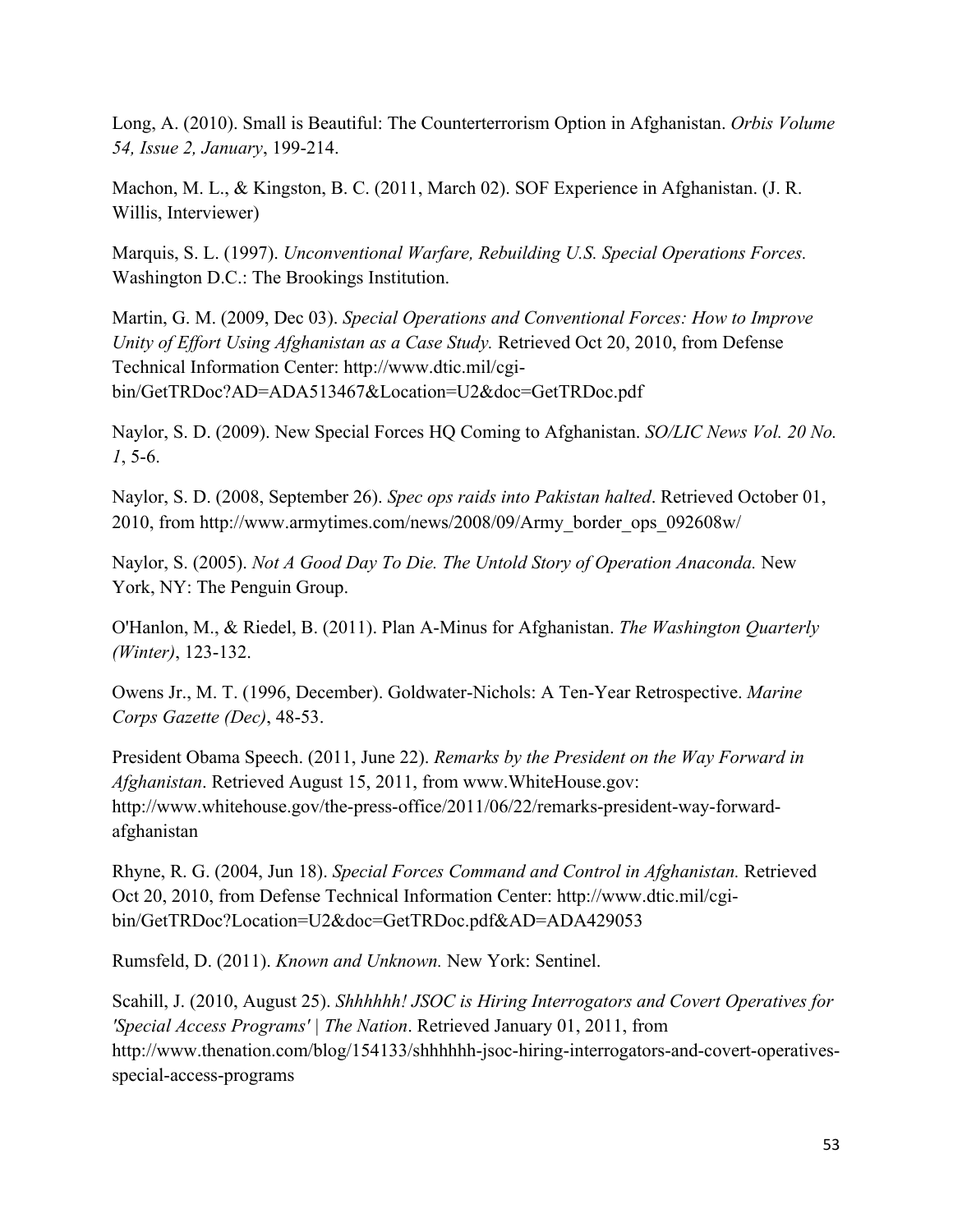Long, A. (2010). Small is Beautiful: The Counterterrorism Option in Afghanistan. *Orbis Volume 54, Issue 2, January*, 199-214.

Machon, M. L., & Kingston, B. C. (2011, March 02). SOF Experience in Afghanistan. (J. R. Willis, Interviewer)

Marquis, S. L. (1997). *Unconventional Warfare, Rebuilding U.S. Special Operations Forces.* Washington D.C.: The Brookings Institution.

Martin, G. M. (2009, Dec 03). *Special Operations and Conventional Forces: How to Improve Unity of Effort Using Afghanistan as a Case Study.* Retrieved Oct 20, 2010, from Defense Technical Information Center: http://www.dtic.mil/cgi-bin/GetTRDoc?AD=ADA513467&Location=U2&doc=GetTRDoc.pdf

Naylor, S. D. (2009). New Special Forces HQ Coming to Afghanistan. *SO/LIC News Vol. 20 No. 1*, 5-6.

Naylor, S. D. (2008, September 26). *Spec ops raids into Pakistan halted*. Retrieved October 01, 2010, from http://www.armytimes.com/news/2008/09/Army_border_ops_092608w/

Naylor, S. (2005). *Not A Good Day To Die. The Untold Story of Operation Anaconda.* New York, NY: The Penguin Group.

O'Hanlon, M., & Riedel, B. (2011). Plan A-Minus for Afghanistan. *The Washington Quarterly (Winter)*, 123-132.

Owens Jr., M. T. (1996, December). Goldwater-Nichols: A Ten-Year Retrospective. *Marine Corps Gazette (Dec)*, 48-53.

President Obama Speech. (2011, June 22). *Remarks by the President on the Way Forward in Afghanistan*. Retrieved August 15, 2011, from www.WhiteHouse.gov: http://www.whitehouse.gov/the-press-office/2011/06/22/remarks-president-way-forward-afghanistan

Rhyne, R. G. (2004, Jun 18). *Special Forces Command and Control in Afghanistan.* Retrieved Oct 20, 2010, from Defense Technical Information Center: http://www.dtic.mil/cgi-bin/GetTRDoc?Location=U2&doc=GetTRDoc.pdf&AD=ADA429053

Rumsfeld, D. (2011). *Known and Unknown.* New York: Sentinel.

Scahill, J. (2010, August 25). *Shhhhhh! JSOC is Hiring Interrogators and Covert Operatives for 'Special Access Programs' | The Nation*. Retrieved January 01, 2011, from http://www.thenation.com/blog/154133/shhhhhh-jsoc-hiring-interrogators-and-covert-operatives-special-access-programs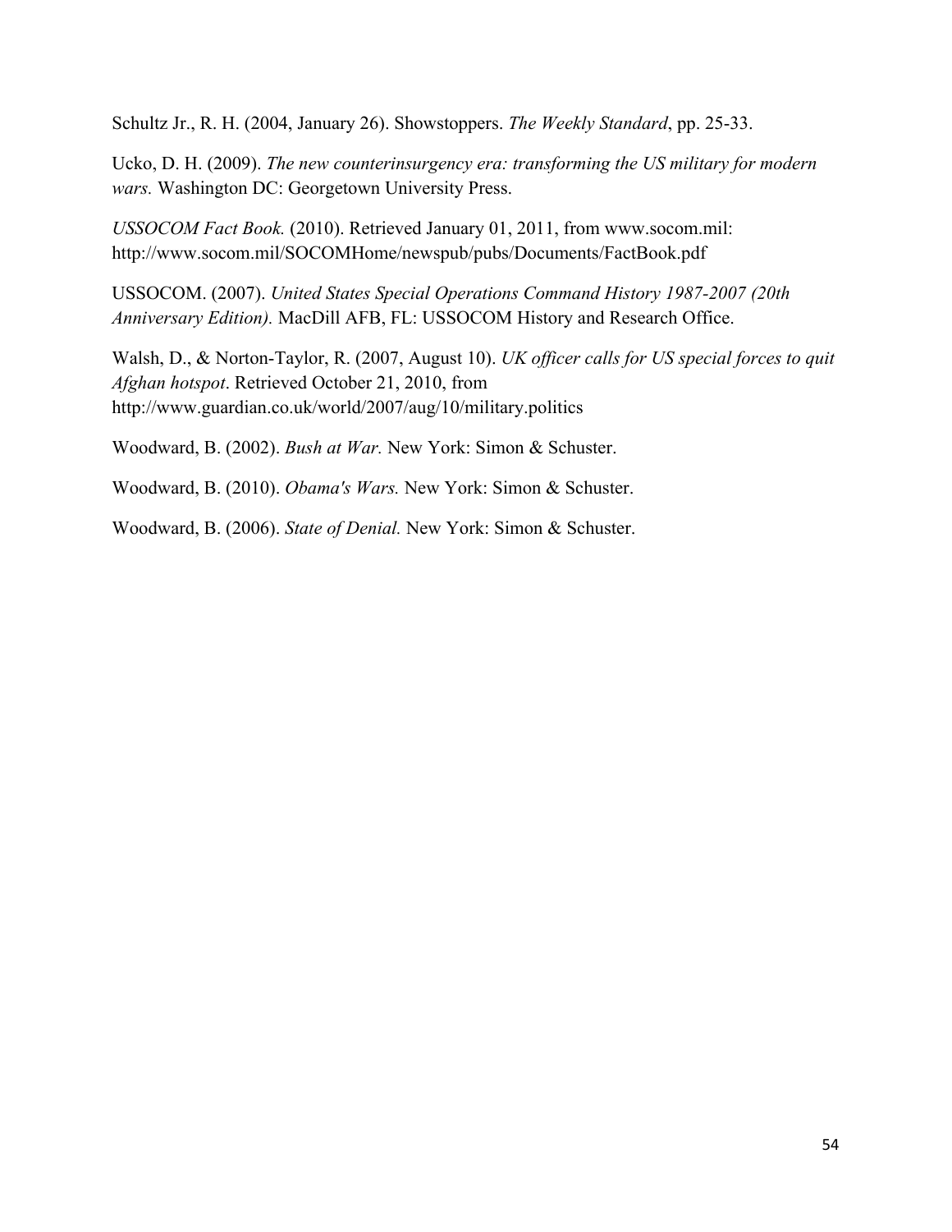Schultz Jr., R. H. (2004, January 26). Showstoppers. *The Weekly Standard*, pp. 25-33.

Ucko, D. H. (2009). *The new counterinsurgency era: transforming the US military for modern wars.* Washington DC: Georgetown University Press.

*USSOCOM Fact Book.* (2010). Retrieved January 01, 2011, from www.socom.mil: http://www.socom.mil/SOCOMHome/newspub/pubs/Documents/FactBook.pdf

USSOCOM. (2007). *United States Special Operations Command History 1987-2007 (20th Anniversary Edition).* MacDill AFB, FL: USSOCOM History and Research Office.

Walsh, D., & Norton-Taylor, R. (2007, August 10). *UK officer calls for US special forces to quit Afghan hotspot*. Retrieved October 21, 2010, from http://www.guardian.co.uk/world/2007/aug/10/military.politics

Woodward, B. (2002). *Bush at War.* New York: Simon & Schuster.

Woodward, B. (2010). *Obama's Wars.* New York: Simon & Schuster.

Woodward, B. (2006). *State of Denial.* New York: Simon & Schuster.